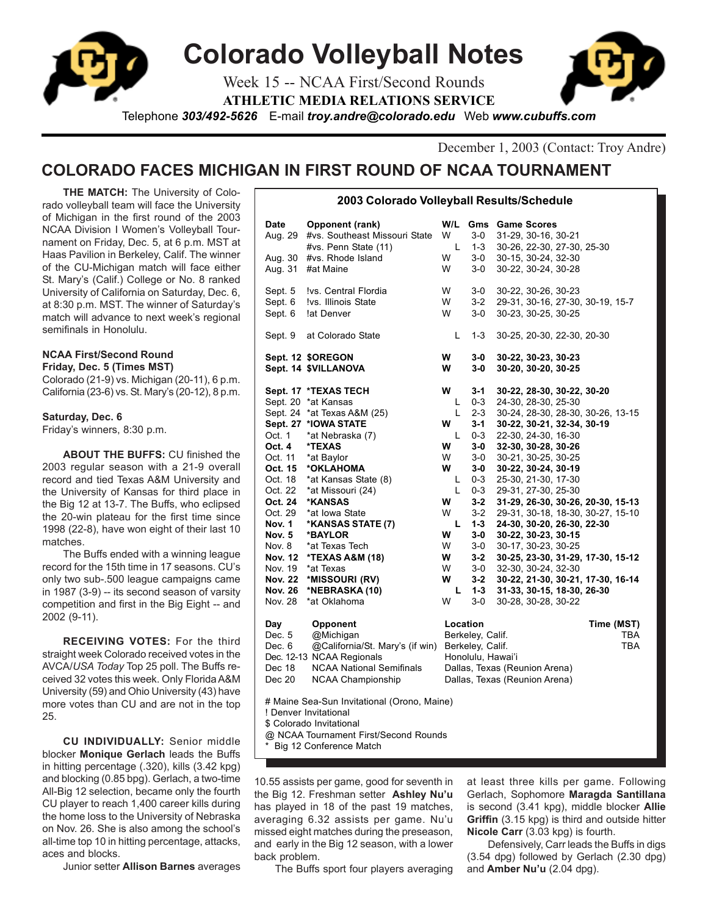# Colorado Volleyball Notes

Week 15 -- NCAA First/Second Rounds

**ATHLETIC MEDIA RELATIONS SERVICE**

Telephone ***303/492-5626*** E-mail ***troy.andre@colorado.edu*** Web ***www.cubuffs.com***

December 1, 2003 (Contact: Troy Andre)

## COLORADO FACES MICHIGAN IN FIRST ROUND OF NCAA TOURNAMENT

**THE MATCH:** The University of Colorado volleyball team will face the University of Michigan in the first round of the 2003 NCAA Division I Women's Volleyball Tournament on Friday, Dec. 5, at 6 p.m. MST at Haas Pavilion in Berkeley, Calif. The winner of the CU-Michigan match will face either St. Mary's (Calif.) College or No. 8 ranked University of California on Saturday, Dec. 6, at 8:30 p.m. MST. The winner of Saturday's match will advance to next week's regional semifinals in Honolulu.

**NCAA First/Second Round**
**Friday, Dec. 5 (Times MST)**
Colorado (21-9) vs. Michigan (20-11), 6 p.m.
California (23-6) vs. St. Mary's (20-12), 8 p.m.

**Saturday, Dec. 6**
Friday's winners, 8:30 p.m.

**ABOUT THE BUFFS:** CU finished the 2003 regular season with a 21-9 overall record and tied Texas A&M University and the University of Kansas for third place in the Big 12 at 13-7. The Buffs, who eclipsed the 20-win plateau for the first time since 1998 (22-8), have won eight of their last 10 matches.

The Buffs ended with a winning league record for the 15th time in 17 seasons. CU's only two sub-.500 league campaigns came in 1987 (3-9) -- its second season of varsity competition and first in the Big Eight -- and 2002 (9-11).

**RECEIVING VOTES:** For the third straight week Colorado received votes in the AVCA/*USA Today* Top 25 poll. The Buffs received 32 votes this week. Only Florida A&M University (59) and Ohio University (43) have more votes than CU and are not in the top 25.

**CU INDIVIDUALLY:** Senior middle blocker **Monique Gerlach** leads the Buffs in hitting percentage (.320), kills (3.42 kpg) and blocking (0.85 bpg). Gerlach, a two-time All-Big 12 selection, became only the fourth CU player to reach 1,400 career kills during the home loss to the University of Nebraska on Nov. 26. She is also among the school's all-time top 10 in hitting percentage, attacks, aces and blocks.

Junior setter **Allison Barnes** averages 10.55 assists per game, good for seventh in the Big 12. Freshman setter **Ashley Nu'u** has played in 18 of the past 19 matches, averaging 6.32 assists per game. Nu'u missed eight matches during the preseason, and early in the Big 12 season, with a lower back problem.

The Buffs sport four players averaging at least three kills per game. Following Gerlach, Sophomore **Maragda Santillana** is second (3.41 kpg), middle blocker **Allie Griffin** (3.15 kpg) is third and outside hitter **Nicole Carr** (3.03 kpg) is fourth.

Defensively, Carr leads the Buffs in digs (3.54 dpg) followed by Gerlach (2.30 dpg) and **Amber Nu'u** (2.04 dpg).

### 2003 Colorado Volleyball Results/Schedule

| Date | Opponent (rank) | W/L | Gms | Game Scores |
|---|---|---|---|---|
| Aug. 29 | #vs. Southeast Missouri State | W | 3-0 | 31-29, 30-16, 30-21 |
| | #vs. Penn State (11) | L | 1-3 | 30-26, 22-30, 27-30, 25-30 |
| Aug. 30 | #vs. Rhode Island | W | 3-0 | 30-15, 30-24, 32-30 |
| Aug. 31 | #at Maine | W | 3-0 | 30-22, 30-24, 30-28 |
| Sept. 5 | !vs. Central Flordia | W | 3-0 | 30-22, 30-26, 30-23 |
| Sept. 6 | !vs. Illinois State | W | 3-2 | 29-31, 30-16, 27-30, 30-19, 15-7 |
| Sept. 6 | !at Denver | W | 3-0 | 30-23, 30-25, 30-25 |
| Sept. 9 | at Colorado State | L | 1-3 | 30-25, 20-30, 22-30, 20-30 |
| **Sept. 12** | **$OREGON** | **W** | **3-0** | **30-22, 30-23, 30-23** |
| **Sept. 14** | **$VILLANOVA** | **W** | **3-0** | **30-20, 30-20, 30-25** |
| **Sept. 17** | ***TEXAS TECH** | **W** | **3-1** | **30-22, 28-30, 30-22, 30-20** |
| Sept. 20 | *at Kansas | L | 0-3 | 24-30, 28-30, 25-30 |
| Sept. 24 | *at Texas A&M (25) | L | 2-3 | 30-24, 28-30, 28-30, 30-26, 13-15 |
| **Sept. 27** | ***IOWA STATE** | **W** | **3-1** | **30-22, 30-21, 32-34, 30-19** |
| Oct. 1 | *at Nebraska (7) | L | 0-3 | 22-30, 24-30, 16-30 |
| **Oct. 4** | ***TEXAS** | **W** | **3-0** | **32-30, 30-28, 30-26** |
| Oct. 11 | *at Baylor | W | 3-0 | 30-21, 30-25, 30-25 |
| **Oct. 15** | ***OKLAHOMA** | **W** | **3-0** | **30-22, 30-24, 30-19** |
| Oct. 18 | *at Kansas State (8) | L | 0-3 | 25-30, 21-30, 17-30 |
| Oct. 22 | *at Missouri (24) | L | 0-3 | 29-31, 27-30, 25-30 |
| **Oct. 24** | ***KANSAS** | **W** | **3-2** | **31-29, 26-30, 30-26, 20-30, 15-13** |
| Oct. 29 | *at Iowa State | W | 3-2 | 29-31, 30-18, 18-30, 30-27, 15-10 |
| **Nov. 1** | ***KANSAS STATE (7)** | **L** | **1-3** | **24-30, 30-20, 26-30, 22-30** |
| **Nov. 5** | ***BAYLOR** | **W** | **3-0** | **30-22, 30-23, 30-15** |
| Nov. 8 | *at Texas Tech | W | 3-0 | 30-17, 30-23, 30-25 |
| **Nov. 12** | ***TEXAS A&M (18)** | **W** | **3-2** | **30-25, 23-30, 31-29, 17-30, 15-12** |
| Nov. 19 | *at Texas | W | 3-0 | 32-30, 30-24, 32-30 |
| **Nov. 22** | ***MISSOURI (RV)** | **W** | **3-2** | **30-22, 21-30, 30-21, 17-30, 16-14** |
| **Nov. 26** | ***NEBRASKA (10)** | **L** | **1-3** | **31-33, 30-15, 18-30, 26-30** |
| Nov. 28 | *at Oklahoma | W | 3-0 | 30-28, 30-28, 30-22 |

| Day | Opponent | Location | Time (MST) |
|---|---|---|---|
| Dec. 5 | @Michigan | Berkeley, Calif. | TBA |
| Dec. 6 | @California/St. Mary's (if win) | Berkeley, Calif. | TBA |
| Dec. 12-13 | NCAA Regionals | Honolulu, Hawai'i | |
| Dec 18 | NCAA National Semifinals | Dallas, Texas (Reunion Arena) | |
| Dec 20 | NCAA Championship | Dallas, Texas (Reunion Arena) | |

# Maine Sea-Sun Invitational (Orono, Maine)
! Denver Invitational
$ Colorado Invitational
@ NCAA Tournament First/Second Rounds
\* Big 12 Conference Match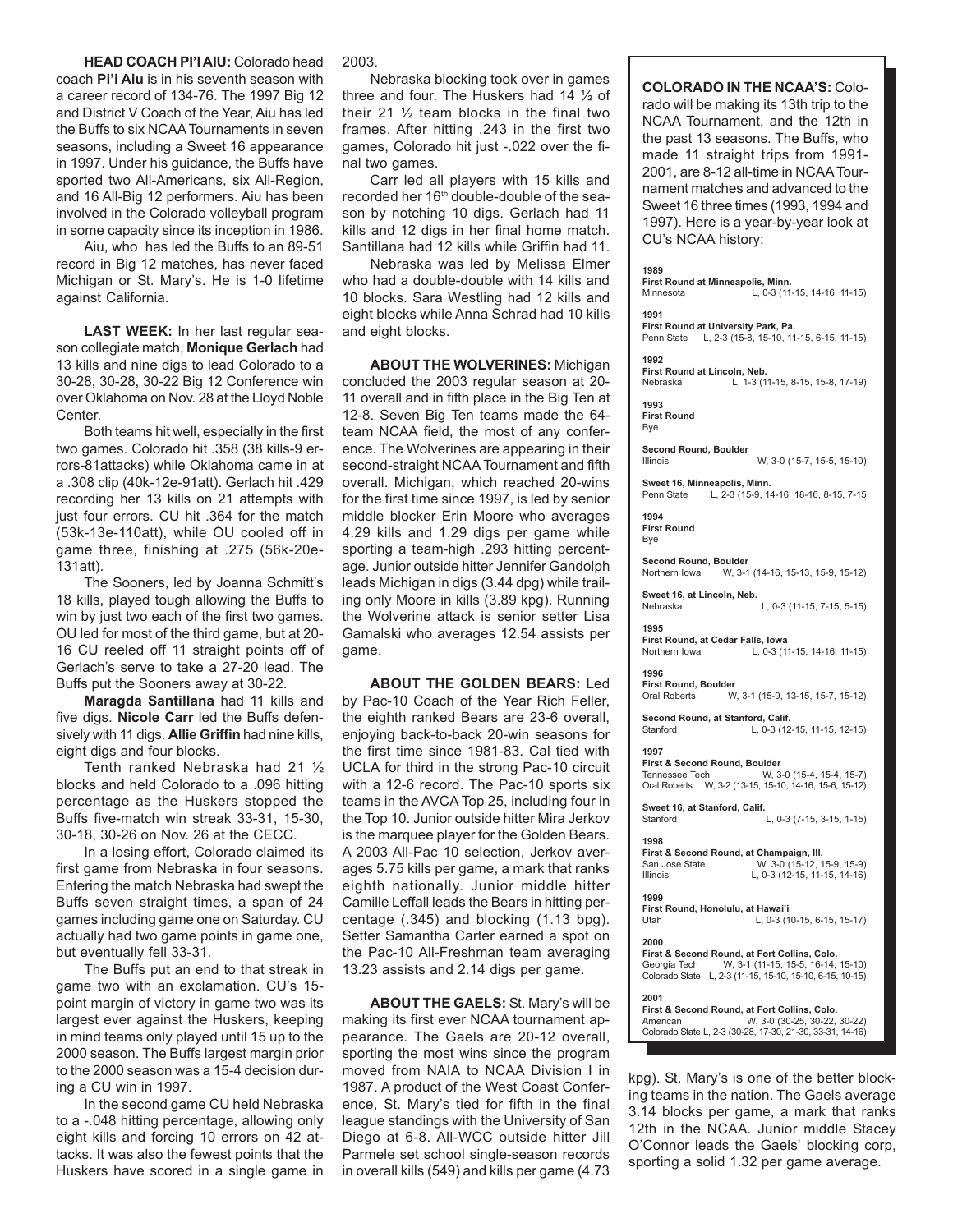**HEAD COACH PI'I AIU:** Colorado head coach **Pi'i Aiu** is in his seventh season with a career record of 134-76. The 1997 Big 12 and District V Coach of the Year, Aiu has led the Buffs to six NCAA Tournaments in seven seasons, including a Sweet 16 appearance in 1997. Under his guidance, the Buffs have sported two All-Americans, six All-Region, and 16 All-Big 12 performers. Aiu has been involved in the Colorado volleyball program in some capacity since its inception in 1986.

Aiu, who has led the Buffs to an 89-51 record in Big 12 matches, has never faced Michigan or St. Mary's. He is 1-0 lifetime against California.

**LAST WEEK:** In her last regular season collegiate match, **Monique Gerlach** had 13 kills and nine digs to lead Colorado to a 30-28, 30-28, 30-22 Big 12 Conference win over Oklahoma on Nov. 28 at the Lloyd Noble Center.

Both teams hit well, especially in the first two games. Colorado hit .358 (38 kills-9 errors-81attacks) while Oklahoma came in at a .308 clip (40k-12e-91att). Gerlach hit .429 recording her 13 kills on 21 attempts with just four errors. CU hit .364 for the match (53k-13e-110att), while OU cooled off in game three, finishing at .275 (56k-20e-131att).

The Sooners, led by Joanna Schmitt's 18 kills, played tough allowing the Buffs to win by just two each of the first two games. OU led for most of the third game, but at 20-16 CU reeled off 11 straight points off of Gerlach's serve to take a 27-20 lead. The Buffs put the Sooners away at 30-22.

**Maragda Santillana** had 11 kills and five digs. **Nicole Carr** led the Buffs defensively with 11 digs. **Allie Griffin** had nine kills, eight digs and four blocks.

Tenth ranked Nebraska had 21 ½ blocks and held Colorado to a .096 hitting percentage as the Huskers stopped the Buffs five-match win streak 33-31, 15-30, 30-18, 30-26 on Nov. 26 at the CECC.

In a losing effort, Colorado claimed its first game from Nebraska in four seasons. Entering the match Nebraska had swept the Buffs seven straight times, a span of 24 games including game one on Saturday. CU actually had two game points in game one, but eventually fell 33-31.

The Buffs put an end to that streak in game two with an exclamation. CU's 15-point margin of victory in game two was its largest ever against the Huskers, keeping in mind teams only played until 15 up to the 2000 season. The Buffs largest margin prior to the 2000 season was a 15-4 decision during a CU win in 1997.

In the second game CU held Nebraska to a -.048 hitting percentage, allowing only eight kills and forcing 10 errors on 42 attacks. It was also the fewest points that the Huskers have scored in a single game in 2003.

Nebraska blocking took over in games three and four. The Huskers had 14 ½ of their 21 ½ team blocks in the final two frames. After hitting .243 in the first two games, Colorado hit just -.022 over the final two games.

Carr led all players with 15 kills and recorded her 16th double-double of the season by notching 10 digs. Gerlach had 11 kills and 12 digs in her final home match. Santillana had 12 kills while Griffin had 11.

Nebraska was led by Melissa Elmer who had a double-double with 14 kills and 10 blocks. Sara Westling had 12 kills and eight blocks while Anna Schrad had 10 kills and eight blocks.

**ABOUT THE WOLVERINES:** Michigan concluded the 2003 regular season at 20-11 overall and in fifth place in the Big Ten at 12-8. Seven Big Ten teams made the 64-team NCAA field, the most of any conference. The Wolverines are appearing in their second-straight NCAA Tournament and fifth overall. Michigan, which reached 20-wins for the first time since 1997, is led by senior middle blocker Erin Moore who averages 4.29 kills and 1.29 digs per game while sporting a team-high .293 hitting percentage. Junior outside hitter Jennifer Gandolph leads Michigan in digs (3.44 dpg) while trailing only Moore in kills (3.89 kpg). Running the Wolverine attack is senior setter Lisa Gamalski who averages 12.54 assists per game.

**ABOUT THE GOLDEN BEARS:** Led by Pac-10 Coach of the Year Rich Feller, the eighth ranked Bears are 23-6 overall, enjoying back-to-back 20-win seasons for the first time since 1981-83. Cal tied with UCLA for third in the strong Pac-10 circuit with a 12-6 record. The Pac-10 sports six teams in the AVCA Top 25, including four in the Top 10. Junior outside hitter Mira Jerkov is the marquee player for the Golden Bears. A 2003 All-Pac 10 selection, Jerkov averages 5.75 kills per game, a mark that ranks eighth nationally. Junior middle hitter Camille Leffall leads the Bears in hitting percentage (.345) and blocking (1.13 bpg). Setter Samantha Carter earned a spot on the Pac-10 All-Freshman team averaging 13.23 assists and 2.14 digs per game.

**ABOUT THE GAELS:** St. Mary's will be making its first ever NCAA tournament appearance. The Gaels are 20-12 overall, sporting the most wins since the program moved from NAIA to NCAA Division I in 1987. A product of the West Coast Conference, St. Mary's tied for fifth in the final league standings with the University of San Diego at 6-8. All-WCC outside hitter Jill Parmele set school single-season records in overall kills (549) and kills per game (4.73 kpg). St. Mary's is one of the better blocking teams in the nation. The Gaels average 3.14 blocks per game, a mark that ranks 12th in the NCAA. Junior middle Stacey O'Connor leads the Gaels' blocking corp, sporting a solid 1.32 per game average.

**COLORADO IN THE NCAA'S:** Colorado will be making its 13th trip to the NCAA Tournament, and the 12th in the past 13 seasons. The Buffs, who made 11 straight trips from 1991-2001, are 8-12 all-time in NCAA Tournament matches and advanced to the Sweet 16 three times (1993, 1994 and 1997). Here is a year-by-year look at CU's NCAA history:

**1989**
**First Round at Minneapolis, Minn.**
Minnesota — L, 0-3 (11-15, 14-16, 11-15)

**1991**
**First Round at University Park, Pa.**
Penn State — L, 2-3 (15-8, 15-10, 11-15, 6-15, 11-15)

**1992**
**First Round at Lincoln, Neb.**
Nebraska — L, 1-3 (11-15, 8-15, 15-8, 17-19)

**1993**
**First Round**
Bye

**Second Round, Boulder**
Illinois — W, 3-0 (15-7, 15-5, 15-10)

**Sweet 16, Minneapolis, Minn.**
Penn State — L, 2-3 (15-9, 14-16, 18-16, 8-15, 7-15

**1994**
**First Round**
Bye

**Second Round, Boulder**
Northern Iowa — W, 3-1 (14-16, 15-13, 15-9, 15-12)

**Sweet 16, at Lincoln, Neb.**
Nebraska — L, 0-3 (11-15, 7-15, 5-15)

**1995**
**First Round, at Cedar Falls, Iowa**
Northern Iowa — L, 0-3 (11-15, 14-16, 11-15)

**1996**
**First Round, Boulder**
Oral Roberts — W, 3-1 (15-9, 13-15, 15-7, 15-12)

**Second Round, at Stanford, Calif.**
Stanford — L, 0-3 (12-15, 11-15, 12-15)

**1997**
**First & Second Round, Boulder**
Tennessee Tech — W, 3-0 (15-4, 15-4, 15-7)
Oral Roberts — W, 3-2 (13-15, 15-10, 14-16, 15-6, 15-12)

**Sweet 16, at Stanford, Calif.**
Stanford — L, 0-3 (7-15, 3-15, 1-15)

**1998**
**First & Second Round, at Champaign, Ill.**
San Jose State — W, 3-0 (15-12, 15-9, 15-9)
Illinois — L, 0-3 (12-15, 11-15, 14-16)

**1999**
**First Round, Honolulu, at Hawai'i**
Utah — L, 0-3 (10-15, 6-15, 15-17)

**2000**
**First & Second Round, at Fort Collins, Colo.**
Georgia Tech — W, 3-1 (11-15, 15-5, 16-14, 15-10)
Colorado State — L, 2-3 (11-15, 15-10, 15-10, 6-15, 10-15)

**2001**
**First & Second Round, at Fort Collins, Colo.**
American — W, 3-0 (30-25, 30-22, 30-22)
Colorado State — L, 2-3 (30-28, 17-30, 21-30, 33-31, 14-16)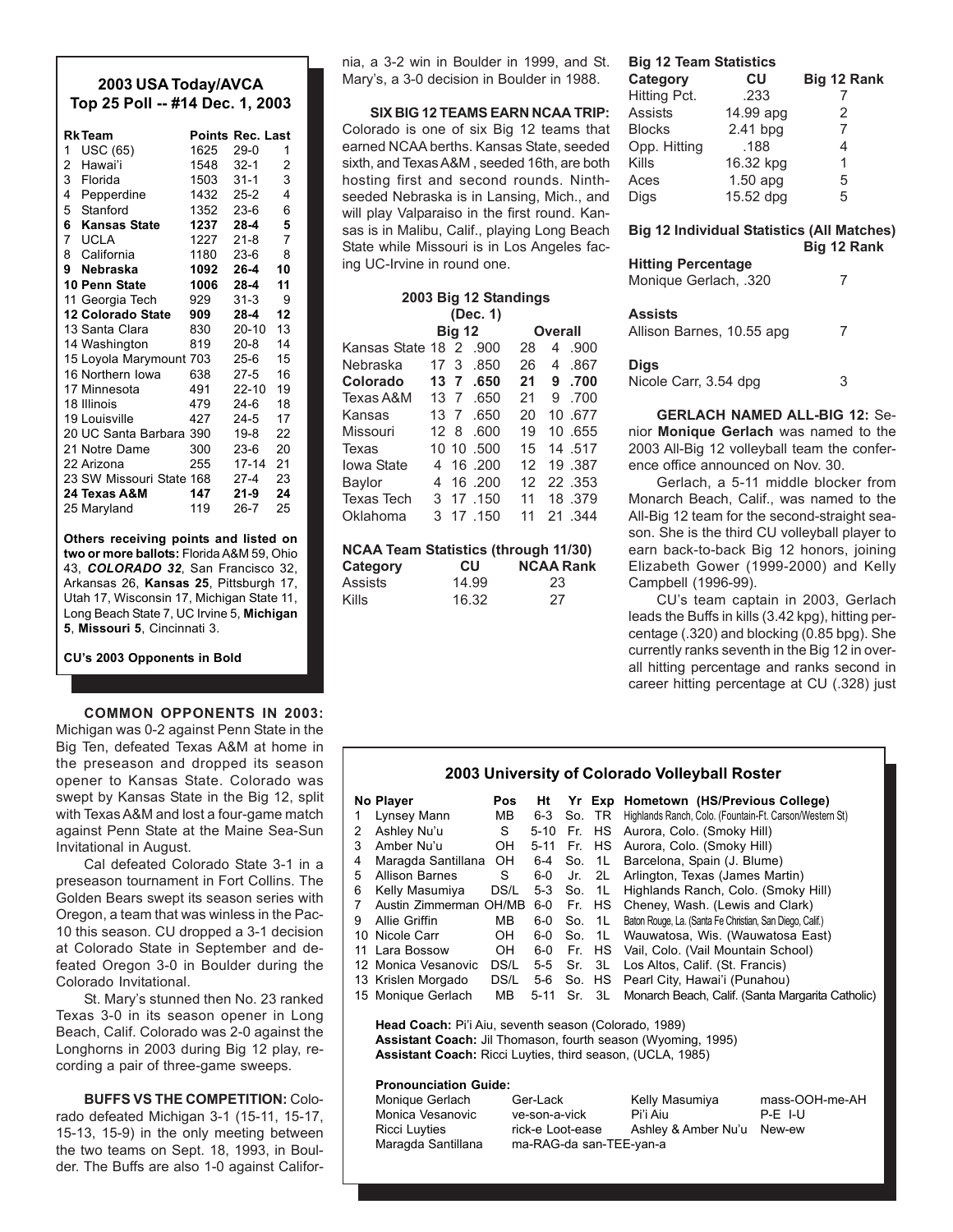## 2003 USA Today/AVCA Top 25 Poll -- #14 Dec. 1, 2003

| Rk | Team | Points | Rec. | Last |
|---|---|---|---|---|
| 1 | USC (65) | 1625 | 29-0 | 1 |
| 2 | Hawai'i | 1548 | 32-1 | 2 |
| 3 | Florida | 1503 | 31-1 | 3 |
| 4 | Pepperdine | 1432 | 25-2 | 4 |
| 5 | Stanford | 1352 | 23-6 | 6 |
| **6** | **Kansas State** | **1237** | **28-4** | **5** |
| 7 | UCLA | 1227 | 21-8 | 7 |
| 8 | California | 1180 | 23-6 | 8 |
| **9** | **Nebraska** | **1092** | **26-4** | **10** |
| **10** | **Penn State** | **1006** | **28-4** | **11** |
| 11 | Georgia Tech | 929 | 31-3 | 9 |
| **12** | **Colorado State** | **909** | **28-4** | **12** |
| 13 | Santa Clara | 830 | 20-10 | 13 |
| 14 | Washington | 819 | 20-8 | 14 |
| 15 | Loyola Marymount | 703 | 25-6 | 15 |
| 16 | Northern Iowa | 638 | 27-5 | 16 |
| 17 | Minnesota | 491 | 22-10 | 19 |
| 18 | Illinois | 479 | 24-6 | 18 |
| 19 | Louisville | 457 | 24-5 | 17 |
| 20 | UC Santa Barbara | 390 | 19-8 | 22 |
| 21 | Notre Dame | 300 | 23-6 | 20 |
| 22 | Arizona | 255 | 17-14 | 21 |
| 23 | SW Missouri State | 168 | 27-4 | 23 |
| **24** | **Texas A&M** | **147** | **21-9** | **24** |
| 25 | Maryland | 119 | 26-7 | 25 |

**Others receiving points and listed on two or more ballots:** Florida A&M 59, Ohio 43, ***COLORADO 32***, San Francisco 32, Arkansas 26, **Kansas 25**, Pittsburgh 17, Utah 17, Wisconsin 17, Michigan State 11, Long Beach State 7, UC Irvine 5, **Michigan 5**, **Missouri 5**, Cincinnati 3.

**CU's 2003 Opponents in Bold**

**COMMON OPPONENTS IN 2003:** Michigan was 0-2 against Penn State in the Big Ten, defeated Texas A&M at home in the preseason and dropped its season opener to Kansas State. Colorado was swept by Kansas State in the Big 12, split with Texas A&M and lost a four-game match against Penn State at the Maine Sea-Sun Invitational in August.

Cal defeated Colorado State 3-1 in a preseason tournament in Fort Collins. The Golden Bears swept its season series with Oregon, a team that was winless in the Pac-10 this season. CU dropped a 3-1 decision at Colorado State in September and defeated Oregon 3-0 in Boulder during the Colorado Invitational.

St. Mary's stunned then No. 23 ranked Texas 3-0 in its season opener in Long Beach, Calif. Colorado was 2-0 against the Longhorns in 2003 during Big 12 play, recording a pair of three-game sweeps.

**BUFFS VS THE COMPETITION:** Colorado defeated Michigan 3-1 (15-11, 15-17, 15-13, 15-9) in the only meeting between the two teams on Sept. 18, 1993, in Boulder. The Buffs are also 1-0 against California, a 3-2 win in Boulder in 1999, and St. Mary's, a 3-0 decision in Boulder in 1988.

**SIX BIG 12 TEAMS EARN NCAA TRIP:** Colorado is one of six Big 12 teams that earned NCAA berths. Kansas State, seeded sixth, and Texas A&M , seeded 16th, are both hosting first and second rounds. Ninth-seeded Nebraska is in Lansing, Mich., and will play Valparaiso in the first round. Kansas is in Malibu, Calif., playing Long Beach State while Missouri is in Los Angeles facing UC-Irvine in round one.

### 2003 Big 12 Standings (Dec. 1)

| Team | Big 12 W | L | Pct | Overall W | L | Pct |
|---|---|---|---|---|---|---|
| Kansas State | 18 | 2 | .900 | 28 | 4 | .900 |
| Nebraska | 17 | 3 | .850 | 26 | 4 | .867 |
| **Colorado** | **13** | **7** | **.650** | **21** | **9** | **.700** |
| Texas A&M | 13 | 7 | .650 | 21 | 9 | .700 |
| Kansas | 13 | 7 | .650 | 20 | 10 | .677 |
| Missouri | 12 | 8 | .600 | 19 | 10 | .655 |
| Texas | 10 | 10 | .500 | 15 | 14 | .517 |
| Iowa State | 4 | 16 | .200 | 12 | 19 | .387 |
| Baylor | 4 | 16 | .200 | 12 | 22 | .353 |
| Texas Tech | 3 | 17 | .150 | 11 | 18 | .379 |
| Oklahoma | 3 | 17 | .150 | 11 | 21 | .344 |

### NCAA Team Statistics (through 11/30)

| Category | CU | NCAA Rank |
|---|---|---|
| Assists | 14.99 | 23 |
| Kills | 16.32 | 27 |

### Big 12 Team Statistics

| Category | CU | Big 12 Rank |
|---|---|---|
| Hitting Pct. | .233 | 7 |
| Assists | 14.99 apg | 2 |
| Blocks | 2.41 bpg | 7 |
| Opp. Hitting | .188 | 4 |
| Kills | 16.32 kpg | 1 |
| Aces | 1.50 apg | 5 |
| Digs | 15.52 dpg | 5 |

### Big 12 Individual Statistics (All Matches)

| | Big 12 Rank |
|---|---|
| **Hitting Percentage** | |
| Monique Gerlach, .320 | 7 |
| **Assists** | |
| Allison Barnes, 10.55 apg | 7 |
| **Digs** | |
| Nicole Carr, 3.54 dpg | 3 |

**GERLACH NAMED ALL-BIG 12:** Senior **Monique Gerlach** was named to the 2003 All-Big 12 volleyball team the conference office announced on Nov. 30.

Gerlach, a 5-11 middle blocker from Monarch Beach, Calif., was named to the All-Big 12 team for the second-straight season. She is the third CU volleyball player to earn back-to-back Big 12 honors, joining Elizabeth Gower (1999-2000) and Kelly Campbell (1996-99).

CU's team captain in 2003, Gerlach leads the Buffs in kills (3.42 kpg), hitting percentage (.320) and blocking (0.85 bpg). She currently ranks seventh in the Big 12 in overall hitting percentage and ranks second in career hitting percentage at CU (.328) just

### 2003 University of Colorado Volleyball Roster

| No | Player | Pos | Ht | Yr | Exp | Hometown (HS/Previous College) |
|---|---|---|---|---|---|---|
| 1 | Lynsey Mann | MB | 6-3 | So. | TR | Highlands Ranch, Colo. (Fountain-Ft. Carson/Western St) |
| 2 | Ashley Nu'u | S | 5-10 | Fr. | HS | Aurora, Colo. (Smoky Hill) |
| 3 | Amber Nu'u | OH | 5-11 | Fr. | HS | Aurora, Colo. (Smoky Hill) |
| 4 | Maragda Santillana | OH | 6-4 | So. | 1L | Barcelona, Spain (J. Blume) |
| 5 | Allison Barnes | S | 6-0 | Jr. | 2L | Arlington, Texas (James Martin) |
| 6 | Kelly Masumiya | DS/L | 5-3 | So. | 1L | Highlands Ranch, Colo. (Smoky Hill) |
| 7 | Austin Zimmerman | OH/MB | 6-0 | Fr. | HS | Cheney, Wash. (Lewis and Clark) |
| 9 | Allie Griffin | MB | 6-0 | So. | 1L | Baton Rouge, La. (Santa Fe Christian, San Diego, Calif.) |
| 10 | Nicole Carr | OH | 6-0 | So. | 1L | Wauwatosa, Wis. (Wauwatosa East) |
| 11 | Lara Bossow | OH | 6-0 | Fr. | HS | Vail, Colo. (Vail Mountain School) |
| 12 | Monica Vesanovic | DS/L | 5-5 | Sr. | 3L | Los Altos, Calif. (St. Francis) |
| 13 | Krislen Morgado | DS/L | 5-6 | So. | HS | Pearl City, Hawai'i (Punahou) |
| 15 | Monique Gerlach | MB | 5-11 | Sr. | 3L | Monarch Beach, Calif. (Santa Margarita Catholic) |

**Head Coach:** Pi'i Aiu, seventh season (Colorado, 1989)
**Assistant Coach:** Jil Thomason, fourth season (Wyoming, 1995)
**Assistant Coach:** Ricci Luyties, third season, (UCLA, 1985)

**Pronounciation Guide:**

| | | | |
|---|---|---|---|
| Monique Gerlach | Ger-Lack | Kelly Masumiya | mass-OOH-me-AH |
| Monica Vesanovic | ve-son-a-vick | Pi'i Aiu | P-E I-U |
| Ricci Luyties | rick-e Loot-ease | Ashley & Amber Nu'u | New-ew |
| Maragda Santillana | ma-RAG-da san-TEE-yan-a | | |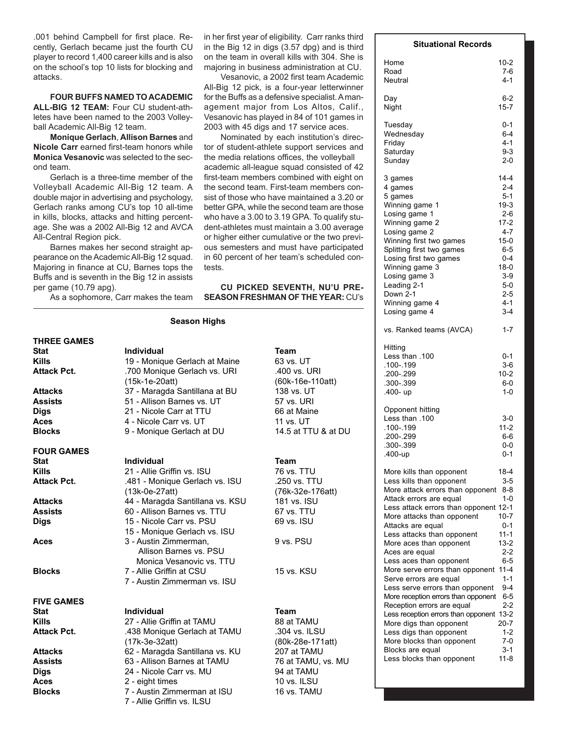.001 behind Campbell for first place. Recently, Gerlach became just the fourth CU player to record 1,400 career kills and is also on the school's top 10 lists for blocking and attacks.

**FOUR BUFFS NAMED TO ACADEMIC ALL-BIG 12 TEAM:** Four CU student-athletes have been named to the 2003 Volleyball Academic All-Big 12 team.

**Monique Gerlach**, **Allison Barnes** and **Nicole Carr** earned first-team honors while **Monica Vesanovic** was selected to the second team.

Gerlach is a three-time member of the Volleyball Academic All-Big 12 team. A double major in advertising and psychology, Gerlach ranks among CU's top 10 all-time in kills, blocks, attacks and hitting percentage. She was a 2002 All-Big 12 and AVCA All-Central Region pick.

Barnes makes her second straight appearance on the Academic All-Big 12 squad. Majoring in finance at CU, Barnes tops the Buffs and is seventh in the Big 12 in assists per game (10.79 apg).

As a sophomore, Carr makes the team in her first year of eligibility. Carr ranks third in the Big 12 in digs (3.57 dpg) and is third on the team in overall kills with 304. She is majoring in business administration at CU.

Vesanovic, a 2002 first team Academic All-Big 12 pick, is a four-year letterwinner for the Buffs as a defensive specialist. A management major from Los Altos, Calif., Vesanovic has played in 84 of 101 games in 2003 with 45 digs and 17 service aces.

Nominated by each institution's director of student-athlete support services and the media relations offices, the volleyball academic all-league squad consisted of 42 first-team members combined with eight on the second team. First-team members consist of those who have maintained a 3.20 or better GPA, while the second team are those who have a 3.00 to 3.19 GPA. To qualify student-athletes must maintain a 3.00 average or higher either cumulative or the two previous semesters and must have participated in 60 percent of her team's scheduled contests.

**CU PICKED SEVENTH, NU'U PRESEASON FRESHMAN OF THE YEAR:** CU's

## Season Highs

**THREE GAMES**

| Stat | Individual | Team |
|---|---|---|
| Kills | 19 - Monique Gerlach at Maine | 63 vs. UT |
| Attack Pct. | .700 Monique Gerlach vs. URI (15k-1e-20att) | .400 vs. URI (60k-16e-110att) |
| Attacks | 37 - Maragda Santillana at BU | 138 vs. UT |
| Assists | 51 - Allison Barnes vs. UT | 57 vs. URI |
| Digs | 21 - Nicole Carr at TTU | 66 at Maine |
| Aces | 4 - Nicole Carr vs. UT | 11 vs. UT |
| Blocks | 9 - Monique Gerlach at DU | 14.5 at TTU & at DU |

**FOUR GAMES**

| Stat | Individual | Team |
|---|---|---|
| Kills | 21 - Allie Griffin vs. ISU | 76 vs. TTU |
| Attack Pct. | .481 - Monique Gerlach vs. ISU (13k-0e-27att) | .250 vs. TTU (76k-32e-176att) |
| Attacks | 44 - Maragda Santillana vs. KSU | 181 vs. ISU |
| Assists | 60 - Allison Barnes vs. TTU | 67 vs. TTU |
| Digs | 15 - Nicole Carr vs. PSU<br>15 - Monique Gerlach vs. ISU | 69 vs. ISU |
| Aces | 3 - Austin Zimmerman, Allison Barnes vs. PSU<br>Monica Vesanovic vs. TTU | 9 vs. PSU |
| Blocks | 7 - Allie Griffin at CSU<br>7 - Austin Zimmerman vs. ISU | 15 vs. KSU |

**FIVE GAMES**

| Stat | Individual | Team |
|---|---|---|
| Kills | 27 - Allie Griffin at TAMU | 88 at TAMU |
| Attack Pct. | .438 Monique Gerlach at TAMU (17k-3e-32att) | .304 vs. ILSU (80k-28e-171att) |
| Attacks | 62 - Maragda Santillana vs. KU | 207 at TAMU |
| Assists | 63 - Allison Barnes at TAMU | 76 at TAMU, vs. MU |
| Digs | 24 - Nicole Carr vs. MU | 94 at TAMU |
| Aces | 2 - eight times | 10 vs. ILSU |
| Blocks | 7 - Austin Zimmerman at ISU<br>7 - Allie Griffin vs. ILSU | 16 vs. TAMU |

## Situational Records

| | |
|---|---|
| Home | 10-2 |
| Road | 7-6 |
| Neutral | 4-1 |
| | |
| Day | 6-2 |
| Night | 15-7 |
| | |
| Tuesday | 0-1 |
| Wednesday | 6-4 |
| Friday | 4-1 |
| Saturday | 9-3 |
| Sunday | 2-0 |
| | |
| 3 games | 14-4 |
| 4 games | 2-4 |
| 5 games | 5-1 |
| Winning game 1 | 19-3 |
| Losing game 1 | 2-6 |
| Winning game 2 | 17-2 |
| Losing game 2 | 4-7 |
| Winning first two games | 15-0 |
| Splitting first two games | 6-5 |
| Losing first two games | 0-4 |
| Winning game 3 | 18-0 |
| Losing game 3 | 3-9 |
| Leading 2-1 | 5-0 |
| Down 2-1 | 2-5 |
| Winning game 4 | 4-1 |
| Losing game 4 | 3-4 |
| | |
| vs. Ranked teams (AVCA) | 1-7 |
| | |
| Hitting | |
| Less than .100 | 0-1 |
| .100-.199 | 3-6 |
| .200-.299 | 10-2 |
| .300-.399 | 6-0 |
| .400- up | 1-0 |
| | |
| Opponent hitting | |
| Less than .100 | 3-0 |
| .100-.199 | 11-2 |
| .200-.299 | 6-6 |
| .300-.399 | 0-0 |
| .400-up | 0-1 |
| | |
| More kills than opponent | 18-4 |
| Less kills than opponent | 3-5 |
| More attack errors than opponent | 8-8 |
| Attack errors are equal | 1-0 |
| Less attack errors than opponent | 12-1 |
| More attacks than opponent | 10-7 |
| Attacks are equal | 0-1 |
| Less attacks than opponent | 11-1 |
| More aces than opponent | 13-2 |
| Aces are equal | 2-2 |
| Less aces than opponent | 6-5 |
| More serve errors than opponent | 11-4 |
| Serve errors are equal | 1-1 |
| Less serve errors than opponent | 9-4 |
| More reception errors than opponent | 6-5 |
| Reception errors are equal | 2-2 |
| Less reception errors than opponent | 13-2 |
| More digs than opponent | 20-7 |
| Less digs than opponent | 1-2 |
| More blocks than opponent | 7-0 |
| Blocks are equal | 3-1 |
| Less blocks than opponent | 11-8 |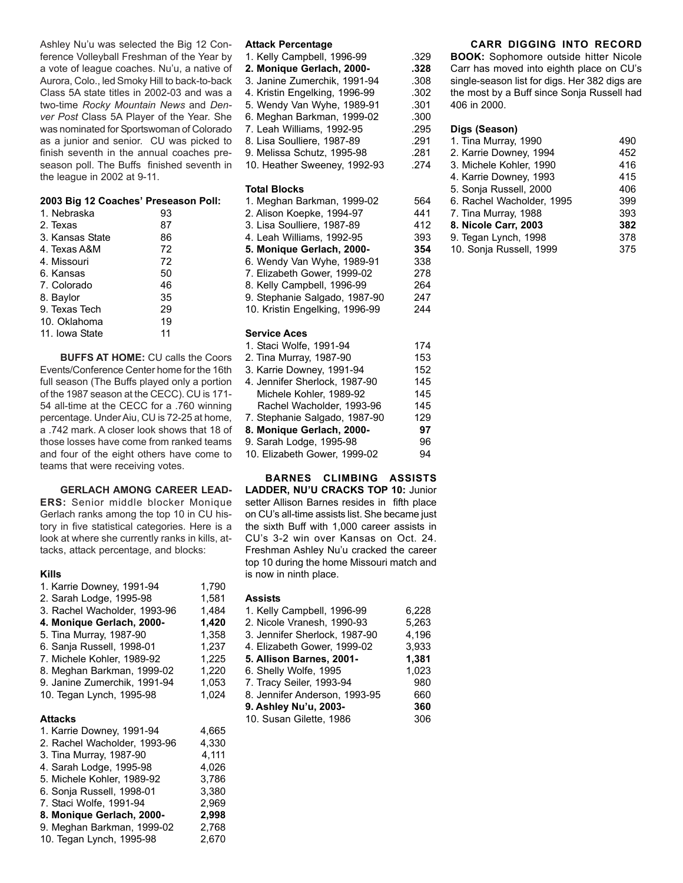Ashley Nu'u was selected the Big 12 Conference Volleyball Freshman of the Year by a vote of league coaches. Nu'u, a native of Aurora, Colo., led Smoky Hill to back-to-back Class 5A state titles in 2002-03 and was a two-time *Rocky Mountain News* and *Denver Post* Class 5A Player of the Year. She was nominated for Sportswoman of Colorado as a junior and senior. CU was picked to finish seventh in the annual coaches preseason poll. The Buffs finished seventh in the league in 2002 at 9-11.

**2003 Big 12 Coaches' Preseason Poll:**

| Team | Points |
|---|---|
| 1. Nebraska | 93 |
| 2. Texas | 87 |
| 3. Kansas State | 86 |
| 4. Texas A&M | 72 |
| 4. Missouri | 72 |
| 6. Kansas | 50 |
| 7. Colorado | 46 |
| 8. Baylor | 35 |
| 9. Texas Tech | 29 |
| 10. Oklahoma | 19 |
| 11. Iowa State | 11 |

**BUFFS AT HOME:** CU calls the Coors Events/Conference Center home for the 16th full season (The Buffs played only a portion of the 1987 season at the CECC). CU is 171-54 all-time at the CECC for a .760 winning percentage. Under Aiu, CU is 72-25 at home, a .742 mark. A closer look shows that 18 of those losses have come from ranked teams and four of the eight others have come to teams that were receiving votes.

**GERLACH AMONG CAREER LEADERS:** Senior middle blocker Monique Gerlach ranks among the top 10 in CU history in five statistical categories. Here is a look at where she currently ranks in kills, attacks, attack percentage, and blocks:

**Kills**

| Player | Kills |
|---|---|
| 1. Karrie Downey, 1991-94 | 1,790 |
| 2. Sarah Lodge, 1995-98 | 1,581 |
| 3. Rachel Wacholder, 1993-96 | 1,484 |
| **4. Monique Gerlach, 2000-** | **1,420** |
| 5. Tina Murray, 1987-90 | 1,358 |
| 6. Sanja Russell, 1998-01 | 1,237 |
| 7. Michele Kohler, 1989-92 | 1,225 |
| 8. Meghan Barkman, 1999-02 | 1,220 |
| 9. Janine Zumerchik, 1991-94 | 1,053 |
| 10. Tegan Lynch, 1995-98 | 1,024 |

**Attacks**

| Player | Attacks |
|---|---|
| 1. Karrie Downey, 1991-94 | 4,665 |
| 2. Rachel Wacholder, 1993-96 | 4,330 |
| 3. Tina Murray, 1987-90 | 4,111 |
| 4. Sarah Lodge, 1995-98 | 4,026 |
| 5. Michele Kohler, 1989-92 | 3,786 |
| 6. Sonja Russell, 1998-01 | 3,380 |
| 7. Staci Wolfe, 1991-94 | 2,969 |
| **8. Monique Gerlach, 2000-** | **2,998** |
| 9. Meghan Barkman, 1999-02 | 2,768 |
| 10. Tegan Lynch, 1995-98 | 2,670 |

**Attack Percentage**

| Player | Pct. |
|---|---|
| 1. Kelly Campbell, 1996-99 | .329 |
| **2. Monique Gerlach, 2000-** | **.328** |
| 3. Janine Zumerchik, 1991-94 | .308 |
| 4. Kristin Engelking, 1996-99 | .302 |
| 5. Wendy Van Wyhe, 1989-91 | .301 |
| 6. Meghan Barkman, 1999-02 | .300 |
| 7. Leah Williams, 1992-95 | .295 |
| 8. Lisa Soulliere, 1987-89 | .291 |
| 9. Melissa Schutz, 1995-98 | .281 |
| 10. Heather Sweeney, 1992-93 | .274 |

**Total Blocks**

| Player | Blocks |
|---|---|
| 1. Meghan Barkman, 1999-02 | 564 |
| 2. Alison Koepke, 1994-97 | 441 |
| 3. Lisa Soulliere, 1987-89 | 412 |
| 4. Leah Williams, 1992-95 | 393 |
| **5. Monique Gerlach, 2000-** | **354** |
| 6. Wendy Van Wyhe, 1989-91 | 338 |
| 7. Elizabeth Gower, 1999-02 | 278 |
| 8. Kelly Campbell, 1996-99 | 264 |
| 9. Stephanie Salgado, 1987-90 | 247 |
| 10. Kristin Engelking, 1996-99 | 244 |

**Service Aces**

| Player | Aces |
|---|---|
| 1. Staci Wolfe, 1991-94 | 174 |
| 2. Tina Murray, 1987-90 | 153 |
| 3. Karrie Downey, 1991-94 | 152 |
| 4. Jennifer Sherlock, 1987-90 | 145 |
| Michele Kohler, 1989-92 | 145 |
| Rachel Wacholder, 1993-96 | 145 |
| 7. Stephanie Salgado, 1987-90 | 129 |
| **8. Monique Gerlach, 2000-** | **97** |
| 9. Sarah Lodge, 1995-98 | 96 |
| 10. Elizabeth Gower, 1999-02 | 94 |

**BARNES CLIMBING ASSISTS LADDER, NU'U CRACKS TOP 10:** Junior setter Allison Barnes resides in fifth place on CU's all-time assists list. She became just the sixth Buff with 1,000 career assists in CU's 3-2 win over Kansas on Oct. 24. Freshman Ashley Nu'u cracked the career top 10 during the home Missouri match and is now in ninth place.

**Assists**

| Player | Assists |
|---|---|
| 1. Kelly Campbell, 1996-99 | 6,228 |
| 2. Nicole Vranesh, 1990-93 | 5,263 |
| 3. Jennifer Sherlock, 1987-90 | 4,196 |
| 4. Elizabeth Gower, 1999-02 | 3,933 |
| **5. Allison Barnes, 2001-** | **1,381** |
| 6. Shelly Wolfe, 1995 | 1,023 |
| 7. Tracy Seiler, 1993-94 | 980 |
| 8. Jennifer Anderson, 1993-95 | 660 |
| **9. Ashley Nu'u, 2003-** | **360** |
| 10. Susan Gilette, 1986 | 306 |

**CARR DIGGING INTO RECORD BOOK:** Sophomore outside hitter Nicole Carr has moved into eighth place on CU's single-season list for digs. Her 382 digs are the most by a Buff since Sonja Russell had 406 in 2000.

**Digs (Season)**

| Player | Digs |
|---|---|
| 1. Tina Murray, 1990 | 490 |
| 2. Karrie Downey, 1994 | 452 |
| 3. Michele Kohler, 1990 | 416 |
| 4. Karrie Downey, 1993 | 415 |
| 5. Sonja Russell, 2000 | 406 |
| 6. Rachel Wacholder, 1995 | 399 |
| 7. Tina Murray, 1988 | 393 |
| **8. Nicole Carr, 2003** | **382** |
| 9. Tegan Lynch, 1998 | 378 |
| 10. Sonja Russell, 1999 | 375 |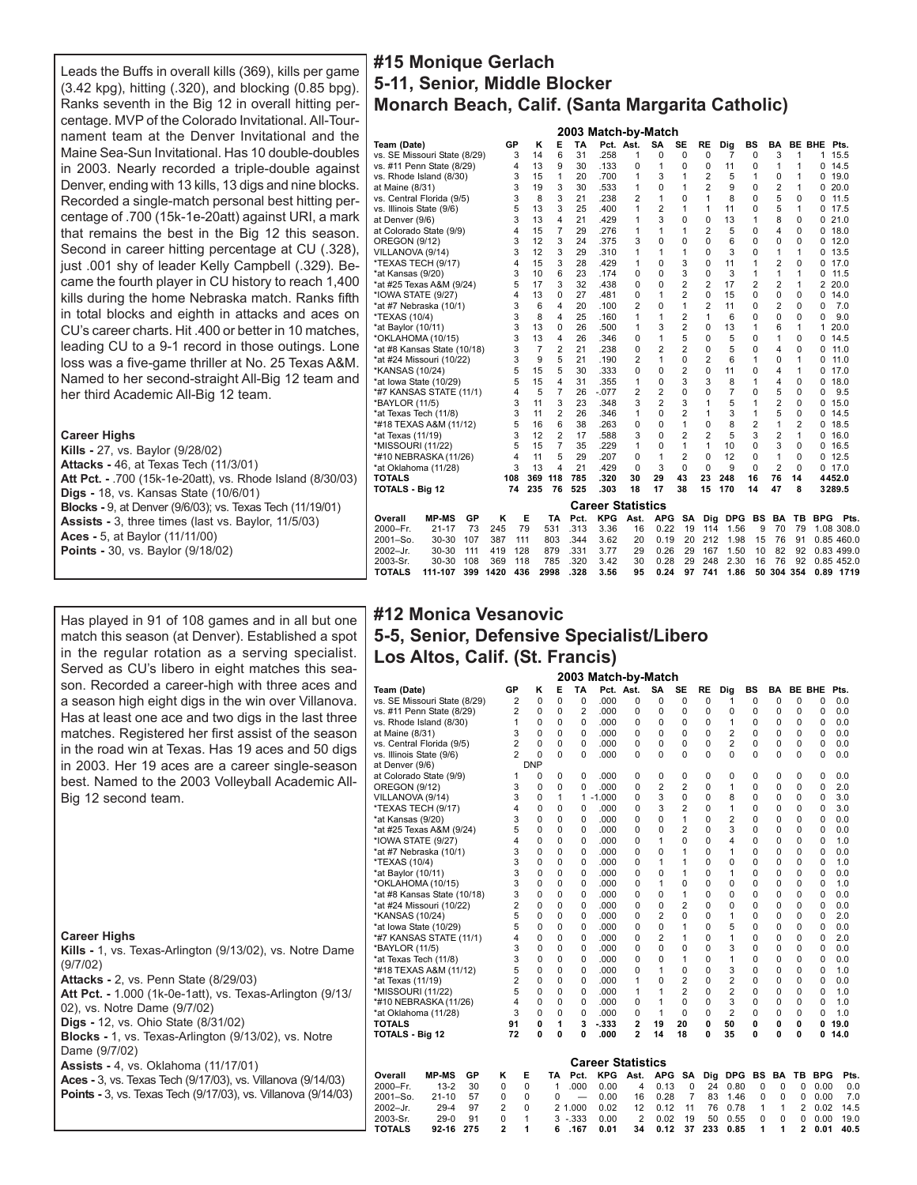## #15 Monique Gerlach
## 5-11, Senior, Middle Blocker
## Monarch Beach, Calif. (Santa Margarita Catholic)

Leads the Buffs in overall kills (369), kills per game (3.42 kpg), hitting (.320), and blocking (0.85 bpg). Ranks seventh in the Big 12 in overall hitting percentage. MVP of the Colorado Invitational. All-Tournament team at the Denver Invitational and the Maine Sea-Sun Invitational. Has 10 double-doubles in 2003. Nearly recorded a triple-double against Denver, ending with 13 kills, 13 digs and nine blocks. Recorded a single-match personal best hitting percentage of .700 (15k-1e-20att) against URI, a mark that remains the best in the Big 12 this season. Second in career hitting percentage at CU (.328), just .001 shy of leader Kelly Campbell (.329). Became the fourth player in CU history to reach 1,400 kills during the home Nebraska match. Ranks fifth in total blocks and eighth in attacks and aces on CU's career charts. Hit .400 or better in 10 matches, leading CU to a 9-1 record in those outings. Lone loss was a five-game thriller at No. 25 Texas A&M. Named to her second-straight All-Big 12 team and her third Academic All-Big 12 team.

**Career Highs**

**Kills -** 27, vs. Baylor (9/28/02)
**Attacks -** 46, at Texas Tech (11/3/01)
**Att Pct. -** .700 (15k-1e-20att), vs. Rhode Island (8/30/03)
**Digs -** 18, vs. Kansas State (10/6/01)
**Blocks -** 9, at Denver (9/6/03); vs. Texas Tech (11/19/01)
**Assists -** 3, three times (last vs. Baylor, 11/5/03)
**Aces -** 5, at Baylor (11/11/00)
**Points -** 30, vs. Baylor (9/18/02)

**2003 Match-by-Match**

| Team (Date) | GP | K | E | TA | Pct. | Ast. | SA | SE | RE | Dig | BS | BA | BE | BHE | Pts. |
|---|---|---|---|---|---|---|---|---|---|---|---|---|---|---|---|
| vs. SE Missouri State (8/29) | 3 | 14 | 6 | 31 | .258 | 1 | 0 | 0 | 0 | 7 | 0 | 3 | 1 | 1 | 15.5 |
| vs. #11 Penn State (8/29) | 4 | 13 | 9 | 30 | .133 | 0 | 1 | 0 | 0 | 11 | 0 | 1 | 1 | 0 | 14.5 |
| vs. Rhode Island (8/30) | 3 | 15 | 1 | 20 | .700 | 1 | 3 | 1 | 2 | 5 | 1 | 0 | 1 | 0 | 19.0 |
| at Maine (8/31) | 3 | 19 | 3 | 30 | .533 | 1 | 0 | 1 | 2 | 9 | 0 | 2 | 1 | 0 | 20.0 |
| vs. Central Florida (9/5) | 3 | 8 | 3 | 21 | .238 | 2 | 1 | 0 | 1 | 8 | 0 | 5 | 0 | 0 | 11.5 |
| vs. Illinois State (9/6) | 5 | 13 | 3 | 25 | .400 | 1 | 2 | 1 | 1 | 11 | 0 | 5 | 1 | 0 | 17.5 |
| at Denver (9/6) | 3 | 13 | 4 | 21 | .429 | 1 | 3 | 0 | 0 | 13 | 1 | 8 | 0 | 0 | 21.0 |
| at Colorado State (9/9) | 4 | 15 | 7 | 29 | .276 | 1 | 1 | 1 | 2 | 5 | 0 | 4 | 0 | 0 | 18.0 |
| OREGON (9/12) | 3 | 12 | 3 | 24 | .375 | 3 | 0 | 0 | 0 | 6 | 0 | 0 | 0 | 0 | 12.0 |
| VILLANOVA (9/14) | 3 | 12 | 3 | 29 | .310 | 1 | 1 | 1 | 0 | 3 | 0 | 1 | 1 | 0 | 13.5 |
| *TEXAS TECH (9/17) | 4 | 15 | 3 | 28 | .429 | 1 | 0 | 3 | 0 | 11 | 1 | 2 | 0 | 0 | 17.0 |
| *at Kansas (9/20) | 3 | 10 | 6 | 23 | .174 | 0 | 0 | 3 | 0 | 3 | 1 | 1 | 1 | 0 | 11.5 |
| *at #25 Texas A&M (9/24) | 5 | 17 | 3 | 32 | .438 | 0 | 0 | 2 | 2 | 17 | 2 | 2 | 1 | 2 | 20.0 |
| *IOWA STATE (9/27) | 4 | 13 | 0 | 27 | .481 | 0 | 1 | 2 | 0 | 15 | 0 | 0 | 0 | 0 | 14.0 |
| *at #7 Nebraska (10/1) | 3 | 6 | 4 | 20 | .100 | 2 | 0 | 1 | 2 | 11 | 0 | 2 | 0 | 0 | 7.0 |
| *TEXAS (10/4) | 3 | 8 | 4 | 25 | .160 | 1 | 1 | 2 | 1 | 6 | 0 | 0 | 0 | 0 | 9.0 |
| *at Baylor (10/11) | 3 | 13 | 0 | 26 | .500 | 1 | 3 | 2 | 0 | 13 | 1 | 6 | 1 | 1 | 20.0 |
| *OKLAHOMA (10/15) | 3 | 13 | 4 | 26 | .346 | 0 | 1 | 5 | 0 | 5 | 0 | 1 | 0 | 0 | 14.5 |
| *at #8 Kansas State (10/18) | 3 | 7 | 2 | 21 | .238 | 0 | 2 | 2 | 0 | 5 | 0 | 4 | 0 | 0 | 11.0 |
| *at #24 Missouri (10/22) | 3 | 9 | 5 | 21 | .190 | 2 | 1 | 0 | 2 | 6 | 1 | 0 | 1 | 0 | 11.0 |
| *KANSAS (10/24) | 5 | 15 | 5 | 30 | .333 | 0 | 0 | 2 | 0 | 11 | 0 | 4 | 1 | 0 | 17.0 |
| *at Iowa State (10/29) | 5 | 15 | 4 | 31 | .355 | 1 | 0 | 3 | 3 | 8 | 1 | 4 | 0 | 0 | 18.0 |
| *#7 KANSAS STATE (11/1) | 4 | 5 | 7 | 26 | -.077 | 2 | 2 | 0 | 0 | 7 | 0 | 5 | 0 | 0 | 9.5 |
| *BAYLOR (11/5) | 3 | 11 | 3 | 23 | .348 | 3 | 2 | 3 | 1 | 5 | 1 | 2 | 0 | 0 | 15.0 |
| *at Texas Tech (11/8) | 3 | 11 | 2 | 26 | .346 | 1 | 0 | 2 | 1 | 3 | 1 | 5 | 0 | 0 | 14.5 |
| *#18 TEXAS A&M (11/12) | 5 | 16 | 6 | 38 | .263 | 0 | 0 | 1 | 0 | 8 | 2 | 1 | 2 | 0 | 18.5 |
| *at Texas (11/19) | 3 | 12 | 2 | 17 | .588 | 3 | 0 | 2 | 2 | 5 | 3 | 2 | 1 | 0 | 16.0 |
| *MISSOURI (11/22) | 5 | 15 | 7 | 35 | .229 | 1 | 0 | 1 | 1 | 10 | 0 | 3 | 0 | 0 | 16.5 |
| *#10 NEBRASKA (11/26) | 4 | 11 | 5 | 29 | .207 | 0 | 1 | 2 | 0 | 12 | 0 | 1 | 0 | 0 | 12.5 |
| *at Oklahoma (11/28) | 3 | 13 | 4 | 21 | .429 | 0 | 3 | 0 | 0 | 9 | 0 | 2 | 0 | 0 | 17.0 |
| **TOTALS** | **108** | **369** | **118** | **785** | **.320** | **30** | **29** | **43** | **23** | **248** | **16** | **76** | **14** | **4** | **452.0** |
| **TOTALS - Big 12** | **74** | **235** | **76** | **525** | **.303** | **18** | **17** | **38** | **15** | **170** | **14** | **47** | **8** | **3** | **289.5** |

**Career Statistics**

| Overall | MP-MS | GP | K | E | TA | Pct. | KPG | Ast. | APG | SA | Dig | DPG | BS | BA | TB | BPG | Pts. |
|---|---|---|---|---|---|---|---|---|---|---|---|---|---|---|---|---|---|
| 2000–Fr. | 21-17 | 73 | 245 | 79 | 531 | .313 | 3.36 | 16 | 0.22 | 19 | 114 | 1.56 | 9 | 70 | 79 | 1.08 | 308.0 |
| 2001–So. | 30-30 | 107 | 387 | 111 | 803 | .344 | 3.62 | 20 | 0.19 | 20 | 212 | 1.98 | 15 | 76 | 91 | 0.85 | 460.0 |
| 2002–Jr. | 30-30 | 111 | 419 | 128 | 879 | .331 | 3.77 | 29 | 0.26 | 29 | 167 | 1.50 | 10 | 82 | 92 | 0.83 | 499.0 |
| 2003-Sr. | 30-30 | 108 | 369 | 118 | 785 | .320 | 3.42 | 30 | 0.28 | 29 | 248 | 2.30 | 16 | 76 | 92 | 0.85 | 452.0 |
| **TOTALS** | **111-107** | **399** | **1420** | **436** | **2998** | **.328** | **3.56** | **95** | **0.24** | **97** | **741** | **1.86** | **50** | **304** | **354** | **0.89** | **1719** |

## #12 Monica Vesanovic
## 5-5, Senior, Defensive Specialist/Libero
## Los Altos, Calif. (St. Francis)

Has played in 91 of 108 games and in all but one match this season (at Denver). Established a spot in the regular rotation as a serving specialist. Served as CU's libero in eight matches this season. Recorded a career-high with three aces and a season high eight digs in the win over Villanova. Has at least one ace and two digs in the last three matches. Registered her first assist of the season in the road win at Texas. Has 19 aces and 50 digs in 2003. Her 19 aces are a career single-season best. Named to the 2003 Volleyball Academic All-Big 12 second team.

**Career Highs**

**Kills -** 1, vs. Texas-Arlington (9/13/02), vs. Notre Dame (9/7/02)
**Attacks -** 2, vs. Penn State (8/29/03)
**Att Pct. -** 1.000 (1k-0e-1att), vs. Texas-Arlington (9/13/02), vs. Notre Dame (9/7/02)
**Digs -** 12, vs. Ohio State (8/31/02)
**Blocks -** 1, vs. Texas-Arlington (9/13/02), vs. Notre Dame (9/7/02)
**Assists -** 4, vs. Oklahoma (11/17/01)
**Aces -** 3, vs. Texas Tech (9/17/03), vs. Villanova (9/14/03)
**Points -** 3, vs. Texas Tech (9/17/03), vs. Villanova (9/14/03)

**2003 Match-by-Match**

| Team (Date) | GP | K | E | TA | Pct. | Ast. | SA | SE | RE | Dig | BS | BA | BE | BHE | Pts. |
|---|---|---|---|---|---|---|---|---|---|---|---|---|---|---|---|
| vs. SE Missouri State (8/29) | 2 | 0 | 0 | 0 | .000 | 0 | 0 | 0 | 0 | 1 | 0 | 0 | 0 | 0 | 0.0 |
| vs. #11 Penn State (8/29) | 2 | 0 | 0 | 2 | .000 | 0 | 0 | 0 | 0 | 0 | 0 | 0 | 0 | 0 | 0.0 |
| vs. Rhode Island (8/30) | 1 | 0 | 0 | 0 | .000 | 0 | 0 | 0 | 0 | 1 | 0 | 0 | 0 | 0 | 0.0 |
| at Maine (8/31) | 3 | 0 | 0 | 0 | .000 | 0 | 0 | 0 | 0 | 2 | 0 | 0 | 0 | 0 | 0.0 |
| vs. Central Florida (9/5) | 2 | 0 | 0 | 0 | .000 | 0 | 0 | 0 | 0 | 2 | 0 | 0 | 0 | 0 | 0.0 |
| vs. Illinois State (9/6) | 2 | 0 | 0 | 0 | .000 | 0 | 0 | 0 | 0 | 0 | 0 | 0 | 0 | 0 | 0.0 |
| at Denver (9/6) | | DNP | | | | | | | | | | | | | |
| at Colorado State (9/9) | 1 | 0 | 0 | 0 | .000 | 0 | 0 | 0 | 0 | 0 | 0 | 0 | 0 | 0 | 0.0 |
| OREGON (9/12) | 3 | 0 | 0 | 0 | .000 | 0 | 2 | 2 | 0 | 1 | 0 | 0 | 0 | 0 | 2.0 |
| VILLANOVA (9/14) | 3 | 0 | 1 | 1 | -1.000 | 0 | 3 | 0 | 0 | 8 | 0 | 0 | 0 | 0 | 3.0 |
| *TEXAS TECH (9/17) | 4 | 0 | 0 | 0 | .000 | 0 | 3 | 2 | 0 | 1 | 0 | 0 | 0 | 0 | 3.0 |
| *at Kansas (9/20) | 3 | 0 | 0 | 0 | .000 | 0 | 0 | 1 | 0 | 2 | 0 | 0 | 0 | 0 | 0.0 |
| *at #25 Texas A&M (9/24) | 5 | 0 | 0 | 0 | .000 | 0 | 0 | 2 | 0 | 3 | 0 | 0 | 0 | 0 | 0.0 |
| *IOWA STATE (9/27) | 4 | 0 | 0 | 0 | .000 | 0 | 1 | 0 | 0 | 4 | 0 | 0 | 0 | 0 | 1.0 |
| *at #7 Nebraska (10/1) | 3 | 0 | 0 | 0 | .000 | 0 | 0 | 1 | 0 | 1 | 0 | 0 | 0 | 0 | 0.0 |
| *TEXAS (10/4) | 3 | 0 | 0 | 0 | .000 | 0 | 1 | 1 | 0 | 0 | 0 | 0 | 0 | 0 | 1.0 |
| *at Baylor (10/11) | 3 | 0 | 0 | 0 | .000 | 0 | 0 | 1 | 0 | 1 | 0 | 0 | 0 | 0 | 0.0 |
| *OKLAHOMA (10/15) | 3 | 0 | 0 | 0 | .000 | 0 | 1 | 0 | 0 | 0 | 0 | 0 | 0 | 0 | 1.0 |
| *at #8 Kansas State (10/18) | 3 | 0 | 0 | 0 | .000 | 0 | 0 | 1 | 0 | 0 | 0 | 0 | 0 | 0 | 0.0 |
| *at #24 Missouri (10/22) | 2 | 0 | 0 | 0 | .000 | 0 | 0 | 2 | 0 | 0 | 0 | 0 | 0 | 0 | 0.0 |
| *KANSAS (10/24) | 5 | 0 | 0 | 0 | .000 | 0 | 2 | 0 | 0 | 1 | 0 | 0 | 0 | 0 | 2.0 |
| *at Iowa State (10/29) | 5 | 0 | 0 | 0 | .000 | 0 | 0 | 1 | 0 | 5 | 0 | 0 | 0 | 0 | 0.0 |
| *#7 KANSAS STATE (11/1) | 4 | 0 | 0 | 0 | .000 | 0 | 2 | 1 | 0 | 1 | 0 | 0 | 0 | 0 | 2.0 |
| *BAYLOR (11/5) | 3 | 0 | 0 | 0 | .000 | 0 | 0 | 0 | 0 | 3 | 0 | 0 | 0 | 0 | 0.0 |
| *at Texas Tech (11/8) | 3 | 0 | 0 | 0 | .000 | 0 | 0 | 1 | 0 | 1 | 0 | 0 | 0 | 0 | 0.0 |
| *#18 TEXAS A&M (11/12) | 5 | 0 | 0 | 0 | .000 | 0 | 1 | 0 | 0 | 3 | 0 | 0 | 0 | 0 | 1.0 |
| *at Texas (11/19) | 2 | 0 | 0 | 0 | .000 | 1 | 0 | 2 | 0 | 2 | 0 | 0 | 0 | 0 | 0.0 |
| *MISSOURI (11/22) | 5 | 0 | 0 | 0 | .000 | 1 | 1 | 2 | 0 | 2 | 0 | 0 | 0 | 0 | 1.0 |
| *#10 NEBRASKA (11/26) | 4 | 0 | 0 | 0 | .000 | 0 | 1 | 0 | 0 | 3 | 0 | 0 | 0 | 0 | 1.0 |
| *at Oklahoma (11/28) | 3 | 0 | 0 | 0 | .000 | 0 | 1 | 0 | 0 | 2 | 0 | 0 | 0 | 0 | 1.0 |
| **TOTALS** | **91** | **0** | **1** | **3** | **-.333** | **2** | **19** | **20** | **0** | **50** | **0** | **0** | **0** | **0** | **19.0** |
| **TOTALS - Big 12** | **72** | **0** | **0** | **0** | **.000** | **2** | **14** | **18** | **0** | **35** | **0** | **0** | **0** | **0** | **14.0** |

**Career Statistics**

| Overall | MP-MS | GP | K | E | TA | Pct. | KPG | Ast. | APG | SA | Dig | DPG | BS | BA | TB | BPG | Pts. |
|---|---|---|---|---|---|---|---|---|---|---|---|---|---|---|---|---|---|
| 2000–Fr. | 13-2 | 30 | 0 | 0 | 1 | .000 | 0.00 | 4 | 0.13 | 0 | 24 | 0.80 | 0 | 0 | 0 | 0.00 | 0.0 |
| 2001–So. | 21-10 | 57 | 0 | 0 | 0 | — | 0.00 | 16 | 0.28 | 7 | 83 | 1.46 | 0 | 0 | 0 | 0.00 | 7.0 |
| 2002–Jr. | 29-4 | 97 | 2 | 0 | 2 | 1.000 | 0.02 | 12 | 0.12 | 11 | 76 | 0.78 | 1 | 1 | 2 | 0.02 | 14.5 |
| 2003-Sr. | 29-0 | 91 | 0 | 1 | 3 | -.333 | 0.00 | 2 | 0.02 | 19 | 50 | 0.55 | 0 | 0 | 0 | 0.00 | 19.0 |
| **TOTALS** | **92-16** | **275** | **2** | **1** | **6** | **.167** | **0.01** | **34** | **0.12** | **37** | **233** | **0.85** | **1** | **1** | **2** | **0.01** | **40.5** |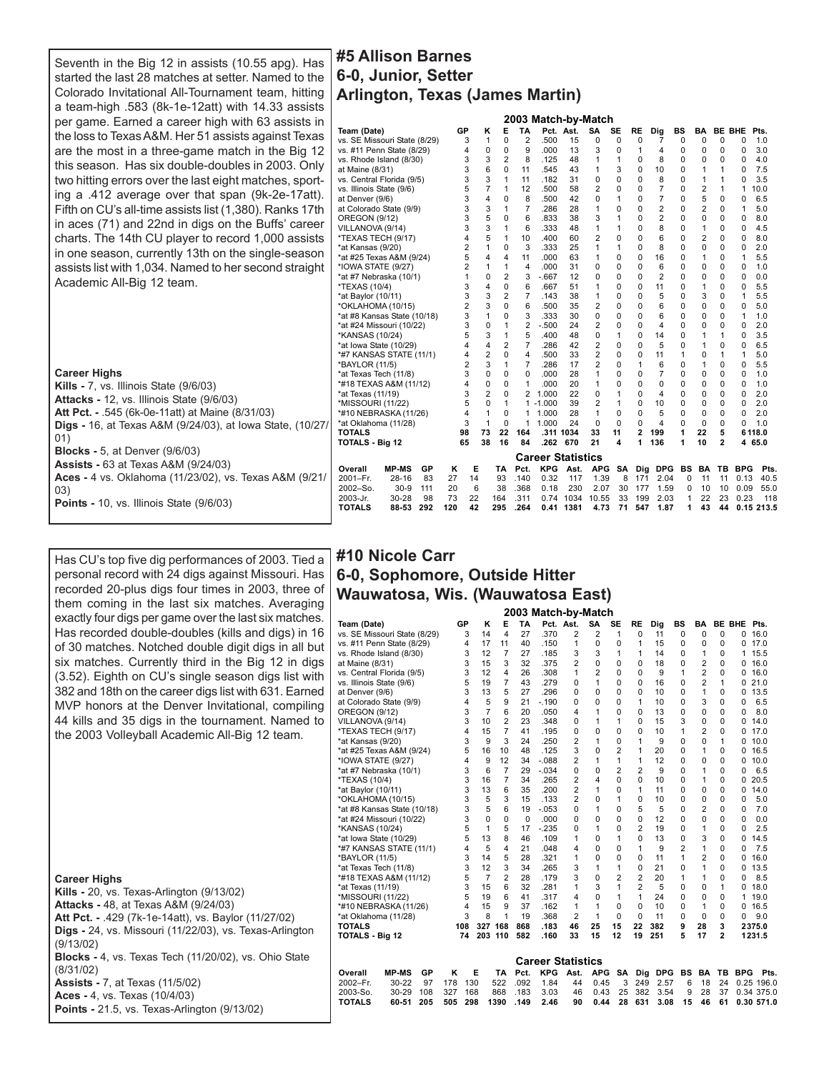## #5 Allison Barnes

## 6-0, Junior, Setter

## Arlington, Texas (James Martin)

Seventh in the Big 12 in assists (10.55 apg). Has started the last 28 matches at setter. Named to the Colorado Invitational All-Tournament team, hitting a team-high .583 (8k-1e-12att) with 14.33 assists per game. Earned a career high with 63 assists in the loss to Texas A&M. Her 51 assists against Texas are the most in a three-game match in the Big 12 this season. Has six double-doubles in 2003. Only two hitting errors over the last eight matches, sporting a .412 average over that span (9k-2e-17att). Fifth on CU's all-time assists list (1,380). Ranks 17th in aces (71) and 22nd in digs on the Buffs' career charts. The 14th CU player to record 1,000 assists in one season, currently 13th on the single-season assists list with 1,034. Named to her second straight Academic All-Big 12 team.

**Career Highs**

**Kills -** 7, vs. Illinois State (9/6/03)

**Attacks -** 12, vs. Illinois State (9/6/03)

**Att Pct. -** .545 (6k-0e-11att) at Maine (8/31/03)

**Digs -** 16, at Texas A&M (9/24/03), at Iowa State, (10/27/01)

**Blocks -** 5, at Denver (9/6/03)

**Assists -** 63 at Texas A&M (9/24/03)

**Aces -** 4 vs. Oklahoma (11/23/02), vs. Texas A&M (9/21/03)

**Points -** 10, vs. Illinois State (9/6/03)

**2003 Match-by-Match**

| Team (Date) | GP | K | E | TA | Pct. | Ast. | SA | SE | RE | Dig | BS | BA | BE | BHE | Pts. |
|---|---|---|---|---|---|---|---|---|---|---|---|---|---|---|---|
| vs. SE Missouri State (8/29) | 3 | 1 | 0 | 2 | .500 | 15 | 0 | 0 | 0 | 7 | 0 | 0 | 0 | 0 | 1.0 |
| vs. #11 Penn State (8/29) | 4 | 0 | 0 | 9 | .000 | 13 | 3 | 0 | 1 | 4 | 0 | 0 | 0 | 0 | 3.0 |
| vs. Rhode Island (8/30) | 3 | 3 | 2 | 8 | .125 | 48 | 1 | 1 | 0 | 8 | 0 | 0 | 0 | 0 | 4.0 |
| at Maine (8/31) | 3 | 6 | 0 | 11 | .545 | 43 | 1 | 3 | 0 | 10 | 0 | 1 | 1 | 0 | 7.5 |
| vs. Central Florida (9/5) | 3 | 3 | 1 | 11 | .182 | 31 | 0 | 0 | 0 | 8 | 0 | 1 | 1 | 0 | 3.5 |
| vs. Illinois State (9/6) | 5 | 7 | 1 | 12 | .500 | 58 | 2 | 0 | 0 | 7 | 0 | 2 | 1 | 1 | 10.0 |
| at Denver (9/6) | 3 | 4 | 0 | 8 | .500 | 42 | 0 | 1 | 0 | 7 | 0 | 5 | 0 | 0 | 6.5 |
| at Colorado State (9/9) | 3 | 3 | 1 | 7 | .286 | 28 | 1 | 0 | 0 | 2 | 0 | 2 | 0 | 1 | 5.0 |
| OREGON (9/12) | 3 | 5 | 0 | 6 | .833 | 38 | 3 | 1 | 0 | 2 | 0 | 0 | 0 | 0 | 8.0 |
| VILLANOVA (9/14) | 3 | 3 | 1 | 6 | .333 | 48 | 1 | 1 | 0 | 8 | 0 | 1 | 0 | 0 | 4.5 |
| *TEXAS TECH (9/17) | 4 | 5 | 1 | 10 | .400 | 60 | 2 | 0 | 0 | 6 | 0 | 2 | 0 | 0 | 8.0 |
| *at Kansas (9/20) | 2 | 1 | 0 | 3 | .333 | 25 | 1 | 1 | 0 | 8 | 0 | 0 | 0 | 0 | 2.0 |
| *at #25 Texas A&M (9/24) | 5 | 4 | 4 | 11 | .000 | 63 | 1 | 0 | 0 | 16 | 0 | 1 | 0 | 1 | 5.5 |
| *IOWA STATE (9/27) | 2 | 1 | 1 | 4 | .000 | 31 | 0 | 0 | 0 | 6 | 0 | 0 | 0 | 0 | 1.0 |
| *at #7 Nebraska (10/1) | 1 | 0 | 2 | 3 | -.667 | 12 | 0 | 0 | 0 | 2 | 0 | 0 | 0 | 0 | 0.0 |
| *TEXAS (10/4) | 3 | 4 | 0 | 6 | .667 | 51 | 1 | 0 | 0 | 11 | 0 | 1 | 0 | 0 | 5.5 |
| *at Baylor (10/11) | 3 | 3 | 2 | 7 | .143 | 38 | 1 | 0 | 0 | 5 | 0 | 3 | 0 | 1 | 5.5 |
| *OKLAHOMA (10/15) | 2 | 3 | 0 | 6 | .500 | 35 | 2 | 0 | 0 | 6 | 0 | 0 | 0 | 0 | 5.0 |
| *at #8 Kansas State (10/18) | 3 | 1 | 0 | 3 | .333 | 30 | 0 | 0 | 0 | 6 | 0 | 0 | 0 | 1 | 1.0 |
| *at #24 Missouri (10/22) | 3 | 0 | 1 | 2 | -.500 | 24 | 2 | 0 | 0 | 4 | 0 | 0 | 0 | 0 | 2.0 |
| *KANSAS (10/24) | 5 | 3 | 1 | 5 | .400 | 48 | 0 | 1 | 0 | 14 | 0 | 1 | 1 | 0 | 3.5 |
| *at Iowa State (10/29) | 4 | 4 | 2 | 7 | .286 | 42 | 2 | 0 | 0 | 5 | 0 | 1 | 0 | 0 | 6.5 |
| *#7 KANSAS STATE (11/1) | 4 | 2 | 0 | 4 | .500 | 33 | 2 | 0 | 0 | 11 | 1 | 0 | 1 | 1 | 5.0 |
| *BAYLOR (11/5) | 2 | 3 | 1 | 7 | .286 | 17 | 2 | 0 | 1 | 6 | 0 | 1 | 0 | 0 | 5.5 |
| *at Texas Tech (11/8) | 3 | 0 | 0 | 0 | .000 | 28 | 1 | 0 | 0 | 7 | 0 | 0 | 0 | 0 | 1.0 |
| *#18 TEXAS A&M (11/12) | 4 | 0 | 0 | 1 | .000 | 20 | 1 | 0 | 0 | 0 | 0 | 0 | 0 | 0 | 1.0 |
| *at Texas (11/19) | 3 | 2 | 0 | 2 | 1.000 | 22 | 0 | 1 | 0 | 4 | 0 | 0 | 0 | 0 | 2.0 |
| *MISSOURI (11/22) | 5 | 0 | 1 | 1 | -1.000 | 39 | 2 | 1 | 0 | 10 | 0 | 0 | 0 | 0 | 2.0 |
| *#10 NEBRASKA (11/26) | 4 | 1 | 0 | 1 | 1.000 | 28 | 1 | 0 | 0 | 5 | 0 | 0 | 0 | 0 | 2.0 |
| *at Oklahoma (11/28) | 3 | 1 | 0 | 1 | 1.000 | 24 | 0 | 0 | 0 | 4 | 0 | 0 | 0 | 0 | 1.0 |
| **TOTALS** | **98** | **73** | **22** | **164** | **.311** | **1034** | **33** | **11** | **2** | **199** | **1** | **22** | **5** | **6** | **118.0** |
| **TOTALS - Big 12** | **65** | **38** | **16** | **84** | **.262** | **670** | **21** | **4** | **1** | **136** | **1** | **10** | **2** | **4** | **65.0** |

**Career Statistics**

| Overall | MP-MS | GP | K | E | TA | Pct. | KPG | Ast. | APG | SA | Dig | DPG | BS | BA | TB | BPG | Pts. |
|---|---|---|---|---|---|---|---|---|---|---|---|---|---|---|---|---|---|
| 2001–Fr. | 28-16 | 83 | 27 | 14 | 93 | .140 | 0.32 | 117 | 1.39 | 8 | 171 | 2.04 | 0 | 11 | 11 | 0.13 | 40.5 |
| 2002–So. | 30-9 | 111 | 20 | 6 | 38 | .368 | 0.18 | 230 | 2.07 | 30 | 177 | 1.59 | 0 | 10 | 10 | 0.09 | 55.0 |
| 2003–Jr. | 30-28 | 98 | 73 | 22 | 164 | .311 | 0.74 | 1034 | 10.55 | 33 | 199 | 2.03 | 1 | 22 | 23 | 0.23 | 118 |
| **TOTALS** | **88-53** | **292** | **120** | **42** | **295** | **.264** | **0.41** | **1381** | **4.73** | **71** | **547** | **1.87** | **1** | **43** | **44** | **0.15** | **213.5** |

## #10 Nicole Carr

## 6-0, Sophomore, Outside Hitter

## Wauwatosa, Wis. (Wauwatosa East)

Has CU's top five dig performances of 2003. Tied a personal record with 24 digs against Missouri. Has recorded 20-plus digs four times in 2003, three of them coming in the last six matches. Averaging exactly four digs per game over the last six matches. Has recorded double-doubles (kills and digs) in 16 of 30 matches. Notched double digit digs in all but six matches. Currently third in the Big 12 in digs (3.52). Eighth on CU's single season digs list with 382 and 18th on the career digs list with 631. Earned MVP honors at the Denver Invitational, compiling 44 kills and 35 digs in the tournament. Named to the 2003 Volleyball Academic All-Big 12 team.

**Career Highs**

**Kills -** 20, vs. Texas-Arlington (9/13/02)

**Attacks -** 48, at Texas A&M (9/24/03)

**Att Pct. -** .429 (7k-1e-14att), vs. Baylor (11/27/02)

**Digs -** 24, vs. Missouri (11/22/03), vs. Texas-Arlington (9/13/02)

**Blocks -** 4, vs. Texas Tech (11/20/02), vs. Ohio State (8/31/02)

**Assists -** 7, at Texas (11/5/02)

**Aces -** 4, vs. Texas (10/4/03)

**Points -** 21.5, vs. Texas-Arlington (9/13/02)

**2003 Match-by-Match**

| Team (Date) | GP | K | E | TA | Pct. | Ast. | SA | SE | RE | Dig | BS | BA | BE | BHE | Pts. |
|---|---|---|---|---|---|---|---|---|---|---|---|---|---|---|---|
| vs. SE Missouri State (8/29) | 3 | 14 | 4 | 27 | .370 | 2 | 2 | 1 | 0 | 11 | 0 | 0 | 0 | 0 | 16.0 |
| vs. #11 Penn State (8/29) | 4 | 17 | 11 | 40 | .150 | 1 | 0 | 0 | 1 | 15 | 0 | 0 | 0 | 0 | 17.0 |
| vs. Rhode Island (8/30) | 3 | 12 | 7 | 27 | .185 | 3 | 3 | 1 | 1 | 14 | 0 | 1 | 0 | 1 | 15.5 |
| at Maine (8/31) | 3 | 15 | 3 | 32 | .375 | 2 | 0 | 0 | 0 | 18 | 0 | 2 | 0 | 0 | 16.0 |
| vs. Central Florida (9/5) | 3 | 12 | 4 | 26 | .308 | 1 | 2 | 0 | 0 | 9 | 1 | 2 | 0 | 0 | 16.0 |
| vs. Illinois State (9/6) | 5 | 19 | 7 | 43 | .279 | 0 | 1 | 0 | 0 | 16 | 0 | 2 | 1 | 0 | 21.0 |
| at Denver (9/6) | 3 | 13 | 5 | 27 | .296 | 0 | 0 | 0 | 0 | 10 | 0 | 1 | 0 | 0 | 13.5 |
| at Colorado State (9/9) | 4 | 5 | 9 | 21 | -.190 | 0 | 0 | 0 | 1 | 10 | 0 | 3 | 0 | 0 | 6.5 |
| OREGON (9/12) | 3 | 7 | 6 | 20 | .050 | 4 | 1 | 0 | 0 | 13 | 0 | 0 | 0 | 0 | 8.0 |
| VILLANOVA (9/14) | 3 | 10 | 2 | 23 | .348 | 0 | 1 | 1 | 0 | 15 | 3 | 0 | 0 | 0 | 14.0 |
| *TEXAS TECH (9/17) | 4 | 15 | 7 | 41 | .195 | 0 | 0 | 0 | 0 | 10 | 1 | 2 | 0 | 0 | 17.0 |
| *at Kansas (9/20) | 3 | 9 | 3 | 24 | .250 | 2 | 1 | 0 | 1 | 9 | 0 | 0 | 1 | 0 | 10.0 |
| *at #25 Texas A&M (9/24) | 5 | 16 | 10 | 48 | .125 | 3 | 0 | 2 | 1 | 20 | 0 | 1 | 0 | 0 | 16.5 |
| *IOWA STATE (9/27) | 4 | 9 | 12 | 34 | -.088 | 2 | 1 | 1 | 1 | 12 | 0 | 0 | 0 | 0 | 10.0 |
| *at #7 Nebraska (10/1) | 3 | 6 | 7 | 29 | -.034 | 0 | 0 | 2 | 2 | 9 | 0 | 1 | 0 | 0 | 6.5 |
| *TEXAS (10/4) | 3 | 16 | 7 | 34 | .265 | 2 | 4 | 0 | 0 | 10 | 0 | 1 | 0 | 0 | 20.5 |
| *at Baylor (10/11) | 3 | 13 | 6 | 35 | .200 | 2 | 1 | 0 | 1 | 11 | 0 | 0 | 0 | 0 | 14.0 |
| *OKLAHOMA (10/15) | 3 | 5 | 3 | 15 | .133 | 2 | 0 | 1 | 0 | 10 | 0 | 0 | 0 | 0 | 5.0 |
| *at #8 Kansas State (10/18) | 3 | 5 | 6 | 19 | -.053 | 0 | 1 | 0 | 5 | 5 | 0 | 2 | 0 | 0 | 7.0 |
| *at #24 Missouri (10/22) | 3 | 0 | 0 | 0 | .000 | 0 | 0 | 0 | 0 | 12 | 0 | 0 | 0 | 0 | 0.0 |
| *KANSAS (10/24) | 5 | 1 | 5 | 17 | -.235 | 0 | 1 | 0 | 2 | 19 | 0 | 1 | 0 | 0 | 2.5 |
| *at Iowa State (10/29) | 5 | 13 | 8 | 46 | .109 | 1 | 0 | 1 | 0 | 13 | 0 | 3 | 0 | 0 | 14.5 |
| *#7 KANSAS STATE (11/1) | 4 | 5 | 4 | 21 | .048 | 4 | 0 | 0 | 1 | 9 | 2 | 1 | 0 | 0 | 7.5 |
| *BAYLOR (11/5) | 3 | 14 | 5 | 28 | .321 | 1 | 0 | 0 | 0 | 11 | 1 | 2 | 0 | 0 | 16.0 |
| *at Texas Tech (11/8) | 3 | 12 | 3 | 34 | .265 | 3 | 1 | 1 | 0 | 21 | 0 | 1 | 0 | 0 | 13.5 |
| *#18 TEXAS A&M (11/12) | 5 | 7 | 2 | 28 | .179 | 3 | 0 | 2 | 2 | 20 | 1 | 1 | 0 | 0 | 8.5 |
| *at Texas (11/19) | 3 | 15 | 6 | 32 | .281 | 1 | 3 | 1 | 2 | 5 | 0 | 0 | 1 | 0 | 18.0 |
| *MISSOURI (11/22) | 5 | 19 | 6 | 41 | .317 | 4 | 0 | 1 | 1 | 24 | 0 | 0 | 0 | 1 | 19.0 |
| *#10 NEBRASKA (11/26) | 4 | 15 | 9 | 37 | .162 | 1 | 1 | 0 | 0 | 10 | 0 | 1 | 0 | 0 | 16.5 |
| *at Oklahoma (11/28) | 3 | 8 | 1 | 19 | .368 | 2 | 1 | 0 | 0 | 11 | 0 | 0 | 0 | 0 | 9.0 |
| **TOTALS** | **108** | **327** | **168** | **868** | **.183** | **46** | **25** | **15** | **22** | **382** | **9** | **28** | **3** | **2** | **375.0** |
| **TOTALS - Big 12** | **74** | **203** | **110** | **582** | **.160** | **33** | **15** | **12** | **19** | **251** | **5** | **17** | **2** | **1** | **231.5** |

**Career Statistics**

| Overall | MP-MS | GP | K | E | TA | Pct. | KPG | Ast. | APG | SA | Dig | DPG | BS | BA | TB | BPG | Pts. |
|---|---|---|---|---|---|---|---|---|---|---|---|---|---|---|---|---|---|
| 2002–Fr. | 30-22 | 97 | 178 | 130 | 522 | .092 | 1.84 | 44 | 0.45 | 3 | 249 | 2.57 | 6 | 18 | 24 | 0.25 | 196.0 |
| 2003–So. | 30-29 | 108 | 327 | 168 | 868 | .183 | 3.03 | 46 | 0.43 | 25 | 382 | 3.54 | 9 | 28 | 37 | 0.34 | 375.0 |
| **TOTALS** | **60-51** | **205** | **505** | **298** | **1390** | **.149** | **2.46** | **90** | **0.44** | **28** | **631** | **3.08** | **15** | **46** | **61** | **0.30** | **571.0** |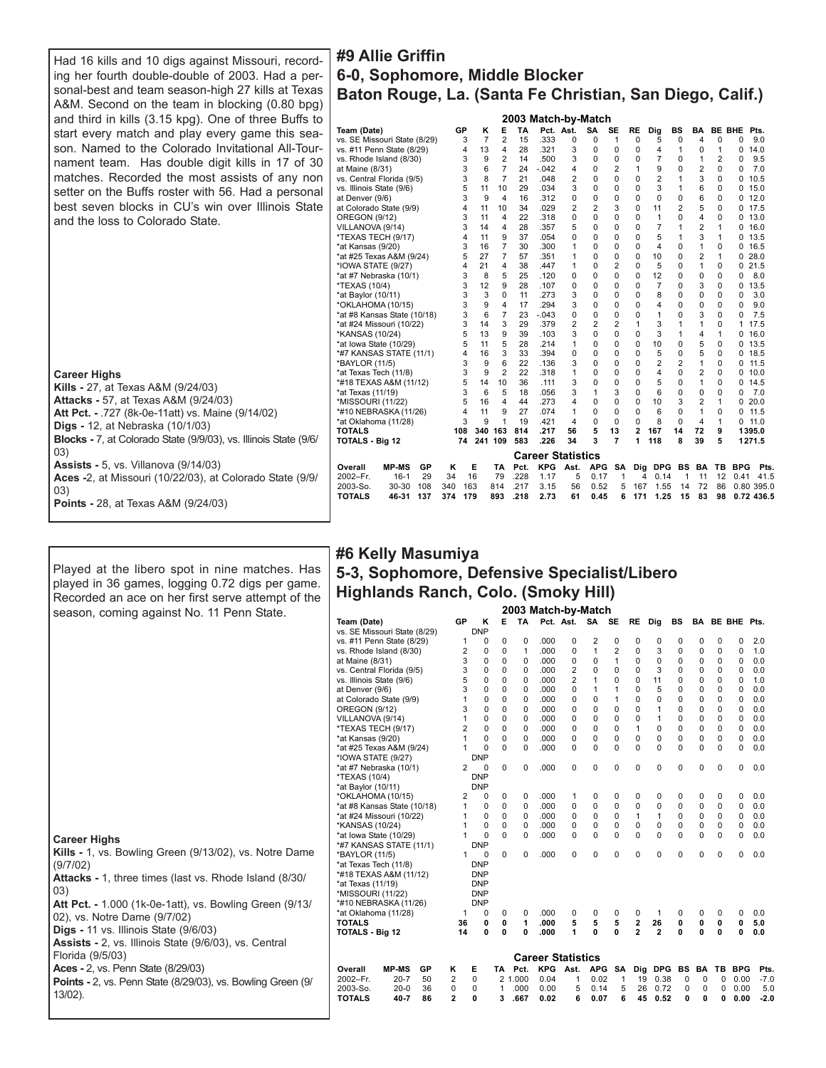## #9 Allie Griffin
## 6-0, Sophomore, Middle Blocker
## Baton Rouge, La. (Santa Fe Christian, San Diego, Calif.)

Had 16 kills and 10 digs against Missouri, recording her fourth double-double of 2003. Had a personal-best and team season-high 27 kills at Texas A&M. Second on the team in blocking (0.80 bpg) and third in kills (3.15 kpg). One of three Buffs to start every match and play every game this season. Named to the Colorado Invitational All-Tournament team. Has double digit kills in 17 of 30 matches. Recorded the most assists of any non setter on the Buffs roster with 56. Had a personal best seven blocks in CU's win over Illinois State and the loss to Colorado State.

**Career Highs**
**Kills -** 27, at Texas A&M (9/24/03)
**Attacks -** 57, at Texas A&M (9/24/03)
**Att Pct. -** .727 (8k-0e-11att) vs. Maine (9/14/02)
**Digs -** 12, at Nebraska (10/1/03)
**Blocks -** 7, at Colorado State (9/9/03), vs. Illinois State (9/6/03)
**Assists -** 5, vs. Villanova (9/14/03)
**Aces -**2, at Missouri (10/22/03), at Colorado State (9/9/03)
**Points -** 28, at Texas A&M (9/24/03)

**2003 Match-by-Match**

| Team (Date) | GP | K | E | TA | Pct. | Ast. | SA | SE | RE | Dig | BS | BA | BE | BHE | Pts. |
|---|---|---|---|---|---|---|---|---|---|---|---|---|---|---|---|
| vs. SE Missouri State (8/29) | 3 | 7 | 2 | 15 | .333 | 0 | 0 | 1 | 0 | 5 | 0 | 4 | 0 | 0 | 9.0 |
| vs. #11 Penn State (8/29) | 4 | 13 | 4 | 28 | .321 | 3 | 0 | 0 | 0 | 4 | 1 | 0 | 1 | 0 | 14.0 |
| vs. Rhode Island (8/30) | 3 | 9 | 2 | 14 | .500 | 3 | 0 | 0 | 0 | 7 | 0 | 1 | 2 | 0 | 9.5 |
| at Maine (8/31) | 3 | 6 | 7 | 24 | -.042 | 4 | 0 | 2 | 1 | 9 | 0 | 2 | 0 | 0 | 7.0 |
| vs. Central Florida (9/5) | 3 | 8 | 7 | 21 | .048 | 2 | 0 | 0 | 0 | 2 | 1 | 3 | 0 | 0 | 10.5 |
| vs. Illinois State (9/6) | 5 | 11 | 10 | 29 | .034 | 3 | 0 | 0 | 0 | 3 | 1 | 6 | 0 | 0 | 15.0 |
| at Denver (9/6) | 3 | 9 | 4 | 16 | .312 | 0 | 0 | 0 | 0 | 0 | 0 | 6 | 0 | 0 | 12.0 |
| at Colorado State (9/9) | 4 | 11 | 10 | 34 | .029 | 2 | 2 | 3 | 0 | 11 | 2 | 5 | 0 | 0 | 17.5 |
| OREGON (9/12) | 3 | 11 | 4 | 22 | .318 | 0 | 0 | 0 | 0 | 1 | 0 | 4 | 0 | 0 | 13.0 |
| VILLANOVA (9/14) | 3 | 14 | 4 | 28 | .357 | 5 | 0 | 0 | 0 | 7 | 1 | 2 | 1 | 0 | 16.0 |
| *TEXAS TECH (9/17) | 4 | 11 | 9 | 37 | .054 | 0 | 0 | 0 | 0 | 5 | 1 | 3 | 1 | 0 | 13.5 |
| *at Kansas (9/20) | 3 | 16 | 7 | 30 | .300 | 1 | 0 | 0 | 0 | 4 | 0 | 1 | 0 | 0 | 16.5 |
| *at #25 Texas A&M (9/24) | 5 | 27 | 7 | 57 | .351 | 1 | 0 | 0 | 0 | 10 | 0 | 2 | 1 | 0 | 28.0 |
| *IOWA STATE (9/27) | 4 | 21 | 4 | 38 | .447 | 1 | 0 | 2 | 0 | 5 | 0 | 1 | 0 | 0 | 21.5 |
| *at #7 Nebraska (10/1) | 3 | 8 | 5 | 25 | .120 | 0 | 0 | 0 | 0 | 12 | 0 | 0 | 0 | 0 | 8.0 |
| *TEXAS (10/4) | 3 | 12 | 9 | 28 | .107 | 0 | 0 | 0 | 0 | 7 | 0 | 3 | 0 | 0 | 13.5 |
| *at Baylor (10/11) | 3 | 3 | 0 | 11 | .273 | 3 | 0 | 0 | 0 | 8 | 0 | 0 | 0 | 0 | 3.0 |
| *OKLAHOMA (10/15) | 3 | 9 | 4 | 17 | .294 | 3 | 0 | 0 | 0 | 4 | 0 | 0 | 0 | 0 | 9.0 |
| *at #8 Kansas State (10/18) | 3 | 6 | 7 | 23 | -.043 | 0 | 0 | 0 | 0 | 1 | 0 | 3 | 0 | 0 | 7.5 |
| *at #24 Missouri (10/22) | 3 | 14 | 3 | 29 | .379 | 2 | 2 | 2 | 1 | 3 | 1 | 1 | 0 | 1 | 17.5 |
| *KANSAS (10/24) | 5 | 13 | 9 | 39 | .103 | 3 | 0 | 0 | 0 | 3 | 1 | 4 | 1 | 0 | 16.0 |
| *at Iowa State (10/29) | 5 | 11 | 5 | 28 | .214 | 1 | 0 | 0 | 0 | 10 | 0 | 5 | 0 | 0 | 13.5 |
| *#7 KANSAS STATE (11/1) | 4 | 16 | 3 | 33 | .394 | 0 | 0 | 0 | 0 | 5 | 0 | 5 | 0 | 0 | 18.5 |
| *BAYLOR (11/5) | 3 | 9 | 6 | 22 | .136 | 3 | 0 | 0 | 0 | 2 | 2 | 1 | 0 | 0 | 11.5 |
| *at Texas Tech (11/8) | 3 | 9 | 2 | 22 | .318 | 1 | 0 | 0 | 0 | 4 | 0 | 2 | 0 | 0 | 10.0 |
| *#18 TEXAS A&M (11/12) | 5 | 14 | 10 | 36 | .111 | 3 | 0 | 0 | 0 | 5 | 0 | 1 | 0 | 0 | 14.5 |
| *at Texas (11/19) | 3 | 6 | 5 | 18 | .056 | 3 | 1 | 3 | 0 | 6 | 0 | 0 | 0 | 0 | 7.0 |
| *MISSOURI (11/22) | 5 | 16 | 4 | 44 | .273 | 4 | 0 | 0 | 0 | 10 | 3 | 2 | 1 | 0 | 20.0 |
| *#10 NEBRASKA (11/26) | 4 | 11 | 9 | 27 | .074 | 1 | 0 | 0 | 0 | 6 | 0 | 1 | 0 | 0 | 11.5 |
| *at Oklahoma (11/28) | 3 | 9 | 1 | 19 | .421 | 4 | 0 | 0 | 0 | 8 | 0 | 4 | 1 | 0 | 11.0 |
| **TOTALS** | **108** | **340** | **163** | **814** | **.217** | **56** | **5** | **13** | **2** | **167** | **14** | **72** | **9** | **1** | **395.0** |
| **TOTALS - Big 12** | **74** | **241** | **109** | **583** | **.226** | **34** | **3** | **7** | **1** | **118** | **8** | **39** | **5** | **1** | **271.5** |

**Career Statistics**

| Overall | MP-MS | GP | K | E | TA | Pct. | KPG | Ast. | APG | SA | Dig | DPG | BS | BA | TB | BPG | Pts. |
|---|---|---|---|---|---|---|---|---|---|---|---|---|---|---|---|---|---|
| 2002–Fr. | 16-1 | 29 | 34 | 16 | 79 | .228 | 1.17 | 5 | 0.17 | 1 | 4 | 0.14 | 1 | 11 | 12 | 0.41 | 41.5 |
| 2003-So. | 30-30 | 108 | 340 | 163 | 814 | .217 | 3.15 | 56 | 0.52 | 5 | 167 | 1.55 | 14 | 72 | 86 | 0.80 | 395.0 |
| **TOTALS** | **46-31** | **137** | **374** | **179** | **893** | **.218** | **2.73** | **61** | **0.45** | **6** | **171** | **1.25** | **15** | **83** | **98** | **0.72** | **436.5** |

## #6 Kelly Masumiya
## 5-3, Sophomore, Defensive Specialist/Libero
## Highlands Ranch, Colo. (Smoky Hill)

Played at the libero spot in nine matches. Has played in 36 games, logging 0.72 digs per game. Recorded an ace on her first serve attempt of the season, coming against No. 11 Penn State.

**Career Highs**
**Kills -** 1, vs. Bowling Green (9/13/02), vs. Notre Dame (9/7/02)
**Attacks -** 1, three times (last vs. Rhode Island (8/30/03)
**Att Pct. -** 1.000 (1k-0e-1att), vs. Bowling Green (9/13/02), vs. Notre Dame (9/7/02)
**Digs -** 11 vs. Illinois State (9/6/03)
**Assists -** 2, vs. Illinois State (9/6/03), vs. Central Florida (9/5/03)
**Aces -** 2, vs. Penn State (8/29/03)
**Points -** 2, vs. Penn State (8/29/03), vs. Bowling Green (9/13/02).

**2003 Match-by-Match**

| Team (Date) | GP | K | E | TA | Pct. | Ast. | SA | SE | RE | Dig | BS | BA | BE | BHE | Pts. |
|---|---|---|---|---|---|---|---|---|---|---|---|---|---|---|---|
| vs. SE Missouri State (8/29) | DNP | | | | | | | | | | | | | | |
| vs. #11 Penn State (8/29) | 1 | 0 | 0 | 0 | .000 | 0 | 2 | 0 | 0 | 0 | 0 | 0 | 0 | 0 | 2.0 |
| vs. Rhode Island (8/30) | 2 | 0 | 0 | 1 | .000 | 0 | 1 | 2 | 0 | 3 | 0 | 0 | 0 | 0 | 1.0 |
| at Maine (8/31) | 3 | 0 | 0 | 0 | .000 | 0 | 0 | 1 | 0 | 0 | 0 | 0 | 0 | 0 | 0.0 |
| vs. Central Florida (9/5) | 3 | 0 | 0 | 0 | .000 | 2 | 0 | 0 | 0 | 3 | 0 | 0 | 0 | 0 | 0.0 |
| vs. Illinois State (9/6) | 5 | 0 | 0 | 0 | .000 | 2 | 1 | 0 | 0 | 11 | 0 | 0 | 0 | 0 | 1.0 |
| at Denver (9/6) | 3 | 0 | 0 | 0 | .000 | 0 | 1 | 1 | 0 | 5 | 0 | 0 | 0 | 0 | 0.0 |
| at Colorado State (9/9) | 1 | 0 | 0 | 0 | .000 | 0 | 0 | 1 | 0 | 0 | 0 | 0 | 0 | 0 | 0.0 |
| OREGON (9/12) | 3 | 0 | 0 | 0 | .000 | 0 | 0 | 0 | 0 | 1 | 0 | 0 | 0 | 0 | 0.0 |
| VILLANOVA (9/14) | 1 | 0 | 0 | 0 | .000 | 0 | 0 | 0 | 0 | 1 | 0 | 0 | 0 | 0 | 0.0 |
| *TEXAS TECH (9/17) | 2 | 0 | 0 | 0 | .000 | 0 | 0 | 0 | 1 | 0 | 0 | 0 | 0 | 0 | 0.0 |
| *at Kansas (9/20) | 1 | 0 | 0 | 0 | .000 | 0 | 0 | 0 | 0 | 0 | 0 | 0 | 0 | 0 | 0.0 |
| *at #25 Texas A&M (9/24) | 1 | 0 | 0 | 0 | .000 | 0 | 0 | 0 | 0 | 0 | 0 | 0 | 0 | 0 | 0.0 |
| *IOWA STATE (9/27) | DNP | | | | | | | | | | | | | | |
| *at #7 Nebraska (10/1) | 2 | 0 | 0 | 0 | .000 | 0 | 0 | 0 | 0 | 0 | 0 | 0 | 0 | 0 | 0.0 |
| *TEXAS (10/4) | DNP | | | | | | | | | | | | | | |
| *at Baylor (10/11) | DNP | | | | | | | | | | | | | | |
| *OKLAHOMA (10/15) | 2 | 0 | 0 | 0 | .000 | 1 | 0 | 0 | 0 | 0 | 0 | 0 | 0 | 0 | 0.0 |
| *at #8 Kansas State (10/18) | 1 | 0 | 0 | 0 | .000 | 0 | 0 | 0 | 0 | 0 | 0 | 0 | 0 | 0 | 0.0 |
| *at #24 Missouri (10/22) | 1 | 0 | 0 | 0 | .000 | 0 | 0 | 0 | 1 | 1 | 0 | 0 | 0 | 0 | 0.0 |
| *KANSAS (10/24) | 1 | 0 | 0 | 0 | .000 | 0 | 0 | 0 | 0 | 0 | 0 | 0 | 0 | 0 | 0.0 |
| *at Iowa State (10/29) | 1 | 0 | 0 | 0 | .000 | 0 | 0 | 0 | 0 | 0 | 0 | 0 | 0 | 0 | 0.0 |
| *#7 KANSAS STATE (11/1) | DNP | | | | | | | | | | | | | | |
| *BAYLOR (11/5) | 1 | 0 | 0 | 0 | .000 | 0 | 0 | 0 | 0 | 0 | 0 | 0 | 0 | 0 | 0.0 |
| *at Texas Tech (11/8) | DNP | | | | | | | | | | | | | | |
| *#18 TEXAS A&M (11/12) | DNP | | | | | | | | | | | | | | |
| *at Texas (11/19) | DNP | | | | | | | | | | | | | | |
| *MISSOURI (11/22) | DNP | | | | | | | | | | | | | | |
| *#10 NEBRASKA (11/26) | DNP | | | | | | | | | | | | | | |
| *at Oklahoma (11/28) | 1 | 0 | 0 | 0 | .000 | 0 | 0 | 0 | 0 | 1 | 0 | 0 | 0 | 0 | 0.0 |
| **TOTALS** | **36** | **0** | **0** | **1** | **.000** | **5** | **5** | **5** | **2** | **26** | **0** | **0** | **0** | **0** | **5.0** |
| **TOTALS - Big 12** | **14** | **0** | **0** | **0** | **.000** | **1** | **0** | **0** | **2** | **2** | **0** | **0** | **0** | **0** | **0.0** |

**Career Statistics**

| Overall | MP-MS | GP | K | E | TA | Pct. | KPG | Ast. | APG | SA | Dig | DPG | BS | BA | TB | BPG | Pts. |
|---|---|---|---|---|---|---|---|---|---|---|---|---|---|---|---|---|---|
| 2002–Fr. | 20-7 | 50 | 2 | 0 | 2 | 1.000 | 0.04 | 1 | 0.02 | 1 | 19 | 0.38 | 0 | 0 | 0 | 0.00 | -7.0 |
| 2003-So. | 20-0 | 36 | 0 | 0 | 1 | .000 | 0.00 | 5 | 0.14 | 5 | 26 | 0.72 | 0 | 0 | 0 | 0.00 | 5.0 |
| **TOTALS** | **40-7** | **86** | **2** | **0** | **3** | **.667** | **0.02** | **6** | **0.07** | **6** | **45** | **0.52** | **0** | **0** | **0** | **0.00** | **-2.0** |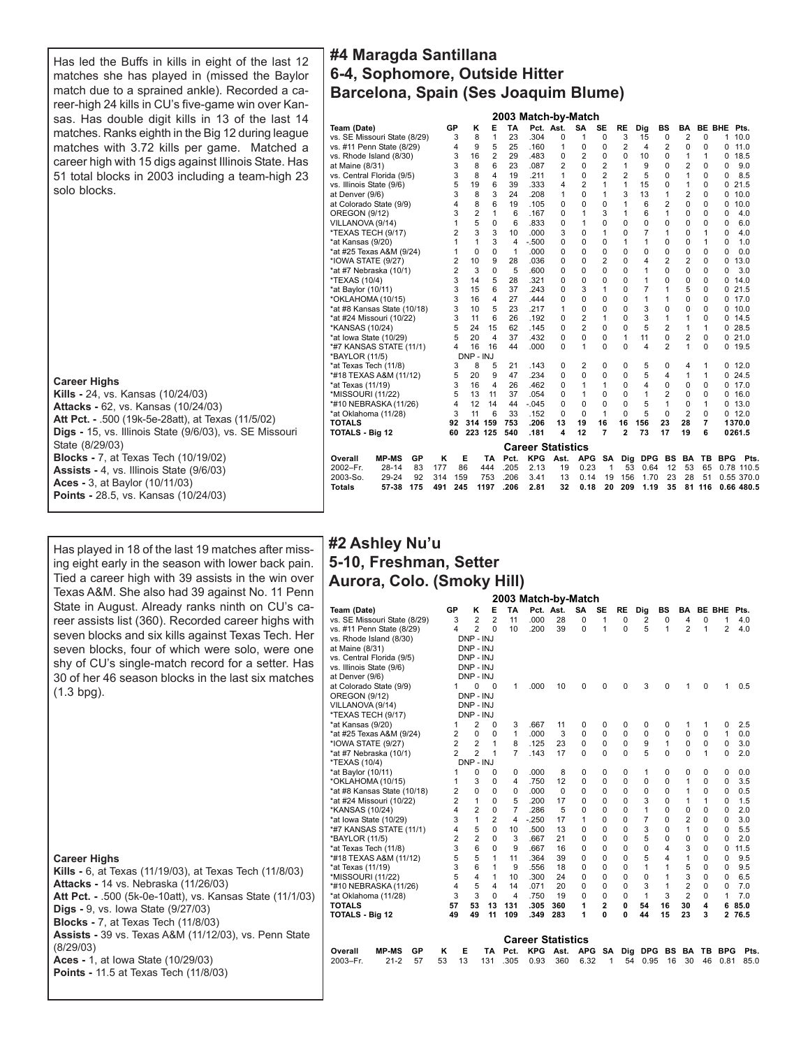## #4 Maragda Santillana
## 6-4, Sophomore, Outside Hitter
## Barcelona, Spain (Ses Joaquim Blume)

Has led the Buffs in kills in eight of the last 12 matches she has played in (missed the Baylor match due to a sprained ankle). Recorded a career-high 24 kills in CU's five-game win over Kansas. Has double digit kills in 13 of the last 14 matches. Ranks eighth in the Big 12 during league matches with 3.72 kills per game. Matched a career high with 15 digs against Illinois State. Has 51 total blocks in 2003 including a team-high 23 solo blocks.

**Career Highs**
**Kills -** 24, vs. Kansas (10/24/03)
**Attacks -** 62, vs. Kansas (10/24/03)
**Att Pct. -** .500 (19k-5e-28att), at Texas (11/5/02)
**Digs -** 15, vs. Illinois State (9/6/03), vs. SE Missouri State (8/29/03)
**Blocks -** 7, at Texas Tech (10/19/02)
**Assists -** 4, vs. Illinois State (9/6/03)
**Aces -** 3, at Baylor (10/11/03)
**Points -** 28.5, vs. Kansas (10/24/03)

**2003 Match-by-Match**

| Team (Date) | GP | K | E | TA | Pct. | Ast. | SA | SE | RE | Dig | BS | BA | BE | BHE | Pts. |
|---|---|---|---|---|---|---|---|---|---|---|---|---|---|---|---|
| vs. SE Missouri State (8/29) | 3 | 8 | 1 | 23 | .304 | 0 | 1 | 0 | 3 | 15 | 0 | 2 | 0 | 1 | 10.0 |
| vs. #11 Penn State (8/29) | 4 | 9 | 5 | 25 | .160 | 1 | 0 | 0 | 2 | 4 | 2 | 0 | 0 | 0 | 11.0 |
| vs. Rhode Island (8/30) | 3 | 16 | 2 | 29 | .483 | 0 | 2 | 0 | 0 | 10 | 0 | 1 | 1 | 0 | 18.5 |
| at Maine (8/31) | 3 | 8 | 6 | 23 | .087 | 2 | 0 | 2 | 1 | 9 | 0 | 2 | 0 | 0 | 9.0 |
| vs. Central Florida (9/5) | 3 | 8 | 4 | 19 | .211 | 1 | 0 | 2 | 2 | 5 | 0 | 1 | 0 | 0 | 8.5 |
| vs. Illinois State (9/6) | 5 | 19 | 6 | 39 | .333 | 4 | 2 | 1 | 1 | 15 | 0 | 1 | 0 | 0 | 21.5 |
| at Denver (9/6) | 3 | 8 | 3 | 24 | .208 | 1 | 0 | 1 | 3 | 13 | 1 | 2 | 0 | 0 | 10.0 |
| at Colorado State (9/9) | 4 | 8 | 6 | 19 | .105 | 0 | 0 | 0 | 1 | 6 | 2 | 0 | 0 | 0 | 10.0 |
| OREGON (9/12) | 3 | 2 | 1 | 6 | .167 | 0 | 1 | 3 | 1 | 6 | 1 | 0 | 0 | 0 | 4.0 |
| VILLANOVA (9/14) | 1 | 5 | 0 | 6 | .833 | 0 | 1 | 0 | 0 | 0 | 0 | 0 | 0 | 0 | 6.0 |
| *TEXAS TECH (9/17) | 2 | 3 | 3 | 10 | .000 | 3 | 0 | 1 | 0 | 7 | 1 | 0 | 1 | 0 | 4.0 |
| *at Kansas (9/20) | 1 | 1 | 3 | 4 | -.500 | 0 | 0 | 0 | 1 | 1 | 0 | 0 | 1 | 0 | 1.0 |
| *at #25 Texas A&M (9/24) | 1 | 0 | 0 | 1 | .000 | 0 | 0 | 0 | 0 | 0 | 0 | 0 | 0 | 0 | 0.0 |
| *IOWA STATE (9/27) | 2 | 10 | 9 | 28 | .036 | 0 | 0 | 2 | 0 | 4 | 2 | 2 | 0 | 0 | 13.0 |
| *at #7 Nebraska (10/1) | 2 | 3 | 0 | 5 | .600 | 0 | 0 | 0 | 0 | 1 | 0 | 0 | 0 | 0 | 3.0 |
| *TEXAS (10/4) | 3 | 14 | 5 | 28 | .321 | 0 | 0 | 0 | 0 | 1 | 0 | 0 | 0 | 0 | 14.0 |
| *at Baylor (10/11) | 3 | 15 | 6 | 37 | .243 | 0 | 3 | 1 | 0 | 7 | 1 | 5 | 0 | 0 | 21.5 |
| *OKLAHOMA (10/15) | 3 | 16 | 4 | 27 | .444 | 0 | 0 | 0 | 0 | 1 | 1 | 0 | 0 | 0 | 17.0 |
| *at #8 Kansas State (10/18) | 3 | 10 | 5 | 23 | .217 | 1 | 0 | 0 | 0 | 3 | 0 | 0 | 0 | 0 | 10.0 |
| *at #24 Missouri (10/22) | 3 | 11 | 6 | 26 | .192 | 0 | 2 | 1 | 0 | 3 | 1 | 1 | 0 | 0 | 14.5 |
| *KANSAS (10/24) | 5 | 24 | 15 | 62 | .145 | 0 | 2 | 0 | 0 | 5 | 2 | 1 | 1 | 0 | 28.5 |
| *at Iowa State (10/29) | 5 | 20 | 4 | 37 | .432 | 0 | 0 | 0 | 1 | 11 | 0 | 2 | 0 | 0 | 21.0 |
| *#7 KANSAS STATE (11/1) | 4 | 16 | 16 | 44 | .000 | 0 | 1 | 0 | 0 | 4 | 2 | 1 | 0 | 0 | 19.5 |
| *BAYLOR (11/5) | DNP - INJ | | | | | | | | | | | | | | |
| *at Texas Tech (11/8) | 3 | 8 | 5 | 21 | .143 | 0 | 2 | 0 | 0 | 5 | 0 | 4 | 1 | 0 | 12.0 |
| *#18 TEXAS A&M (11/12) | 5 | 20 | 9 | 47 | .234 | 0 | 0 | 0 | 0 | 5 | 4 | 1 | 1 | 0 | 24.5 |
| *at Texas (11/19) | 3 | 16 | 4 | 26 | .462 | 0 | 1 | 1 | 0 | 4 | 0 | 0 | 0 | 0 | 17.0 |
| *MISSOURI (11/22) | 5 | 13 | 11 | 37 | .054 | 0 | 1 | 0 | 0 | 1 | 2 | 0 | 0 | 0 | 16.0 |
| *#10 NEBRASKA (11/26) | 4 | 12 | 14 | 44 | -.045 | 0 | 0 | 0 | 0 | 5 | 1 | 0 | 1 | 0 | 13.0 |
| *at Oklahoma (11/28) | 3 | 11 | 6 | 33 | .152 | 0 | 0 | 1 | 0 | 5 | 0 | 2 | 0 | 0 | 12.0 |
| **TOTALS** | **92** | **314** | **159** | **753** | **.206** | **13** | **19** | **16** | **16** | **156** | **23** | **28** | **7** | **1** | **370.0** |
| **TOTALS - Big 12** | **60** | **223** | **125** | **540** | **.181** | **4** | **12** | **7** | **2** | **73** | **17** | **19** | **6** | **0** | **261.5** |

**Career Statistics**

| Overall | MP-MS | GP | K | E | TA | Pct. | KPG | Ast. | APG | SA | Dig | DPG | BS | BA | TB | BPG | Pts. |
|---|---|---|---|---|---|---|---|---|---|---|---|---|---|---|---|---|---|
| 2002–Fr. | 28-14 | 83 | 177 | 86 | 444 | .205 | 2.13 | 19 | 0.23 | 1 | 53 | 0.64 | 12 | 53 | 65 | 0.78 | 110.5 |
| 2003-So. | 29-24 | 92 | 314 | 159 | 753 | .206 | 3.41 | 13 | 0.14 | 19 | 156 | 1.70 | 23 | 28 | 51 | 0.55 | 370.0 |
| **Totals** | **57-38** | **175** | **491** | **245** | **1197** | **.206** | **2.81** | **32** | **0.18** | **20** | **209** | **1.19** | **35** | **81** | **116** | **0.66** | **480.5** |

## #2 Ashley Nu'u
## 5-10, Freshman, Setter
## Aurora, Colo. (Smoky Hill)

Has played in 18 of the last 19 matches after missing eight early in the season with lower back pain. Tied a career high with 39 assists in the win over Texas A&M. She also had 39 against No. 11 Penn State in August. Already ranks ninth on CU's career assists list (360). Recorded career highs with seven blocks and six kills against Texas Tech. Her seven blocks, four of which were solo, were one shy of CU's single-match record for a setter. Has 30 of her 46 season blocks in the last six matches (1.3 bpg).

**Career Highs**
**Kills -** 6, at Texas (11/19/03), at Texas Tech (11/8/03)
**Attacks -** 14 vs. Nebraska (11/26/03)
**Att Pct. -** .500 (5k-0e-10att), vs. Kansas State (11/1/03)
**Digs -** 9, vs. Iowa State (9/27/03)
**Blocks -** 7, at Texas Tech (11/8/03)
**Assists -** 39 vs. Texas A&M (11/12/03), vs. Penn State (8/29/03)
**Aces -** 1, at Iowa State (10/29/03)
**Points -** 11.5 at Texas Tech (11/8/03)

**2003 Match-by-Match**

| Team (Date) | GP | K | E | TA | Pct. | Ast. | SA | SE | RE | Dig | BS | BA | BE | BHE | Pts. |
|---|---|---|---|---|---|---|---|---|---|---|---|---|---|---|---|
| vs. SE Missouri State (8/29) | 3 | 2 | 2 | 11 | .000 | 28 | 0 | 1 | 0 | 2 | 0 | 4 | 0 | 1 | 4.0 |
| vs. #11 Penn State (8/29) | 4 | 2 | 0 | 10 | .200 | 39 | 0 | 1 | 0 | 5 | 1 | 2 | 1 | 2 | 4.0 |
| vs. Rhode Island (8/30) | DNP - INJ | | | | | | | | | | | | | | |
| at Maine (8/31) | DNP - INJ | | | | | | | | | | | | | | |
| vs. Central Florida (9/5) | DNP - INJ | | | | | | | | | | | | | | |
| vs. Illinois State (9/6) | DNP - INJ | | | | | | | | | | | | | | |
| at Denver (9/6) | DNP - INJ | | | | | | | | | | | | | | |
| at Colorado State (9/9) | 1 | 0 | 0 | 1 | .000 | 10 | 0 | 0 | 0 | 3 | 0 | 1 | 0 | 1 | 0.5 |
| OREGON (9/12) | DNP - INJ | | | | | | | | | | | | | | |
| VILLANOVA (9/14) | DNP - INJ | | | | | | | | | | | | | | |
| *TEXAS TECH (9/17) | DNP - INJ | | | | | | | | | | | | | | |
| *at Kansas (9/20) | 1 | 2 | 0 | 3 | .667 | 11 | 0 | 0 | 0 | 0 | 0 | 1 | 1 | 0 | 2.5 |
| *at #25 Texas A&M (9/24) | 2 | 0 | 0 | 1 | .000 | 3 | 0 | 0 | 0 | 0 | 0 | 0 | 0 | 1 | 0.0 |
| *IOWA STATE (9/27) | 2 | 2 | 1 | 8 | .125 | 23 | 0 | 0 | 0 | 9 | 1 | 0 | 0 | 0 | 3.0 |
| *at #7 Nebraska (10/1) | 2 | 2 | 1 | 7 | .143 | 17 | 0 | 0 | 0 | 5 | 0 | 0 | 1 | 0 | 2.0 |
| *TEXAS (10/4) | DNP - INJ | | | | | | | | | | | | | | |
| *at Baylor (10/11) | 1 | 0 | 0 | 0 | .000 | 8 | 0 | 0 | 0 | 1 | 0 | 0 | 0 | 0 | 0.0 |
| *OKLAHOMA (10/15) | 1 | 3 | 0 | 4 | .750 | 12 | 0 | 0 | 0 | 0 | 0 | 1 | 0 | 0 | 3.5 |
| *at #8 Kansas State (10/18) | 2 | 0 | 0 | 0 | .000 | 0 | 0 | 0 | 0 | 0 | 0 | 1 | 0 | 0 | 0.5 |
| *at #24 Missouri (10/22) | 2 | 1 | 0 | 5 | .200 | 17 | 0 | 0 | 0 | 3 | 0 | 1 | 1 | 0 | 1.5 |
| *KANSAS (10/24) | 4 | 2 | 0 | 7 | .286 | 5 | 0 | 0 | 0 | 1 | 0 | 0 | 0 | 0 | 2.0 |
| *at Iowa State (10/29) | 3 | 1 | 2 | 4 | -.250 | 17 | 1 | 0 | 0 | 7 | 0 | 2 | 0 | 0 | 3.0 |
| *#7 KANSAS STATE (11/1) | 4 | 5 | 0 | 10 | .500 | 13 | 0 | 0 | 0 | 3 | 0 | 1 | 0 | 0 | 5.5 |
| *BAYLOR (11/5) | 2 | 2 | 0 | 3 | .667 | 21 | 0 | 0 | 0 | 5 | 0 | 0 | 0 | 0 | 2.0 |
| *at Texas Tech (11/8) | 3 | 6 | 0 | 9 | .667 | 16 | 0 | 0 | 0 | 0 | 4 | 3 | 0 | 0 | 11.5 |
| *#18 TEXAS A&M (11/12) | 5 | 5 | 1 | 11 | .364 | 39 | 0 | 0 | 0 | 5 | 4 | 1 | 0 | 0 | 9.5 |
| *at Texas (11/19) | 3 | 6 | 1 | 9 | .556 | 18 | 0 | 0 | 0 | 1 | 1 | 5 | 0 | 0 | 9.5 |
| *MISSOURI (11/22) | 5 | 4 | 1 | 10 | .300 | 24 | 0 | 0 | 0 | 0 | 1 | 3 | 0 | 0 | 6.5 |
| *#10 NEBRASKA (11/26) | 4 | 5 | 4 | 14 | .071 | 20 | 0 | 0 | 0 | 3 | 1 | 2 | 0 | 0 | 7.0 |
| *at Oklahoma (11/28) | 3 | 3 | 0 | 4 | .750 | 19 | 0 | 0 | 0 | 1 | 3 | 2 | 0 | 1 | 7.0 |
| **TOTALS** | **57** | **53** | **13** | **131** | **.305** | **360** | **1** | **2** | **0** | **54** | **16** | **30** | **4** | **6** | **85.0** |
| **TOTALS - Big 12** | **49** | **49** | **11** | **109** | **.349** | **283** | **1** | **0** | **0** | **44** | **15** | **23** | **3** | **2** | **76.5** |

**Career Statistics**

| Overall | MP-MS | GP | K | E | TA | Pct. | KPG | Ast. | APG | SA | Dig | DPG | BS | BA | TB | BPG | Pts. |
|---|---|---|---|---|---|---|---|---|---|---|---|---|---|---|---|---|---|
| 2003–Fr. | 21-2 | 57 | 53 | 13 | 131 | .305 | 0.93 | 360 | 6.32 | 1 | 54 | 0.95 | 16 | 30 | 46 | 0.81 | 85.0 |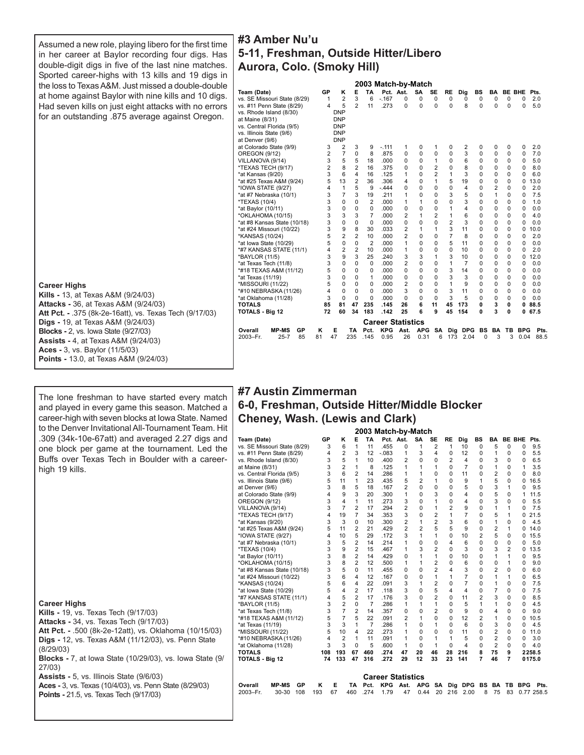# #3 Amber Nu'u

## 5-11, Freshman, Outside Hitter/Libero

## Aurora, Colo. (Smoky Hill)

Assumed a new role, playing libero for the first time in her career at Baylor recording four digs. Has double-digit digs in five of the last nine matches. Sported career-highs with 13 kills and 19 digs in the loss to Texas A&M. Just missed a double-double at home against Baylor with nine kills and 10 digs. Had seven kills on just eight attacks with no errors for an outstanding .875 average against Oregon.

**Career Highs**

**Kills -** 13, at Texas A&M (9/24/03)
**Attacks -** 36, at Texas A&M (9/24/03)
**Att Pct. -** .375 (8k-2e-16att), vs. Texas Tech (9/17/03)
**Digs -** 19, at Texas A&M (9/24/03)
**Blocks -** 2, vs. Iowa State (9/27/03)
**Assists -** 4, at Texas A&M (9/24/03)
**Aces -** 3, vs. Baylor (11/5/03)
**Points -** 13.0, at Texas A&M (9/24/03)

**2003 Match-by-Match**

| Team (Date) | GP | K | E | TA | Pct. | Ast. | SA | SE | RE | Dig | BS | BA | BE | BHE | Pts. |
|---|---|---|---|---|---|---|---|---|---|---|---|---|---|---|---|
| vs. SE Missouri State (8/29) | 1 | 2 | 3 | 6 | -.167 | 0 | 0 | 0 | 0 | 0 | 0 | 0 | 0 | 0 | 2.0 |
| vs. #11 Penn State (8/29) | 4 | 5 | 2 | 11 | .273 | 0 | 0 | 0 | 0 | 8 | 0 | 0 | 0 | 0 | 5.0 |
| vs. Rhode Island (8/30) | | DNP | | | | | | | | | | | | | |
| at Maine (8/31) | | DNP | | | | | | | | | | | | | |
| vs. Central Florida (9/5) | | DNP | | | | | | | | | | | | | |
| vs. Illinois State (9/6) | | DNP | | | | | | | | | | | | | |
| at Denver (9/6) | | DNP | | | | | | | | | | | | | |
| at Colorado State (9/9) | 3 | 2 | 3 | 9 | -.111 | 1 | 0 | 1 | 0 | 2 | 0 | 0 | 0 | 0 | 2.0 |
| OREGON (9/12) | 2 | 7 | 0 | 8 | .875 | 0 | 0 | 0 | 0 | 3 | 0 | 0 | 0 | 0 | 7.0 |
| VILLANOVA (9/14) | 3 | 5 | 5 | 18 | .000 | 0 | 0 | 1 | 0 | 6 | 0 | 0 | 0 | 0 | 5.0 |
| *TEXAS TECH (9/17) | 2 | 8 | 2 | 16 | .375 | 0 | 0 | 2 | 0 | 8 | 0 | 0 | 0 | 0 | 8.0 |
| *at Kansas (9/20) | 3 | 6 | 4 | 16 | .125 | 1 | 0 | 2 | 1 | 3 | 0 | 0 | 0 | 0 | 6.0 |
| *at #25 Texas A&M (9/24) | 5 | 13 | 2 | 36 | .306 | 4 | 0 | 1 | 5 | 19 | 0 | 0 | 0 | 0 | 13.0 |
| *IOWA STATE (9/27) | 4 | 1 | 5 | 9 | -.444 | 0 | 0 | 0 | 0 | 4 | 0 | 2 | 0 | 0 | 2.0 |
| *at #7 Nebraska (10/1) | 3 | 7 | 3 | 19 | .211 | 1 | 0 | 0 | 3 | 5 | 0 | 1 | 0 | 0 | 7.5 |
| *TEXAS (10/4) | 3 | 0 | 0 | 2 | .000 | 1 | 1 | 0 | 0 | 3 | 0 | 0 | 0 | 0 | 1.0 |
| *at Baylor (10/11) | 3 | 0 | 0 | 0 | .000 | 0 | 0 | 0 | 1 | 4 | 0 | 0 | 0 | 0 | 0.0 |
| *OKLAHOMA (10/15) | 3 | 3 | 3 | 7 | .000 | 2 | 1 | 2 | 1 | 6 | 0 | 0 | 0 | 0 | 4.0 |
| *at #8 Kansas State (10/18) | 3 | 0 | 0 | 0 | .000 | 0 | 0 | 0 | 2 | 3 | 0 | 0 | 0 | 0 | 0.0 |
| *at #24 Missouri (10/22) | 3 | 9 | 8 | 30 | .033 | 2 | 1 | 1 | 3 | 11 | 0 | 0 | 0 | 0 | 10.0 |
| *KANSAS (10/24) | 5 | 2 | 2 | 10 | .000 | 2 | 0 | 0 | 7 | 8 | 0 | 0 | 0 | 0 | 2.0 |
| *at Iowa State (10/29) | 5 | 0 | 0 | 2 | .000 | 1 | 0 | 0 | 5 | 11 | 0 | 0 | 0 | 0 | 0.0 |
| *#7 KANSAS STATE (11/1) | 4 | 2 | 2 | 10 | .000 | 1 | 0 | 0 | 0 | 10 | 0 | 0 | 0 | 0 | 2.0 |
| *BAYLOR (11/5) | 3 | 9 | 3 | 25 | .240 | 3 | 3 | 1 | 3 | 10 | 0 | 0 | 0 | 0 | 12.0 |
| *at Texas Tech (11/8) | 3 | 0 | 0 | 0 | .000 | 2 | 0 | 0 | 1 | 7 | 0 | 0 | 0 | 0 | 0.0 |
| *#18 TEXAS A&M (11/12) | 5 | 0 | 0 | 0 | .000 | 0 | 0 | 0 | 3 | 14 | 0 | 0 | 0 | 0 | 0.0 |
| *at Texas (11/19) | 3 | 0 | 0 | 1 | .000 | 0 | 0 | 0 | 3 | 3 | 0 | 0 | 0 | 0 | 0.0 |
| *MISSOURI (11/22) | 5 | 0 | 0 | 0 | .000 | 2 | 0 | 0 | 1 | 9 | 0 | 0 | 0 | 0 | 0.0 |
| *#10 NEBRASKA (11/26) | 4 | 0 | 0 | 0 | .000 | 3 | 0 | 0 | 3 | 11 | 0 | 0 | 0 | 0 | 0.0 |
| *at Oklahoma (11/28) | 3 | 0 | 0 | 0 | .000 | 0 | 0 | 0 | 3 | 5 | 0 | 0 | 0 | 0 | 0.0 |
| **TOTALS** | **85** | **81** | **47** | **235** | **.145** | **26** | **6** | **11** | **45** | **173** | **0** | **3** | **0** | **0** | **88.5** |
| **TOTALS - Big 12** | **72** | **60** | **34** | **183** | **.142** | **25** | **6** | **9** | **45** | **154** | **0** | **3** | **0** | **0** | **67.5** |

**Career Statistics**

| Overall | MP-MS | GP | K | E | TA | Pct. | KPG | Ast. | APG | SA | Dig | DPG | BS | BA | TB | BPG | Pts. |
|---|---|---|---|---|---|---|---|---|---|---|---|---|---|---|---|---|---|
| 2003–Fr. | 25-7 | 85 | 81 | 47 | 235 | .145 | 0.95 | 26 | 0.31 | 6 | 173 | 2.04 | 0 | 3 | 3 | 0.04 | 88.5 |

# #7 Austin Zimmerman

## 6-0, Freshman, Outside Hitter/Middle Blocker

## Cheney, Wash. (Lewis and Clark)

The lone freshman to have started every match and played in every game this season. Matched a career-high with seven blocks at Iowa State. Named to the Denver Invitational All-Tournament Team. Hit .309 (34k-10e-67att) and averaged 2.27 digs and one block per game at the tournament. Led the Buffs over Texas Tech in Boulder with a career-high 19 kills.

**Career Highs**

**Kills -** 19, vs. Texas Tech (9/17/03)
**Attacks -** 34, vs. Texas Tech (9/17/03)
**Att Pct. -** .500 (8k-2e-12att), vs. Oklahoma (10/15/03)
**Digs -** 12, vs. Texas A&M (11/12/03), vs. Penn State (8/29/03)
**Blocks -** 7, at Iowa State (10/29/03), vs. Iowa State (9/27/03)
**Assists -** 5, vs. Illinois State (9/6/03)
**Aces -** 3, vs. Texas (10/4/03), vs. Penn State (8/29/03)
**Points -** 21.5, vs. Texas Tech (9/17/03)

**2003 Match-by-Match**

| Team (Date) | GP | K | E | TA | Pct. | Ast. | SA | SE | RE | Dig | BS | BA | BE | BHE | Pts. |
|---|---|---|---|---|---|---|---|---|---|---|---|---|---|---|---|
| vs. SE Missouri State (8/29) | 3 | 6 | 1 | 11 | .455 | 0 | 1 | 2 | 1 | 10 | 0 | 5 | 0 | 0 | 9.5 |
| vs. #11 Penn State (8/29) | 4 | 2 | 3 | 12 | -.083 | 1 | 3 | 4 | 0 | 12 | 0 | 1 | 0 | 0 | 5.5 |
| vs. Rhode Island (8/30) | 3 | 5 | 1 | 10 | .400 | 2 | 0 | 0 | 2 | 4 | 0 | 3 | 0 | 0 | 6.5 |
| at Maine (8/31) | 3 | 2 | 1 | 8 | .125 | 1 | 1 | 1 | 0 | 7 | 0 | 1 | 0 | 1 | 3.5 |
| vs. Central Florida (9/5) | 3 | 6 | 2 | 14 | .286 | 1 | 1 | 0 | 0 | 11 | 0 | 2 | 0 | 0 | 8.0 |
| vs. Illinois State (9/6) | 5 | 11 | 1 | 23 | .435 | 5 | 2 | 1 | 0 | 9 | 1 | 5 | 0 | 0 | 16.5 |
| at Denver (9/6) | 3 | 8 | 5 | 18 | .167 | 2 | 0 | 0 | 0 | 5 | 0 | 3 | 1 | 0 | 9.5 |
| at Colorado State (9/9) | 4 | 9 | 3 | 20 | .300 | 1 | 0 | 3 | 0 | 4 | 0 | 5 | 0 | 1 | 11.5 |
| OREGON (9/12) | 3 | 4 | 1 | 11 | .273 | 3 | 0 | 1 | 0 | 4 | 0 | 3 | 0 | 0 | 5.5 |
| VILLANOVA (9/14) | 3 | 7 | 2 | 17 | .294 | 2 | 0 | 1 | 2 | 9 | 0 | 1 | 1 | 0 | 7.5 |
| *TEXAS TECH (9/17) | 4 | 19 | 7 | 34 | .353 | 3 | 0 | 2 | 1 | 7 | 0 | 5 | 1 | 0 | 21.5 |
| *at Kansas (9/20) | 3 | 3 | 0 | 10 | .300 | 2 | 1 | 2 | 3 | 6 | 0 | 1 | 0 | 0 | 4.5 |
| *at #25 Texas A&M (9/24) | 5 | 11 | 2 | 21 | .429 | 2 | 2 | 5 | 5 | 9 | 0 | 2 | 1 | 0 | 14.0 |
| *IOWA STATE (9/27) | 4 | 10 | 5 | 29 | .172 | 3 | 1 | 1 | 0 | 10 | 2 | 5 | 0 | 0 | 15.5 |
| *at #7 Nebraska (10/1) | 3 | 5 | 2 | 14 | .214 | 1 | 0 | 0 | 4 | 6 | 0 | 0 | 0 | 0 | 5.0 |
| *TEXAS (10/4) | 3 | 9 | 2 | 15 | .467 | 1 | 3 | 2 | 0 | 3 | 0 | 3 | 2 | 0 | 13.5 |
| *at Baylor (10/11) | 3 | 8 | 2 | 14 | .429 | 0 | 1 | 1 | 0 | 10 | 0 | 1 | 1 | 0 | 9.5 |
| *OKLAHOMA (10/15) | 3 | 8 | 2 | 12 | .500 | 1 | 1 | 2 | 0 | 6 | 0 | 0 | 1 | 0 | 9.0 |
| *at #8 Kansas State (10/18) | 3 | 5 | 0 | 11 | .455 | 0 | 0 | 2 | 4 | 3 | 0 | 2 | 0 | 0 | 6.0 |
| *at #24 Missouri (10/22) | 3 | 6 | 4 | 12 | .167 | 0 | 0 | 1 | 1 | 7 | 0 | 1 | 1 | 0 | 6.5 |
| *KANSAS (10/24) | 5 | 6 | 4 | 22 | .091 | 3 | 1 | 2 | 0 | 7 | 0 | 1 | 0 | 0 | 7.5 |
| *at Iowa State (10/29) | 5 | 4 | 2 | 17 | .118 | 3 | 0 | 5 | 4 | 4 | 0 | 7 | 0 | 0 | 7.5 |
| *#7 KANSAS STATE (11/1) | 4 | 5 | 2 | 17 | .176 | 3 | 0 | 2 | 0 | 11 | 2 | 3 | 0 | 0 | 8.5 |
| *BAYLOR (11/5) | 3 | 2 | 0 | 7 | .286 | 1 | 1 | 1 | 0 | 5 | 1 | 1 | 0 | 0 | 4.5 |
| *at Texas Tech (11/8) | 3 | 7 | 2 | 14 | .357 | 0 | 0 | 2 | 0 | 9 | 0 | 4 | 0 | 0 | 9.0 |
| *#18 TEXAS A&M (11/12) | 5 | 7 | 5 | 22 | .091 | 2 | 1 | 0 | 0 | 12 | 2 | 1 | 0 | 0 | 10.5 |
| *at Texas (11/19) | 3 | 3 | 1 | 7 | .286 | 1 | 0 | 1 | 0 | 6 | 0 | 3 | 0 | 0 | 4.5 |
| *MISSOURI (11/22) | 5 | 10 | 4 | 22 | .273 | 1 | 0 | 0 | 0 | 11 | 0 | 2 | 0 | 0 | 11.0 |
| *#10 NEBRASKA (11/26) | 4 | 2 | 1 | 11 | .091 | 1 | 0 | 1 | 1 | 5 | 0 | 2 | 0 | 0 | 3.0 |
| *at Oklahoma (11/28) | 3 | 3 | 0 | 5 | .600 | 1 | 0 | 1 | 0 | 4 | 0 | 2 | 0 | 0 | 4.0 |
| **TOTALS** | **108** | **193** | **67** | **460** | **.274** | **47** | **20** | **46** | **28** | **216** | **8** | **75** | **9** | **2** | **258.5** |
| **TOTALS - Big 12** | **74** | **133** | **47** | **316** | **.272** | **29** | **12** | **33** | **23** | **141** | **7** | **46** | **7** | **0** | **175.0** |

**Career Statistics**

| Overall | MP-MS | GP | K | E | TA | Pct. | KPG | Ast. | APG | SA | Dig | DPG | BS | BA | TB | BPG | Pts. |
|---|---|---|---|---|---|---|---|---|---|---|---|---|---|---|---|---|---|
| 2003–Fr. | 30-30 | 108 | 193 | 67 | 460 | .274 | 1.79 | 47 | 0.44 | 20 | 216 | 2.00 | 8 | 75 | 83 | 0.77 | 258.5 |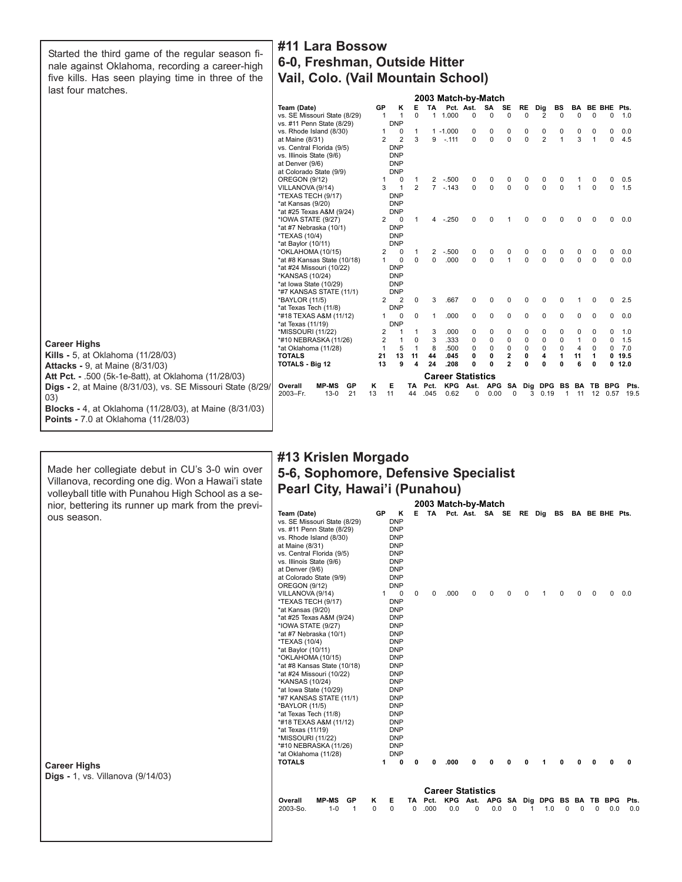## #11 Lara Bossow

### 6-0, Freshman, Outside Hitter

### Vail, Colo. (Vail Mountain School)

Started the third game of the regular season finale against Oklahoma, recording a career-high five kills. Has seen playing time in three of the last four matches.

**2003 Match-by-Match**

| Team (Date) | GP | K | E | TA | Pct. | Ast. | SA | SE | RE | Dig | BS | BA | BE | BHE | Pts. |
|---|---|---|---|---|---|---|---|---|---|---|---|---|---|---|---|
| vs. SE Missouri State (8/29) | 1 | 1 | 0 | 1 | 1.000 | 0 | 0 | 0 | 0 | 2 | 0 | 0 | 0 | 0 | 1.0 |
| vs. #11 Penn State (8/29) | | DNP | | | | | | | | | | | | | |
| vs. Rhode Island (8/30) | 1 | 0 | 1 | 1 | -1.000 | 0 | 0 | 0 | 0 | 0 | 0 | 0 | 0 | 0 | 0.0 |
| at Maine (8/31) | 2 | 2 | 3 | 9 | -.111 | 0 | 0 | 0 | 0 | 2 | 1 | 3 | 1 | 0 | 4.5 |
| vs. Central Florida (9/5) | | DNP | | | | | | | | | | | | | |
| vs. Illinois State (9/6) | | DNP | | | | | | | | | | | | | |
| at Denver (9/6) | | DNP | | | | | | | | | | | | | |
| at Colorado State (9/9) | | DNP | | | | | | | | | | | | | |
| OREGON (9/12) | 1 | 0 | 1 | 2 | -.500 | 0 | 0 | 0 | 0 | 0 | 0 | 1 | 0 | 0 | 0.5 |
| VILLANOVA (9/14) | 3 | 1 | 2 | 7 | -.143 | 0 | 0 | 0 | 0 | 0 | 0 | 1 | 0 | 0 | 1.5 |
| *TEXAS TECH (9/17) | | DNP | | | | | | | | | | | | | |
| *at Kansas (9/20) | | DNP | | | | | | | | | | | | | |
| *at #25 Texas A&M (9/24) | | DNP | | | | | | | | | | | | | |
| *IOWA STATE (9/27) | 2 | 0 | 1 | 4 | -.250 | 0 | 0 | 1 | 0 | 0 | 0 | 0 | 0 | 0 | 0.0 |
| *at #7 Nebraska (10/1) | | DNP | | | | | | | | | | | | | |
| *TEXAS (10/4) | | DNP | | | | | | | | | | | | | |
| *at Baylor (10/11) | | DNP | | | | | | | | | | | | | |
| *OKLAHOMA (10/15) | 2 | 0 | 1 | 2 | -.500 | 0 | 0 | 0 | 0 | 0 | 0 | 0 | 0 | 0 | 0.0 |
| *at #8 Kansas State (10/18) | 1 | 0 | 0 | 0 | .000 | 0 | 0 | 1 | 0 | 0 | 0 | 0 | 0 | 0 | 0.0 |
| *at #24 Missouri (10/22) | | DNP | | | | | | | | | | | | | |
| *KANSAS (10/24) | | DNP | | | | | | | | | | | | | |
| *at Iowa State (10/29) | | DNP | | | | | | | | | | | | | |
| *#7 KANSAS STATE (11/1) | | DNP | | | | | | | | | | | | | |
| *BAYLOR (11/5) | 2 | 2 | 0 | 3 | .667 | 0 | 0 | 0 | 0 | 0 | 0 | 1 | 0 | 0 | 2.5 |
| *at Texas Tech (11/8) | | DNP | | | | | | | | | | | | | |
| *#18 TEXAS A&M (11/12) | 1 | 0 | 0 | 1 | .000 | 0 | 0 | 0 | 0 | 0 | 0 | 0 | 0 | 0 | 0.0 |
| *at Texas (11/19) | | DNP | | | | | | | | | | | | | |
| *MISSOURI (11/22) | 2 | 1 | 1 | 3 | .000 | 0 | 0 | 0 | 0 | 0 | 0 | 0 | 0 | 0 | 1.0 |
| *#10 NEBRASKA (11/26) | 2 | 1 | 0 | 3 | .333 | 0 | 0 | 0 | 0 | 0 | 0 | 1 | 0 | 0 | 1.5 |
| *at Oklahoma (11/28) | 1 | 5 | 1 | 8 | .500 | 0 | 0 | 0 | 0 | 0 | 0 | 4 | 0 | 0 | 7.0 |
| **TOTALS** | **21** | **13** | **11** | **44** | **.045** | **0** | **0** | **2** | **0** | **4** | **1** | **11** | **1** | **0** | **19.5** |
| **TOTALS - Big 12** | **13** | **9** | **4** | **24** | **.208** | **0** | **0** | **2** | **0** | **0** | **0** | **6** | **0** | **0** | **12.0** |

**Career Statistics**

| Overall | MP-MS | GP | K | E | TA | Pct. | KPG | Ast. | APG | SA | Dig | DPG | BS | BA | TB | BPG | Pts. |
|---|---|---|---|---|---|---|---|---|---|---|---|---|---|---|---|---|---|
| 2003–Fr. | 13-0 | 21 | 13 | 11 | 44 | .045 | 0.62 | 0 | 0.00 | 0 | 3 | 0.19 | 1 | 11 | 12 | 0.57 | 19.5 |

**Career Highs**

**Kills -** 5, at Oklahoma (11/28/03)
**Attacks -** 9, at Maine (8/31/03)
**Att Pct. -** .500 (5k-1e-8att), at Oklahoma (11/28/03)
**Digs -** 2, at Maine (8/31/03), vs. SE Missouri State (8/29/03)
**Blocks -** 4, at Oklahoma (11/28/03), at Maine (8/31/03)
**Points -** 7.0 at Oklahoma (11/28/03)

## #13 Krislen Morgado

### 5-6, Sophomore, Defensive Specialist

### Pearl City, Hawai'i (Punahou)

Made her collegiate debut in CU's 3-0 win over Villanova, recording one dig. Won a Hawai'i state volleyball title with Punahou High School as a senior, bettering its runner up mark from the previous season.

**2003 Match-by-Match**

| Team (Date) | GP | K | E | TA | Pct. | Ast. | SA | SE | RE | Dig | BS | BA | BE | BHE | Pts. |
|---|---|---|---|---|---|---|---|---|---|---|---|---|---|---|---|
| vs. SE Missouri State (8/29) | | DNP | | | | | | | | | | | | | |
| vs. #11 Penn State (8/29) | | DNP | | | | | | | | | | | | | |
| vs. Rhode Island (8/30) | | DNP | | | | | | | | | | | | | |
| at Maine (8/31) | | DNP | | | | | | | | | | | | | |
| vs. Central Florida (9/5) | | DNP | | | | | | | | | | | | | |
| vs. Illinois State (9/6) | | DNP | | | | | | | | | | | | | |
| at Denver (9/6) | | DNP | | | | | | | | | | | | | |
| at Colorado State (9/9) | | DNP | | | | | | | | | | | | | |
| OREGON (9/12) | | DNP | | | | | | | | | | | | | |
| VILLANOVA (9/14) | 1 | 0 | 0 | 0 | .000 | 0 | 0 | 0 | 0 | 1 | 0 | 0 | 0 | 0 | 0.0 |
| *TEXAS TECH (9/17) | | DNP | | | | | | | | | | | | | |
| *at Kansas (9/20) | | DNP | | | | | | | | | | | | | |
| *at #25 Texas A&M (9/24) | | DNP | | | | | | | | | | | | | |
| *IOWA STATE (9/27) | | DNP | | | | | | | | | | | | | |
| *at #7 Nebraska (10/1) | | DNP | | | | | | | | | | | | | |
| *TEXAS (10/4) | | DNP | | | | | | | | | | | | | |
| *at Baylor (10/11) | | DNP | | | | | | | | | | | | | |
| *OKLAHOMA (10/15) | | DNP | | | | | | | | | | | | | |
| *at #8 Kansas State (10/18) | | DNP | | | | | | | | | | | | | |
| *at #24 Missouri (10/22) | | DNP | | | | | | | | | | | | | |
| *KANSAS (10/24) | | DNP | | | | | | | | | | | | | |
| *at Iowa State (10/29) | | DNP | | | | | | | | | | | | | |
| *#7 KANSAS STATE (11/1) | | DNP | | | | | | | | | | | | | |
| *BAYLOR (11/5) | | DNP | | | | | | | | | | | | | |
| *at Texas Tech (11/8) | | DNP | | | | | | | | | | | | | |
| *#18 TEXAS A&M (11/12) | | DNP | | | | | | | | | | | | | |
| *at Texas (11/19) | | DNP | | | | | | | | | | | | | |
| *MISSOURI (11/22) | | DNP | | | | | | | | | | | | | |
| *#10 NEBRASKA (11/26) | | DNP | | | | | | | | | | | | | |
| *at Oklahoma (11/28) | | DNP | | | | | | | | | | | | | |
| **TOTALS** | **1** | **0** | **0** | **0** | **.000** | **0** | **0** | **0** | **0** | **1** | **0** | **0** | **0** | **0** | **0** |

**Career Statistics**

| Overall | MP-MS | GP | K | E | TA | Pct. | KPG | Ast. | APG | SA | Dig | DPG | BS | BA | TB | BPG | Pts. |
|---|---|---|---|---|---|---|---|---|---|---|---|---|---|---|---|---|---|
| 2003-So. | 1-0 | 1 | 0 | 0 | 0 | .000 | 0.0 | 0 | 0.0 | 0 | 1 | 1.0 | 0 | 0 | 0 | 0.0 | 0.0 |

**Career Highs**

**Digs -** 1, vs. Villanova (9/14/03)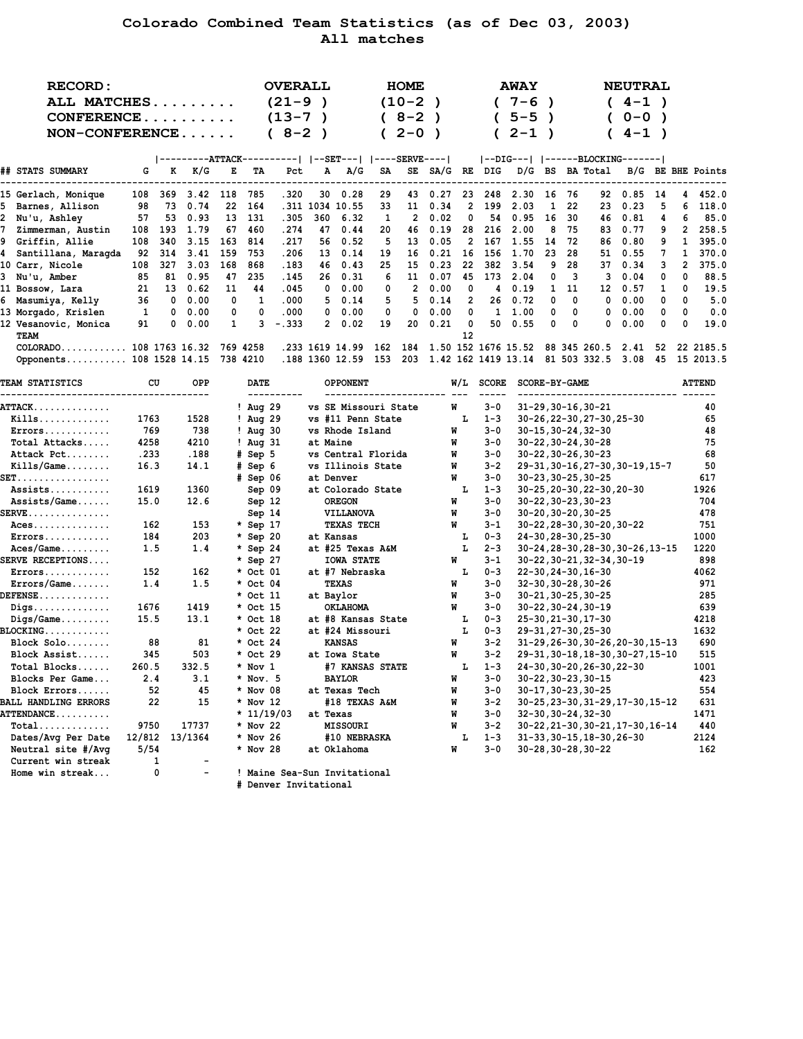# Colorado Combined Team Statistics (as of Dec 03, 2003)
## All matches

| RECORD: | OVERALL | HOME | AWAY | NEUTRAL |
|---|---|---|---|---|
| ALL MATCHES......... | (21-9 ) | (10-2 ) | ( 7-6 ) | ( 4-1 ) |
| CONFERENCE.......... | (13-7 ) | ( 8-2 ) | ( 5-5 ) | ( 0-0 ) |
| NON-CONFERENCE...... | ( 8-2 ) | ( 2-0 ) | ( 2-1 ) | ( 4-1 ) |

| | | ATTACK | | | | | SET | | SERVE | | | | DIG | | BLOCKING | | | | | | |
|---|---|---|---|---|---|---|---|---|---|---|---|---|---|---|---|---|---|---|---|---|---|
| ## STATS SUMMARY | G | K | K/G | E | TA | Pct | A | A/G | SA | SE | SA/G | RE | DIG | D/G | BS | BA | Total | B/G | BE | BHE | Points |
| 15 Gerlach, Monique | 108 | 369 | 3.42 | 118 | 785 | .320 | 30 | 0.28 | 29 | 43 | 0.27 | 23 | 248 | 2.30 | 16 | 76 | 92 | 0.85 | 14 | 4 | 452.0 |
| 5 Barnes, Allison | 98 | 73 | 0.74 | 22 | 164 | .311 | 1034 | 10.55 | 33 | 11 | 0.34 | 2 | 199 | 2.03 | 1 | 22 | 23 | 0.23 | 5 | 6 | 118.0 |
| 2 Nu'u, Ashley | 57 | 53 | 0.93 | 13 | 131 | .305 | 360 | 6.32 | 1 | 2 | 0.02 | 0 | 54 | 0.95 | 16 | 30 | 46 | 0.81 | 4 | 6 | 85.0 |
| 7 Zimmerman, Austin | 108 | 193 | 1.79 | 67 | 460 | .274 | 47 | 0.44 | 20 | 46 | 0.19 | 28 | 216 | 2.00 | 8 | 75 | 83 | 0.77 | 9 | 2 | 258.5 |
| 9 Griffin, Allie | 108 | 340 | 3.15 | 163 | 814 | .217 | 56 | 0.52 | 5 | 13 | 0.05 | 2 | 167 | 1.55 | 14 | 72 | 86 | 0.80 | 9 | 1 | 395.0 |
| 4 Santillana, Maragda | 92 | 314 | 3.41 | 159 | 753 | .206 | 13 | 0.14 | 19 | 16 | 0.21 | 16 | 156 | 1.70 | 23 | 28 | 51 | 0.55 | 7 | 1 | 370.0 |
| 10 Carr, Nicole | 108 | 327 | 3.03 | 168 | 868 | .183 | 46 | 0.43 | 25 | 15 | 0.23 | 22 | 382 | 3.54 | 9 | 28 | 37 | 0.34 | 3 | 2 | 375.0 |
| 3 Nu'u, Amber | 85 | 81 | 0.95 | 47 | 235 | .145 | 26 | 0.31 | 6 | 11 | 0.07 | 45 | 173 | 2.04 | 0 | 3 | 3 | 0.04 | 0 | 0 | 88.5 |
| 11 Bossow, Lara | 21 | 13 | 0.62 | 11 | 44 | .045 | 0 | 0.00 | 0 | 2 | 0.00 | 0 | 4 | 0.19 | 1 | 11 | 12 | 0.57 | 1 | 0 | 19.5 |
| 6 Masumiya, Kelly | 36 | 0 | 0.00 | 0 | 1 | .000 | 5 | 0.14 | 5 | 5 | 0.14 | 2 | 26 | 0.72 | 0 | 0 | 0 | 0.00 | 0 | 0 | 5.0 |
| 13 Morgado, Krislen | 1 | 0 | 0.00 | 0 | 0 | .000 | 0 | 0.00 | 0 | 0 | 0.00 | 1 | 1 | 1.00 | 0 | 0 | 0 | 0.00 | 0 | 0 | 0.0 |
| 12 Vesanovic, Monica | 91 | 0 | 0.00 | 1 | 3 | -.333 | 2 | 0.02 | 19 | 20 | 0.21 | 0 | 50 | 0.55 | 0 | 0 | 0 | 0.00 | 0 | 0 | 19.0 |
| TEAM | | | | | | | | | | | | 12 | | | | | | | | | |
| COLORADO........... | 108 | 1763 | 16.32 | 769 | 4258 | .233 | 1619 | 14.99 | 162 | 184 | 1.50 | 152 | 1676 | 15.52 | 88 | 345 | 260.5 | 2.41 | 52 | 22 | 2185.5 |
| Opponents.......... | 108 | 1528 | 14.15 | 738 | 4210 | .188 | 1360 | 12.59 | 153 | 203 | 1.42 | 162 | 1419 | 13.14 | 81 | 503 | 332.5 | 3.08 | 45 | 15 | 2013.5 |

| TEAM STATISTICS | CU | OPP |
|---|---|---|
| ATTACK.............. | | |
| Kills............ | 1763 | 1528 |
| Errors............ | 769 | 738 |
| Total Attacks..... | 4258 | 4210 |
| Attack Pct........ | .233 | .188 |
| Kills/Game........ | 16.3 | 14.1 |
| SET................. | | |
| Assists........... | 1619 | 1360 |
| Assists/Game...... | 15.0 | 12.6 |
| SERVE............... | | |
| Aces.............. | 162 | 153 |
| Errors............ | 184 | 203 |
| Aces/Game......... | 1.5 | 1.4 |
| SERVE RECEPTIONS.... | | |
| Errors............ | 152 | 162 |
| Errors/Game....... | 1.4 | 1.5 |
| DEFENSE............. | | |
| Digs.............. | 1676 | 1419 |
| Digs/Game......... | 15.5 | 13.1 |
| BLOCKING............ | | |
| Block Solo........ | 88 | 81 |
| Block Assist...... | 345 | 503 |
| Total Blocks...... | 260.5 | 332.5 |
| Blocks Per Game... | 2.4 | 3.1 |
| Block Errors...... | 52 | 45 |
| BALL HANDLING ERRORS | 22 | 15 |
| ATTENDANCE.......... | | |
| Total............. | 9750 | 17737 |
| Dates/Avg Per Date | 12/812 | 13/1364 |
| Neutral site #/Avg | 5/54 | |
| Current win streak | 1 | - |
| Home win streak... | 0 | - |

| DATE | OPPONENT | W/L | SCORE | SCORE-BY-GAME | ATTEND |
|---|---|---|---|---|---|
| ! Aug 29 | vs SE Missouri State | W | 3-0 | 31-29,30-16,30-21 | 40 |
| ! Aug 29 | vs #11 Penn State | L | 1-3 | 30-26,22-30,27-30,25-30 | 65 |
| ! Aug 30 | vs Rhode Island | W | 3-0 | 30-15,30-24,32-30 | 48 |
| ! Aug 31 | at Maine | W | 3-0 | 30-22,30-24,30-28 | 75 |
| # Sep 5 | vs Central Florida | W | 3-0 | 30-22,30-26,30-23 | 68 |
| # Sep 6 | vs Illinois State | W | 3-2 | 29-31,30-16,27-30,30-19,15-7 | 50 |
| # Sep 06 | at Denver | W | 3-0 | 30-23,30-25,30-25 | 617 |
| Sep 09 | at Colorado State | L | 1-3 | 30-25,20-30,22-30,20-30 | 1926 |
| Sep 12 | OREGON | W | 3-0 | 30-22,30-23,30-23 | 704 |
| Sep 14 | VILLANOVA | W | 3-0 | 30-20,30-20,30-25 | 478 |
| * Sep 17 | TEXAS TECH | W | 3-1 | 30-22,28-30,30-20,30-22 | 751 |
| * Sep 20 | at Kansas | L | 0-3 | 24-30,28-30,25-30 | 1000 |
| * Sep 24 | at #25 Texas A&M | L | 2-3 | 30-24,28-30,28-30,30-26,13-15 | 1220 |
| * Sep 27 | IOWA STATE | W | 3-1 | 30-22,30-21,32-34,30-19 | 898 |
| * Oct 01 | at #7 Nebraska | L | 0-3 | 22-30,24-30,16-30 | 4062 |
| * Oct 04 | TEXAS | W | 3-0 | 32-30,30-28,30-26 | 971 |
| * Oct 11 | at Baylor | W | 3-0 | 30-21,30-25,30-25 | 285 |
| * Oct 15 | OKLAHOMA | W | 3-0 | 30-22,30-24,30-19 | 639 |
| * Oct 18 | at #8 Kansas State | L | 0-3 | 25-30,21-30,17-30 | 4218 |
| * Oct 22 | at #24 Missouri | L | 0-3 | 29-31,27-30,25-30 | 1632 |
| * Oct 24 | KANSAS | W | 3-2 | 31-29,26-30,30-26,20-30,15-13 | 690 |
| * Oct 29 | at Iowa State | W | 3-2 | 29-31,30-18,18-30,30-27,15-10 | 515 |
| * Nov 1 | #7 KANSAS STATE | L | 1-3 | 24-30,30-20,26-30,22-30 | 1001 |
| * Nov. 5 | BAYLOR | W | 3-0 | 30-22,30-23,30-15 | 423 |
| * Nov 08 | at Texas Tech | W | 3-0 | 30-17,30-23,30-25 | 554 |
| * Nov 12 | #18 TEXAS A&M | W | 3-2 | 30-25,23-30,31-29,17-30,15-12 | 631 |
| * 11/19/03 | at Texas | W | 3-0 | 32-30,30-24,32-30 | 1471 |
| * Nov 22 | MISSOURI | W | 3-2 | 30-22,21-30,30-21,17-30,16-14 | 440 |
| * Nov 26 | #10 NEBRASKA | L | 1-3 | 31-33,30-15,18-30,26-30 | 2124 |
| * Nov 28 | at Oklahoma | W | 3-0 | 30-28,30-28,30-22 | 162 |

! Maine Sea-Sun Invitational
# Denver Invitational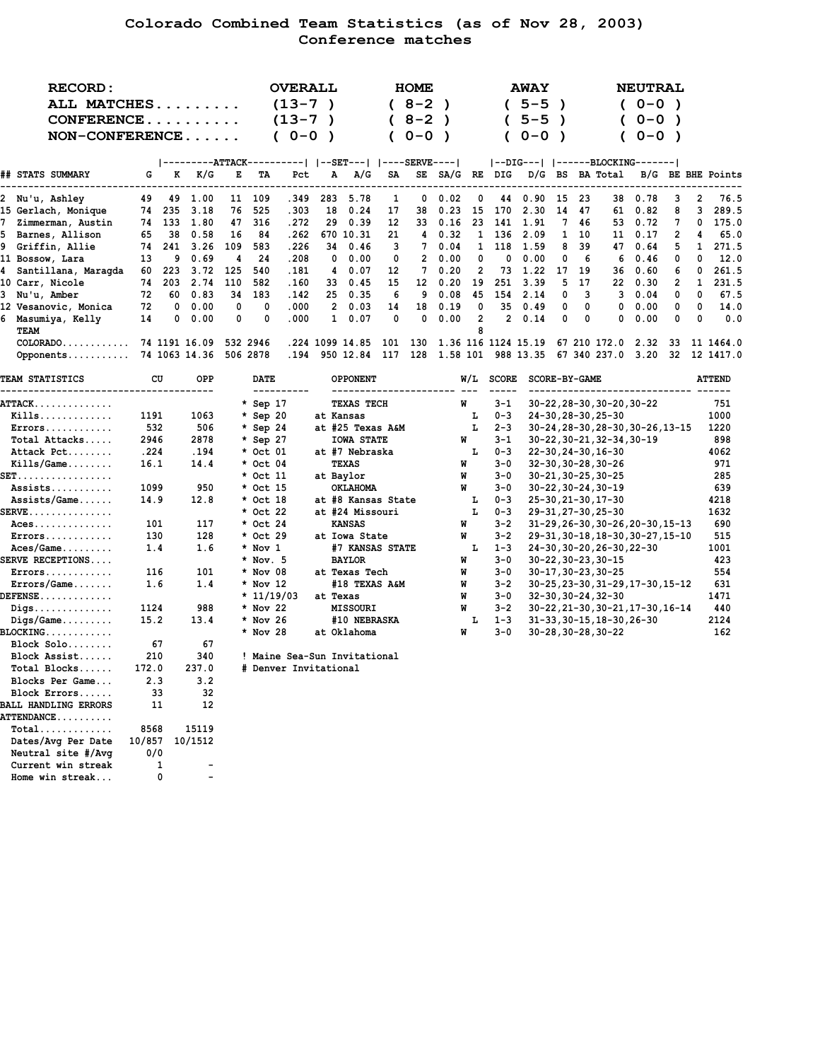# Colorado Combined Team Statistics (as of Nov 28, 2003)
## Conference matches

| RECORD: | OVERALL | HOME | AWAY | NEUTRAL |
|---|---|---|---|---|
| ALL MATCHES......... | (13-7 ) | ( 8-2 ) | ( 5-5 ) | ( 0-0 ) |
| CONFERENCE.......... | (13-7 ) | ( 8-2 ) | ( 5-5 ) | ( 0-0 ) |
| NON-CONFERENCE...... | ( 0-0 ) | ( 0-0 ) | ( 0-0 ) | ( 0-0 ) |

| ## STATS SUMMARY | G | K | K/G | E | TA | Pct | A | A/G | SA | SE | SA/G | RE | DIG | D/G | BS | BA | Total | B/G | BE | BHE | Points |
|---|---|---|---|---|---|---|---|---|---|---|---|---|---|---|---|---|---|---|---|---|---|
| | ATTACK | | | | | | SET | | SERVE | | | | DIG | | BLOCKING | | | | | | |
| 2 Nu'u, Ashley | 49 | 49 | 1.00 | 11 | 109 | .349 | 283 | 5.78 | 1 | 0 | 0.02 | 0 | 44 | 0.90 | 15 | 23 | 38 | 0.78 | 3 | 2 | 76.5 |
| 15 Gerlach, Monique | 74 | 235 | 3.18 | 76 | 525 | .303 | 18 | 0.24 | 17 | 38 | 0.23 | 15 | 170 | 2.30 | 14 | 47 | 61 | 0.82 | 8 | 3 | 289.5 |
| 7 Zimmerman, Austin | 74 | 133 | 1.80 | 47 | 316 | .272 | 29 | 0.39 | 12 | 33 | 0.16 | 23 | 141 | 1.91 | 7 | 46 | 53 | 0.72 | 7 | 0 | 175.0 |
| 5 Barnes, Allison | 65 | 38 | 0.58 | 16 | 84 | .262 | 670 | 10.31 | 21 | 4 | 0.32 | 1 | 136 | 2.09 | 1 | 10 | 11 | 0.17 | 2 | 4 | 65.0 |
| 9 Griffin, Allie | 74 | 241 | 3.26 | 109 | 583 | .226 | 34 | 0.46 | 3 | 7 | 0.04 | 1 | 118 | 1.59 | 8 | 39 | 47 | 0.64 | 5 | 1 | 271.5 |
| 11 Bossow, Lara | 13 | 9 | 0.69 | 4 | 24 | .208 | 0 | 0.00 | 0 | 2 | 0.00 | 0 | 0 | 0.00 | 0 | 6 | 6 | 0.46 | 0 | 0 | 12.0 |
| 4 Santillana, Maragda | 60 | 223 | 3.72 | 125 | 540 | .181 | 4 | 0.07 | 12 | 7 | 0.20 | 2 | 73 | 1.22 | 17 | 19 | 36 | 0.60 | 6 | 0 | 261.5 |
| 10 Carr, Nicole | 74 | 203 | 2.74 | 110 | 582 | .160 | 33 | 0.45 | 15 | 12 | 0.20 | 19 | 251 | 3.39 | 5 | 17 | 22 | 0.30 | 2 | 1 | 231.5 |
| 3 Nu'u, Amber | 72 | 60 | 0.83 | 34 | 183 | .142 | 25 | 0.35 | 6 | 9 | 0.08 | 45 | 154 | 2.14 | 0 | 3 | 3 | 0.04 | 0 | 0 | 67.5 |
| 12 Vesanovic, Monica | 72 | 0 | 0.00 | 0 | 0 | .000 | 2 | 0.03 | 14 | 18 | 0.19 | 0 | 35 | 0.49 | 0 | 0 | 0 | 0.00 | 0 | 0 | 14.0 |
| 6 Masumiya, Kelly | 14 | 0 | 0.00 | 0 | 0 | .000 | 1 | 0.07 | 0 | 0 | 0.00 | 2 | 2 | 0.14 | 0 | 0 | 0 | 0.00 | 0 | 0 | 0.0 |
| TEAM | | | | | | | | | | | | 8 | | | | | | | | | |
| COLORADO........... | 74 | 1191 | 16.09 | 532 | 2946 | .224 | 1099 | 14.85 | 101 | 130 | 1.36 | 116 | 1124 | 15.19 | 67 | 210 | 172.0 | 2.32 | 33 | 11 | 1464.0 |
| Opponents.......... | 74 | 1063 | 14.36 | 506 | 2878 | .194 | 950 | 12.84 | 117 | 128 | 1.58 | 101 | 988 | 13.35 | 67 | 340 | 237.0 | 3.20 | 32 | 12 | 1417.0 |

| TEAM STATISTICS | CU | OPP |
|---|---|---|
| ATTACK............. | | |
| Kills............. | 1191 | 1063 |
| Errors............ | 532 | 506 |
| Total Attacks..... | 2946 | 2878 |
| Attack Pct........ | .224 | .194 |
| Kills/Game........ | 16.1 | 14.4 |
| SET................ | | |
| Assists........... | 1099 | 950 |
| Assists/Game...... | 14.9 | 12.8 |
| SERVE.............. | | |
| Aces.............. | 101 | 117 |
| Errors............ | 130 | 128 |
| Aces/Game......... | 1.4 | 1.6 |
| SERVE RECEPTIONS.... | | |
| Errors............ | 116 | 101 |
| Errors/Game....... | 1.6 | 1.4 |
| DEFENSE............ | | |
| Digs.............. | 1124 | 988 |
| Digs/Game......... | 15.2 | 13.4 |
| BLOCKING........... | | |
| Block Solo........ | 67 | 67 |
| Block Assist...... | 210 | 340 |
| Total Blocks...... | 172.0 | 237.0 |
| Blocks Per Game... | 2.3 | 3.2 |
| Block Errors...... | 33 | 32 |
| BALL HANDLING ERRORS | 11 | 12 |
| ATTENDANCE......... | | |
| Total............. | 8568 | 15119 |
| Dates/Avg Per Date | 10/857 | 10/1512 |
| Neutral site #/Avg | 0/0 | |
| Current win streak | 1 | - |
| Home win streak... | 0 | - |

| DATE | OPPONENT | W/L | SCORE | SCORE-BY-GAME | ATTEND |
|---|---|---|---|---|---|
| * Sep 17 | TEXAS TECH | W | 3-1 | 30-22,28-30,30-20,30-22 | 751 |
| * Sep 20 | at Kansas | L | 0-3 | 24-30,28-30,25-30 | 1000 |
| * Sep 24 | at #25 Texas A&M | L | 2-3 | 30-24,28-30,28-30,30-26,13-15 | 1220 |
| * Sep 27 | IOWA STATE | W | 3-1 | 30-22,30-21,32-34,30-19 | 898 |
| * Oct 01 | at #7 Nebraska | L | 0-3 | 22-30,24-30,16-30 | 4062 |
| * Oct 04 | TEXAS | W | 3-0 | 32-30,30-28,30-26 | 971 |
| * Oct 11 | at Baylor | W | 3-0 | 30-21,30-25,30-25 | 285 |
| * Oct 15 | OKLAHOMA | W | 3-0 | 30-22,30-24,30-19 | 639 |
| * Oct 18 | at #8 Kansas State | L | 0-3 | 25-30,21-30,17-30 | 4218 |
| * Oct 22 | at #24 Missouri | L | 0-3 | 29-31,27-30,25-30 | 1632 |
| * Oct 24 | KANSAS | W | 3-2 | 31-29,26-30,30-26,20-30,15-13 | 690 |
| * Oct 29 | at Iowa State | W | 3-2 | 29-31,30-18,18-30,30-27,15-10 | 515 |
| * Nov 1 | #7 KANSAS STATE | L | 1-3 | 24-30,30-20,26-30,22-30 | 1001 |
| * Nov. 5 | BAYLOR | W | 3-0 | 30-22,30-23,30-15 | 423 |
| * Nov 08 | at Texas Tech | W | 3-0 | 30-17,30-23,30-25 | 554 |
| * Nov 12 | #18 TEXAS A&M | W | 3-2 | 30-25,23-30,31-29,17-30,15-12 | 631 |
| * 11/19/03 | at Texas | W | 3-0 | 32-30,30-24,32-30 | 1471 |
| * Nov 22 | MISSOURI | W | 3-2 | 30-22,21-30,30-21,17-30,16-14 | 440 |
| * Nov 26 | #10 NEBRASKA | L | 1-3 | 31-33,30-15,18-30,26-30 | 2124 |
| * Nov 28 | at Oklahoma | W | 3-0 | 30-28,30-28,30-22 | 162 |

! Maine Sea-Sun Invitational
# Denver Invitational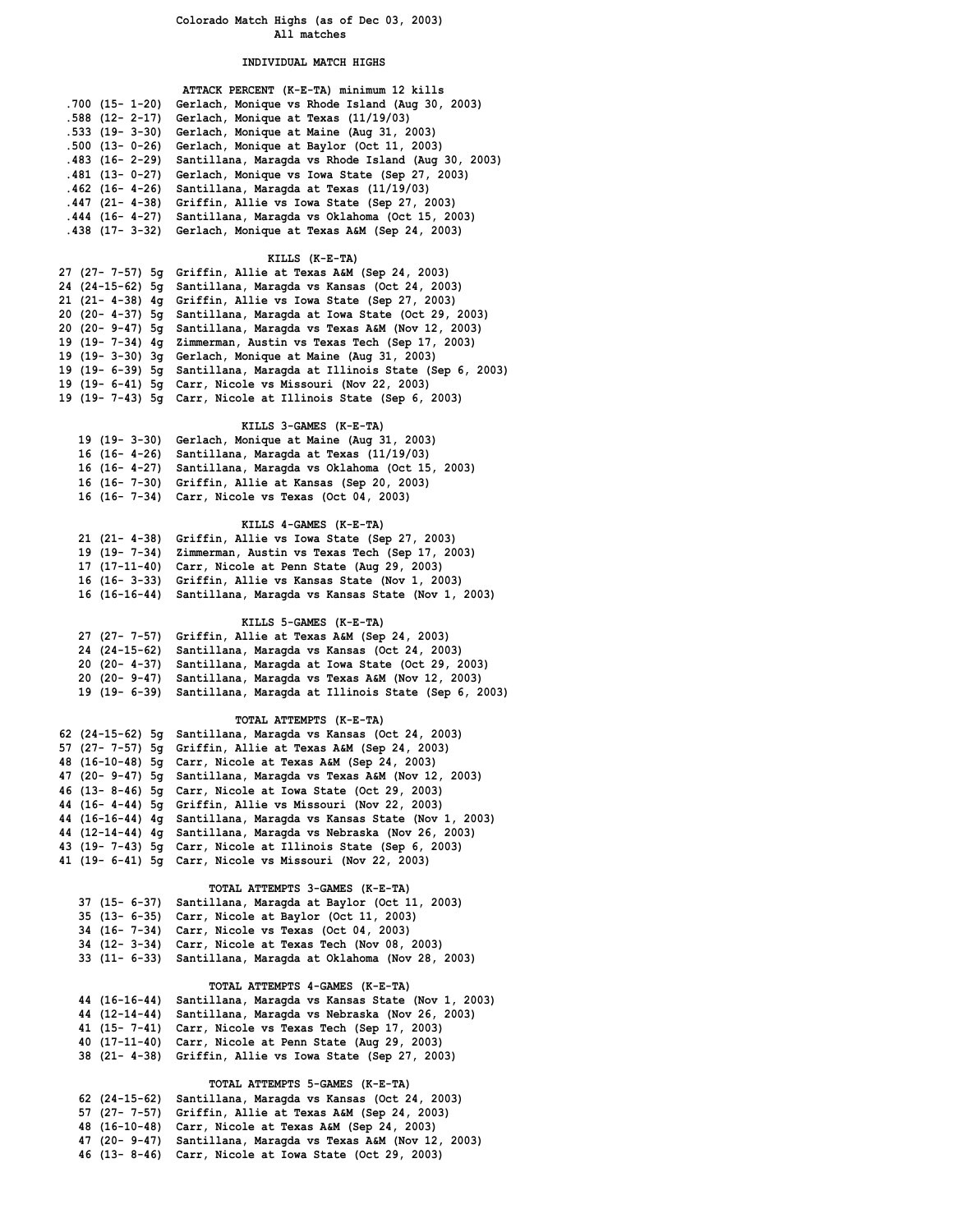# Colorado Match Highs (as of Dec 03, 2003)

All matches

## INDIVIDUAL MATCH HIGHS

### ATTACK PERCENT (K-E-TA) minimum 12 kills

```
.700 (15- 1-20)  Gerlach, Monique vs Rhode Island (Aug 30, 2003)
.588 (12- 2-17)  Gerlach, Monique at Texas (11/19/03)
.533 (19- 3-30)  Gerlach, Monique at Maine (Aug 31, 2003)
.500 (13- 0-26)  Gerlach, Monique at Baylor (Oct 11, 2003)
.483 (16- 2-29)  Santillana, Maragda vs Rhode Island (Aug 30, 2003)
.481 (13- 0-27)  Gerlach, Monique vs Iowa State (Sep 27, 2003)
.462 (16- 4-26)  Santillana, Maragda at Texas (11/19/03)
.447 (21- 4-38)  Griffin, Allie vs Iowa State (Sep 27, 2003)
.444 (16- 4-27)  Santillana, Maragda vs Oklahoma (Oct 15, 2003)
.438 (17- 3-32)  Gerlach, Monique at Texas A&M (Sep 24, 2003)
```

### KILLS (K-E-TA)

```
27 (27- 7-57) 5g  Griffin, Allie at Texas A&M (Sep 24, 2003)
24 (24-15-62) 5g  Santillana, Maragda vs Kansas (Oct 24, 2003)
21 (21- 4-38) 4g  Griffin, Allie vs Iowa State (Sep 27, 2003)
20 (20- 4-37) 5g  Santillana, Maragda at Iowa State (Oct 29, 2003)
20 (20- 9-47) 5g  Santillana, Maragda vs Texas A&M (Nov 12, 2003)
19 (19- 7-34) 4g  Zimmerman, Austin vs Texas Tech (Sep 17, 2003)
19 (19- 3-30) 3g  Gerlach, Monique at Maine (Aug 31, 2003)
19 (19- 6-39) 5g  Santillana, Maragda at Illinois State (Sep 6, 2003)
19 (19- 6-41) 5g  Carr, Nicole vs Missouri (Nov 22, 2003)
19 (19- 7-43) 5g  Carr, Nicole at Illinois State (Sep 6, 2003)
```

### KILLS 3-GAMES (K-E-TA)

```
19 (19- 3-30)  Gerlach, Monique at Maine (Aug 31, 2003)
16 (16- 4-26)  Santillana, Maragda at Texas (11/19/03)
16 (16- 4-27)  Santillana, Maragda vs Oklahoma (Oct 15, 2003)
16 (16- 7-30)  Griffin, Allie at Kansas (Sep 20, 2003)
16 (16- 7-34)  Carr, Nicole vs Texas (Oct 04, 2003)
```

### KILLS 4-GAMES (K-E-TA)

```
21 (21- 4-38)  Griffin, Allie vs Iowa State (Sep 27, 2003)
19 (19- 7-34)  Zimmerman, Austin vs Texas Tech (Sep 17, 2003)
17 (17-11-40)  Carr, Nicole at Penn State (Aug 29, 2003)
16 (16- 3-33)  Griffin, Allie vs Kansas State (Nov 1, 2003)
16 (16-16-44)  Santillana, Maragda vs Kansas State (Nov 1, 2003)
```

### KILLS 5-GAMES (K-E-TA)

```
27 (27- 7-57)  Griffin, Allie at Texas A&M (Sep 24, 2003)
24 (24-15-62)  Santillana, Maragda vs Kansas (Oct 24, 2003)
20 (20- 4-37)  Santillana, Maragda at Iowa State (Oct 29, 2003)
20 (20- 9-47)  Santillana, Maragda vs Texas A&M (Nov 12, 2003)
19 (19- 6-39)  Santillana, Maragda at Illinois State (Sep 6, 2003)
```

### TOTAL ATTEMPTS (K-E-TA)

```
62 (24-15-62) 5g  Santillana, Maragda vs Kansas (Oct 24, 2003)
57 (27- 7-57) 5g  Griffin, Allie at Texas A&M (Sep 24, 2003)
48 (16-10-48) 5g  Carr, Nicole at Texas A&M (Sep 24, 2003)
47 (20- 9-47) 5g  Santillana, Maragda vs Texas A&M (Nov 12, 2003)
46 (13- 8-46) 5g  Carr, Nicole at Iowa State (Oct 29, 2003)
44 (16- 4-44) 5g  Griffin, Allie vs Missouri (Nov 22, 2003)
44 (16-16-44) 4g  Santillana, Maragda vs Kansas State (Nov 1, 2003)
44 (12-14-44) 4g  Santillana, Maragda vs Nebraska (Nov 26, 2003)
43 (19- 7-43) 5g  Carr, Nicole at Illinois State (Sep 6, 2003)
41 (19- 6-41) 5g  Carr, Nicole vs Missouri (Nov 22, 2003)
```

### TOTAL ATTEMPTS 3-GAMES (K-E-TA)

```
37 (15- 6-37)  Santillana, Maragda at Baylor (Oct 11, 2003)
35 (13- 6-35)  Carr, Nicole at Baylor (Oct 11, 2003)
34 (16- 7-34)  Carr, Nicole vs Texas (Oct 04, 2003)
34 (12- 3-34)  Carr, Nicole at Texas Tech (Nov 08, 2003)
33 (11- 6-33)  Santillana, Maragda at Oklahoma (Nov 28, 2003)
```

### TOTAL ATTEMPTS 4-GAMES (K-E-TA)

```
44 (16-16-44)  Santillana, Maragda vs Kansas State (Nov 1, 2003)
44 (12-14-44)  Santillana, Maragda vs Nebraska (Nov 26, 2003)
41 (15- 7-41)  Carr, Nicole vs Texas Tech (Sep 17, 2003)
40 (17-11-40)  Carr, Nicole at Penn State (Aug 29, 2003)
38 (21- 4-38)  Griffin, Allie vs Iowa State (Sep 27, 2003)
```

### TOTAL ATTEMPTS 5-GAMES (K-E-TA)

```
62 (24-15-62)  Santillana, Maragda vs Kansas (Oct 24, 2003)
57 (27- 7-57)  Griffin, Allie at Texas A&M (Sep 24, 2003)
48 (16-10-48)  Carr, Nicole at Texas A&M (Sep 24, 2003)
47 (20- 9-47)  Santillana, Maragda vs Texas A&M (Nov 12, 2003)
46 (13- 8-46)  Carr, Nicole at Iowa State (Oct 29, 2003)
```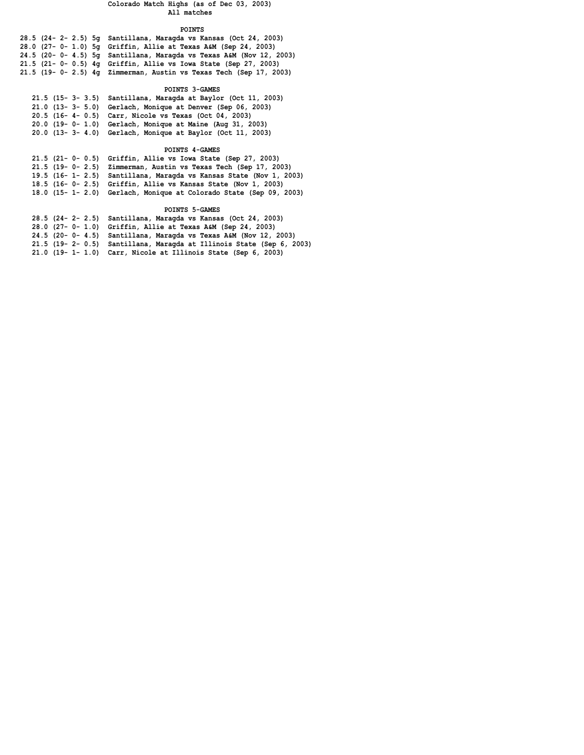**Colorado Match Highs (as of Dec 03, 2003)**
**All matches**

### POINTS

```
28.5 (24- 2- 2.5) 5g  Santillana, Maragda vs Kansas (Oct 24, 2003)
28.0 (27- 0- 1.0) 5g  Griffin, Allie at Texas A&M (Sep 24, 2003)
24.5 (20- 0- 4.5) 5g  Santillana, Maragda vs Texas A&M (Nov 12, 2003)
21.5 (21- 0- 0.5) 4g  Griffin, Allie vs Iowa State (Sep 27, 2003)
21.5 (19- 0- 2.5) 4g  Zimmerman, Austin vs Texas Tech (Sep 17, 2003)
```

### POINTS 3-GAMES

```
21.5 (15- 3- 3.5)  Santillana, Maragda at Baylor (Oct 11, 2003)
21.0 (13- 3- 5.0)  Gerlach, Monique at Denver (Sep 06, 2003)
20.5 (16- 4- 0.5)  Carr, Nicole vs Texas (Oct 04, 2003)
20.0 (19- 0- 1.0)  Gerlach, Monique at Maine (Aug 31, 2003)
20.0 (13- 3- 4.0)  Gerlach, Monique at Baylor (Oct 11, 2003)
```

### POINTS 4-GAMES

```
21.5 (21- 0- 0.5)  Griffin, Allie vs Iowa State (Sep 27, 2003)
21.5 (19- 0- 2.5)  Zimmerman, Austin vs Texas Tech (Sep 17, 2003)
19.5 (16- 1- 2.5)  Santillana, Maragda vs Kansas State (Nov 1, 2003)
18.5 (16- 0- 2.5)  Griffin, Allie vs Kansas State (Nov 1, 2003)
18.0 (15- 1- 2.0)  Gerlach, Monique at Colorado State (Sep 09, 2003)
```

### POINTS 5-GAMES

```
28.5 (24- 2- 2.5)  Santillana, Maragda vs Kansas (Oct 24, 2003)
28.0 (27- 0- 1.0)  Griffin, Allie at Texas A&M (Sep 24, 2003)
24.5 (20- 0- 4.5)  Santillana, Maragda vs Texas A&M (Nov 12, 2003)
21.5 (19- 2- 0.5)  Santillana, Maragda at Illinois State (Sep 6, 2003)
21.0 (19- 1- 1.0)  Carr, Nicole at Illinois State (Sep 6, 2003)
```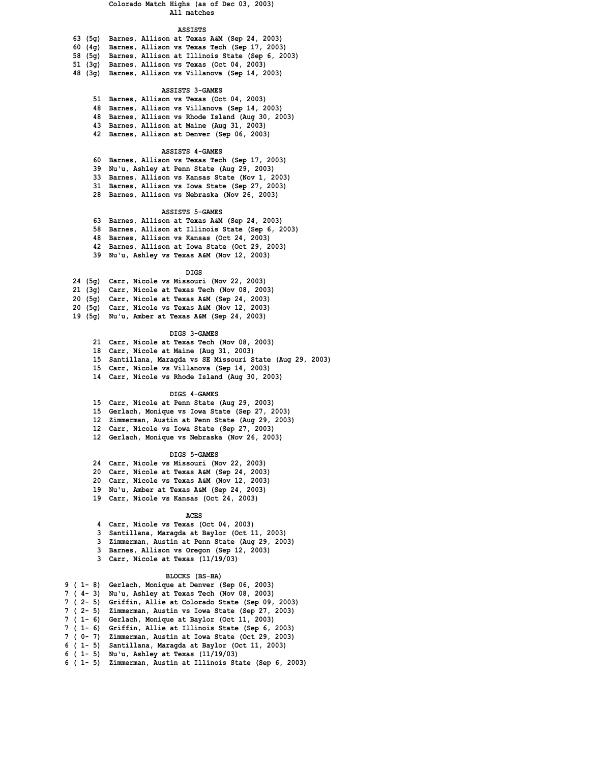# Colorado Match Highs (as of Dec 03, 2003)

All matches

## ASSISTS

| | |
|---|---|
| 63 (5g) | Barnes, Allison at Texas A&M (Sep 24, 2003) |
| 60 (4g) | Barnes, Allison vs Texas Tech (Sep 17, 2003) |
| 58 (5g) | Barnes, Allison at Illinois State (Sep 6, 2003) |
| 51 (3g) | Barnes, Allison vs Texas (Oct 04, 2003) |
| 48 (3g) | Barnes, Allison vs Villanova (Sep 14, 2003) |

## ASSISTS 3-GAMES

| | |
|---|---|
| 51 | Barnes, Allison vs Texas (Oct 04, 2003) |
| 48 | Barnes, Allison vs Villanova (Sep 14, 2003) |
| 48 | Barnes, Allison vs Rhode Island (Aug 30, 2003) |
| 43 | Barnes, Allison at Maine (Aug 31, 2003) |
| 42 | Barnes, Allison at Denver (Sep 06, 2003) |

## ASSISTS 4-GAMES

| | |
|---|---|
| 60 | Barnes, Allison vs Texas Tech (Sep 17, 2003) |
| 39 | Nu'u, Ashley at Penn State (Aug 29, 2003) |
| 33 | Barnes, Allison vs Kansas State (Nov 1, 2003) |
| 31 | Barnes, Allison vs Iowa State (Sep 27, 2003) |
| 28 | Barnes, Allison vs Nebraska (Nov 26, 2003) |

## ASSISTS 5-GAMES

| | |
|---|---|
| 63 | Barnes, Allison at Texas A&M (Sep 24, 2003) |
| 58 | Barnes, Allison at Illinois State (Sep 6, 2003) |
| 48 | Barnes, Allison vs Kansas (Oct 24, 2003) |
| 42 | Barnes, Allison at Iowa State (Oct 29, 2003) |
| 39 | Nu'u, Ashley vs Texas A&M (Nov 12, 2003) |

## DIGS

| | |
|---|---|
| 24 (5g) | Carr, Nicole vs Missouri (Nov 22, 2003) |
| 21 (3g) | Carr, Nicole at Texas Tech (Nov 08, 2003) |
| 20 (5g) | Carr, Nicole at Texas A&M (Sep 24, 2003) |
| 20 (5g) | Carr, Nicole vs Texas A&M (Nov 12, 2003) |
| 19 (5g) | Nu'u, Amber at Texas A&M (Sep 24, 2003) |

## DIGS 3-GAMES

| | |
|---|---|
| 21 | Carr, Nicole at Texas Tech (Nov 08, 2003) |
| 18 | Carr, Nicole at Maine (Aug 31, 2003) |
| 15 | Santillana, Maragda vs SE Missouri State (Aug 29, 2003) |
| 15 | Carr, Nicole vs Villanova (Sep 14, 2003) |
| 14 | Carr, Nicole vs Rhode Island (Aug 30, 2003) |

## DIGS 4-GAMES

| | |
|---|---|
| 15 | Carr, Nicole at Penn State (Aug 29, 2003) |
| 15 | Gerlach, Monique vs Iowa State (Sep 27, 2003) |
| 12 | Zimmerman, Austin at Penn State (Aug 29, 2003) |
| 12 | Carr, Nicole vs Iowa State (Sep 27, 2003) |
| 12 | Gerlach, Monique vs Nebraska (Nov 26, 2003) |

## DIGS 5-GAMES

| | |
|---|---|
| 24 | Carr, Nicole vs Missouri (Nov 22, 2003) |
| 20 | Carr, Nicole at Texas A&M (Sep 24, 2003) |
| 20 | Carr, Nicole vs Texas A&M (Nov 12, 2003) |
| 19 | Nu'u, Amber at Texas A&M (Sep 24, 2003) |
| 19 | Carr, Nicole vs Kansas (Oct 24, 2003) |

## ACES

| | |
|---|---|
| 4 | Carr, Nicole vs Texas (Oct 04, 2003) |
| 3 | Santillana, Maragda at Baylor (Oct 11, 2003) |
| 3 | Zimmerman, Austin at Penn State (Aug 29, 2003) |
| 3 | Barnes, Allison vs Oregon (Sep 12, 2003) |
| 3 | Carr, Nicole at Texas (11/19/03) |

## BLOCKS (BS-BA)

| | |
|---|---|
| 9 ( 1- 8) | Gerlach, Monique at Denver (Sep 06, 2003) |
| 7 ( 4- 3) | Nu'u, Ashley at Texas Tech (Nov 08, 2003) |
| 7 ( 2- 5) | Griffin, Allie at Colorado State (Sep 09, 2003) |
| 7 ( 2- 5) | Zimmerman, Austin vs Iowa State (Sep 27, 2003) |
| 7 ( 1- 6) | Gerlach, Monique at Baylor (Oct 11, 2003) |
| 7 ( 1- 6) | Griffin, Allie at Illinois State (Sep 6, 2003) |
| 7 ( 0- 7) | Zimmerman, Austin at Iowa State (Oct 29, 2003) |
| 6 ( 1- 5) | Santillana, Maragda at Baylor (Oct 11, 2003) |
| 6 ( 1- 5) | Nu'u, Ashley at Texas (11/19/03) |
| 6 ( 1- 5) | Zimmerman, Austin at Illinois State (Sep 6, 2003) |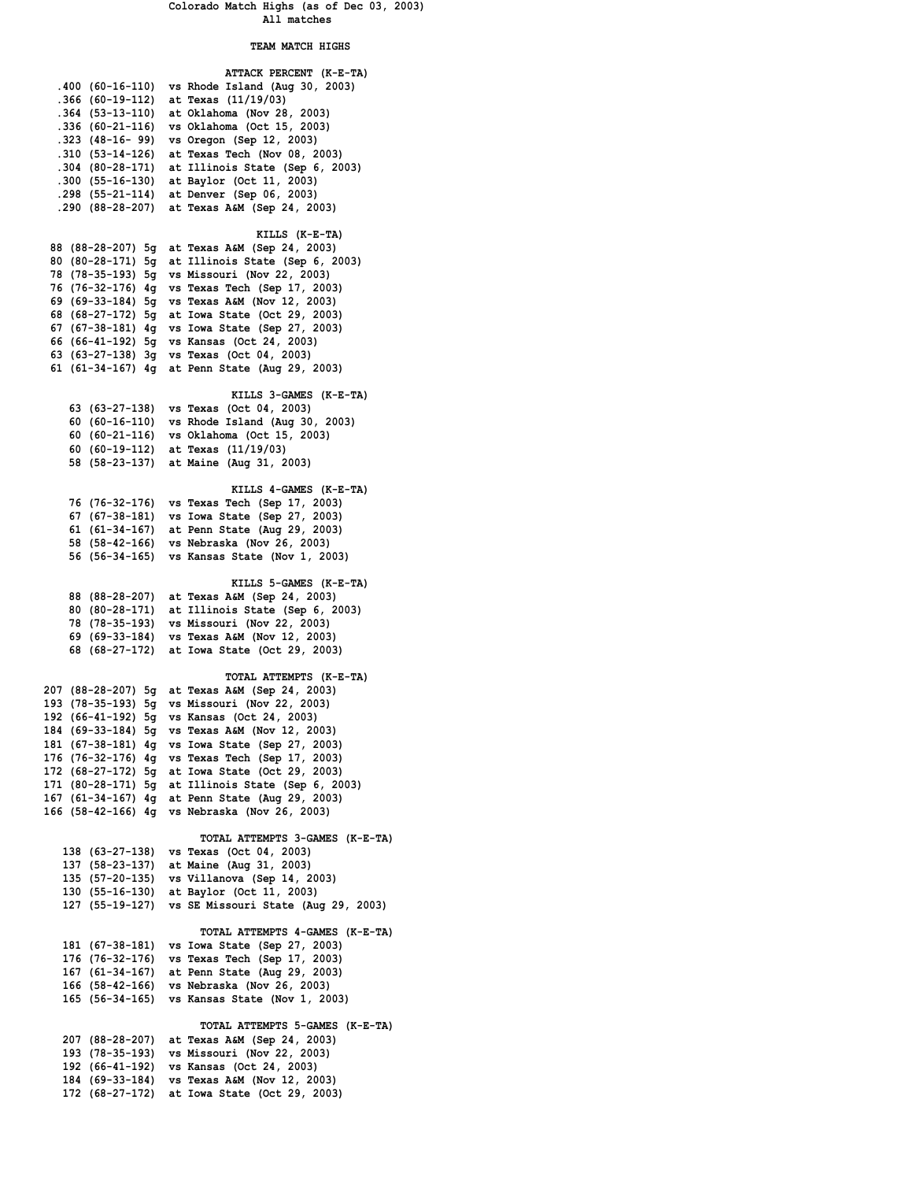# Colorado Match Highs (as of Dec 03, 2003)

All matches

## TEAM MATCH HIGHS

### ATTACK PERCENT (K-E-TA)

```
 .400 (60-16-110)  vs Rhode Island (Aug 30, 2003)
 .366 (60-19-112)  at Texas (11/19/03)
 .364 (53-13-110)  at Oklahoma (Nov 28, 2003)
 .336 (60-21-116)  vs Oklahoma (Oct 15, 2003)
 .323 (48-16- 99)  vs Oregon (Sep 12, 2003)
 .310 (53-14-126)  at Texas Tech (Nov 08, 2003)
 .304 (80-28-171)  at Illinois State (Sep 6, 2003)
 .300 (55-16-130)  at Baylor (Oct 11, 2003)
 .298 (55-21-114)  at Denver (Sep 06, 2003)
 .290 (88-28-207)  at Texas A&M (Sep 24, 2003)
```

### KILLS (K-E-TA)

```
 88 (88-28-207) 5g  at Texas A&M (Sep 24, 2003)
 80 (80-28-171) 5g  at Illinois State (Sep 6, 2003)
 78 (78-35-193) 5g  vs Missouri (Nov 22, 2003)
 76 (76-32-176) 4g  vs Texas Tech (Sep 17, 2003)
 69 (69-33-184) 5g  vs Texas A&M (Nov 12, 2003)
 68 (68-27-172) 5g  at Iowa State (Oct 29, 2003)
 67 (67-38-181) 4g  vs Iowa State (Sep 27, 2003)
 66 (66-41-192) 5g  vs Kansas (Oct 24, 2003)
 63 (63-27-138) 3g  vs Texas (Oct 04, 2003)
 61 (61-34-167) 4g  at Penn State (Aug 29, 2003)
```

### KILLS 3-GAMES (K-E-TA)

```
 63 (63-27-138)  vs Texas (Oct 04, 2003)
 60 (60-16-110)  vs Rhode Island (Aug 30, 2003)
 60 (60-21-116)  vs Oklahoma (Oct 15, 2003)
 60 (60-19-112)  at Texas (11/19/03)
 58 (58-23-137)  at Maine (Aug 31, 2003)
```

### KILLS 4-GAMES (K-E-TA)

```
 76 (76-32-176)  vs Texas Tech (Sep 17, 2003)
 67 (67-38-181)  vs Iowa State (Sep 27, 2003)
 61 (61-34-167)  at Penn State (Aug 29, 2003)
 58 (58-42-166)  vs Nebraska (Nov 26, 2003)
 56 (56-34-165)  vs Kansas State (Nov 1, 2003)
```

### KILLS 5-GAMES (K-E-TA)

```
 88 (88-28-207)  at Texas A&M (Sep 24, 2003)
 80 (80-28-171)  at Illinois State (Sep 6, 2003)
 78 (78-35-193)  vs Missouri (Nov 22, 2003)
 69 (69-33-184)  vs Texas A&M (Nov 12, 2003)
 68 (68-27-172)  at Iowa State (Oct 29, 2003)
```

### TOTAL ATTEMPTS (K-E-TA)

```
207 (88-28-207) 5g  at Texas A&M (Sep 24, 2003)
193 (78-35-193) 5g  vs Missouri (Nov 22, 2003)
192 (66-41-192) 5g  vs Kansas (Oct 24, 2003)
184 (69-33-184) 5g  vs Texas A&M (Nov 12, 2003)
181 (67-38-181) 4g  vs Iowa State (Sep 27, 2003)
176 (76-32-176) 4g  vs Texas Tech (Sep 17, 2003)
172 (68-27-172) 5g  at Iowa State (Oct 29, 2003)
171 (80-28-171) 5g  at Illinois State (Sep 6, 2003)
167 (61-34-167) 4g  at Penn State (Aug 29, 2003)
166 (58-42-166) 4g  vs Nebraska (Nov 26, 2003)
```

### TOTAL ATTEMPTS 3-GAMES (K-E-TA)

```
 138 (63-27-138)  vs Texas (Oct 04, 2003)
 137 (58-23-137)  at Maine (Aug 31, 2003)
 135 (57-20-135)  vs Villanova (Sep 14, 2003)
 130 (55-16-130)  at Baylor (Oct 11, 2003)
 127 (55-19-127)  vs SE Missouri State (Aug 29, 2003)
```

### TOTAL ATTEMPTS 4-GAMES (K-E-TA)

```
 181 (67-38-181)  vs Iowa State (Sep 27, 2003)
 176 (76-32-176)  vs Texas Tech (Sep 17, 2003)
 167 (61-34-167)  at Penn State (Aug 29, 2003)
 166 (58-42-166)  vs Nebraska (Nov 26, 2003)
 165 (56-34-165)  vs Kansas State (Nov 1, 2003)
```

### TOTAL ATTEMPTS 5-GAMES (K-E-TA)

```
 207 (88-28-207)  at Texas A&M (Sep 24, 2003)
 193 (78-35-193)  vs Missouri (Nov 22, 2003)
 192 (66-41-192)  vs Kansas (Oct 24, 2003)
 184 (69-33-184)  vs Texas A&M (Nov 12, 2003)
 172 (68-27-172)  at Iowa State (Oct 29, 2003)
```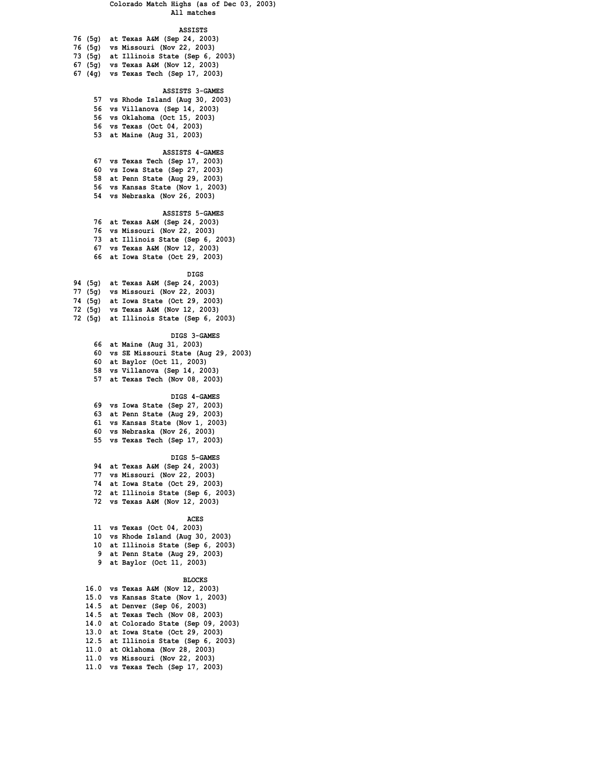# Colorado Match Highs (as of Dec 03, 2003)

All matches

## ASSISTS

| | |
|---|---|
| 76 (5g) | at Texas A&M (Sep 24, 2003) |
| 76 (5g) | vs Missouri (Nov 22, 2003) |
| 73 (5g) | at Illinois State (Sep 6, 2003) |
| 67 (5g) | vs Texas A&M (Nov 12, 2003) |
| 67 (4g) | vs Texas Tech (Sep 17, 2003) |

## ASSISTS 3-GAMES

| | |
|---|---|
| 57 | vs Rhode Island (Aug 30, 2003) |
| 56 | vs Villanova (Sep 14, 2003) |
| 56 | vs Oklahoma (Oct 15, 2003) |
| 56 | vs Texas (Oct 04, 2003) |
| 53 | at Maine (Aug 31, 2003) |

## ASSISTS 4-GAMES

| | |
|---|---|
| 67 | vs Texas Tech (Sep 17, 2003) |
| 60 | vs Iowa State (Sep 27, 2003) |
| 58 | at Penn State (Aug 29, 2003) |
| 56 | vs Kansas State (Nov 1, 2003) |
| 54 | vs Nebraska (Nov 26, 2003) |

## ASSISTS 5-GAMES

| | |
|---|---|
| 76 | at Texas A&M (Sep 24, 2003) |
| 76 | vs Missouri (Nov 22, 2003) |
| 73 | at Illinois State (Sep 6, 2003) |
| 67 | vs Texas A&M (Nov 12, 2003) |
| 66 | at Iowa State (Oct 29, 2003) |

## DIGS

| | |
|---|---|
| 94 (5g) | at Texas A&M (Sep 24, 2003) |
| 77 (5g) | vs Missouri (Nov 22, 2003) |
| 74 (5g) | at Iowa State (Oct 29, 2003) |
| 72 (5g) | vs Texas A&M (Nov 12, 2003) |
| 72 (5g) | at Illinois State (Sep 6, 2003) |

## DIGS 3-GAMES

| | |
|---|---|
| 66 | at Maine (Aug 31, 2003) |
| 60 | vs SE Missouri State (Aug 29, 2003) |
| 60 | at Baylor (Oct 11, 2003) |
| 58 | vs Villanova (Sep 14, 2003) |
| 57 | at Texas Tech (Nov 08, 2003) |

## DIGS 4-GAMES

| | |
|---|---|
| 69 | vs Iowa State (Sep 27, 2003) |
| 63 | at Penn State (Aug 29, 2003) |
| 61 | vs Kansas State (Nov 1, 2003) |
| 60 | vs Nebraska (Nov 26, 2003) |
| 55 | vs Texas Tech (Sep 17, 2003) |

## DIGS 5-GAMES

| | |
|---|---|
| 94 | at Texas A&M (Sep 24, 2003) |
| 77 | vs Missouri (Nov 22, 2003) |
| 74 | at Iowa State (Oct 29, 2003) |
| 72 | at Illinois State (Sep 6, 2003) |
| 72 | vs Texas A&M (Nov 12, 2003) |

## ACES

| | |
|---|---|
| 11 | vs Texas (Oct 04, 2003) |
| 10 | vs Rhode Island (Aug 30, 2003) |
| 10 | at Illinois State (Sep 6, 2003) |
| 9 | at Penn State (Aug 29, 2003) |
| 9 | at Baylor (Oct 11, 2003) |

## BLOCKS

| | |
|---|---|
| 16.0 | vs Texas A&M (Nov 12, 2003) |
| 15.0 | vs Kansas State (Nov 1, 2003) |
| 14.5 | at Denver (Sep 06, 2003) |
| 14.5 | at Texas Tech (Nov 08, 2003) |
| 14.0 | at Colorado State (Sep 09, 2003) |
| 13.0 | at Iowa State (Oct 29, 2003) |
| 12.5 | at Illinois State (Sep 6, 2003) |
| 11.0 | at Oklahoma (Nov 28, 2003) |
| 11.0 | vs Missouri (Nov 22, 2003) |
| 11.0 | vs Texas Tech (Sep 17, 2003) |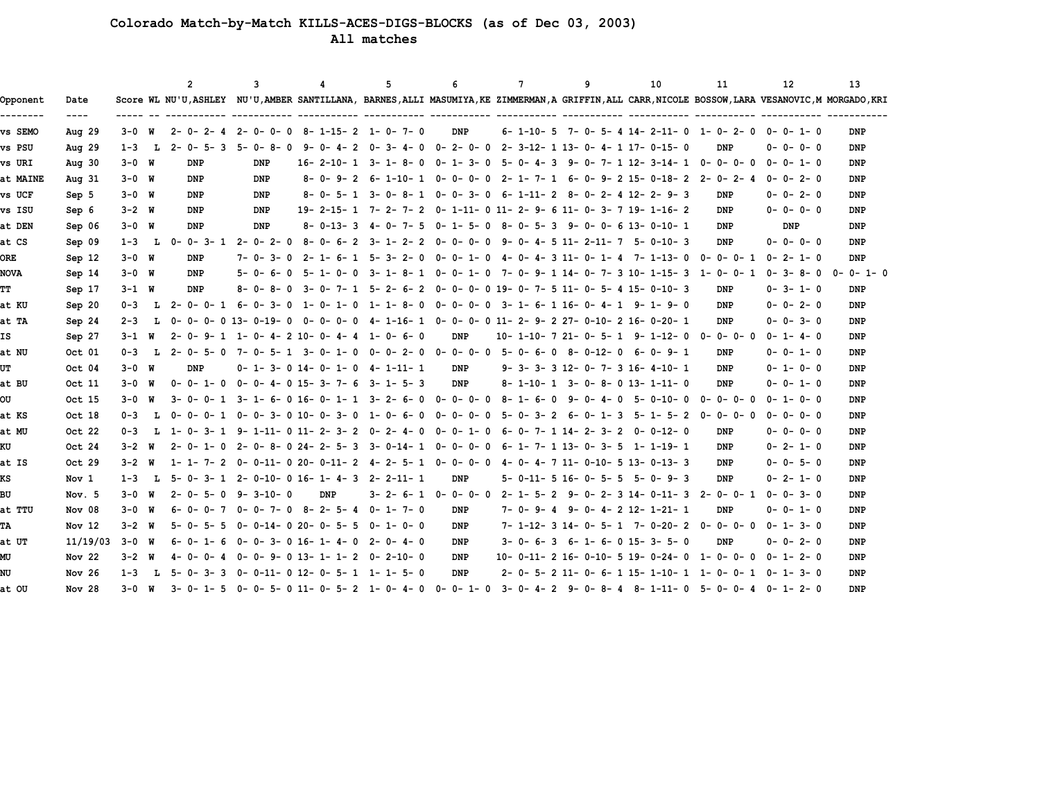# Colorado Match-by-Match KILLS-ACES-DIGS-BLOCKS (as of Dec 03, 2003)

## All matches

| Opponent | Date | Score | WL | 2 NU'U,ASHLEY | 3 NU'U,AMBER | 4 SANTILLANA, | 5 BARNES,ALLI | 6 MASUMIYA,KE | 7 ZIMMERMAN,A | 9 GRIFFIN,ALL | 10 CARR,NICOLE | 11 BOSSOW,LARA | 12 VESANOVIC,M | 13 MORGADO,KRI |
|---|---|---|---|---|---|---|---|---|---|---|---|---|---|---|
| vs SEMO | Aug 29 | 3-0 | W | 2- 0- 2- 4 | 2- 0- 0- 0 | 8- 1-15- 2 | 1- 0- 7- 0 | DNP | 6- 1-10- 5 | 7- 0- 5- 4 | 14- 2-11- 0 | 1- 0- 2- 0 | 0- 0- 1- 0 | DNP |
| vs PSU | Aug 29 | 1-3 | L | 2- 0- 5- 3 | 5- 0- 8- 0 | 9- 0- 4- 2 | 0- 3- 4- 0 | 0- 2- 0- 0 | 2- 3-12- 1 | 13- 0- 4- 1 | 17- 0-15- 0 | DNP | 0- 0- 0- 0 | DNP |
| vs URI | Aug 30 | 3-0 | W | DNP | DNP | 16- 2-10- 1 | 3- 1- 8- 0 | 0- 1- 3- 0 | 5- 0- 4- 3 | 9- 0- 7- 1 | 12- 3-14- 1 | 0- 0- 0- 0 | 0- 0- 1- 0 | DNP |
| at MAINE | Aug 31 | 3-0 | W | DNP | DNP | 8- 0- 9- 2 | 6- 1-10- 1 | 0- 0- 0- 0 | 2- 1- 7- 1 | 6- 0- 9- 2 | 15- 0-18- 2 | 2- 0- 2- 4 | 0- 0- 2- 0 | DNP |
| vs UCF | Sep 5 | 3-0 | W | DNP | DNP | 8- 0- 5- 1 | 3- 0- 8- 1 | 0- 0- 3- 0 | 6- 1-11- 2 | 8- 0- 2- 4 | 12- 2- 9- 3 | DNP | 0- 0- 2- 0 | DNP |
| vs ISU | Sep 6 | 3-2 | W | DNP | DNP | 19- 2-15- 1 | 7- 2- 7- 2 | 0- 1-11- 0 | 11- 2- 9- 6 | 11- 0- 3- 7 | 19- 1-16- 2 | DNP | 0- 0- 0- 0 | DNP |
| at DEN | Sep 06 | 3-0 | W | DNP | DNP | 8- 0-13- 3 | 4- 0- 7- 5 | 0- 1- 5- 0 | 8- 0- 5- 3 | 9- 0- 0- 6 | 13- 0-10- 1 | DNP | DNP | DNP |
| at CS | Sep 09 | 1-3 | L | 0- 0- 3- 1 | 2- 0- 2- 0 | 8- 0- 6- 2 | 3- 1- 2- 2 | 0- 0- 0- 0 | 9- 0- 4- 5 | 11- 2-11- 7 | 5- 0-10- 3 | DNP | 0- 0- 0- 0 | DNP |
| ORE | Sep 12 | 3-0 | W | DNP | 7- 0- 3- 0 | 2- 1- 6- 1 | 5- 3- 2- 0 | 0- 0- 1- 0 | 4- 0- 4- 3 | 11- 0- 1- 4 | 7- 1-13- 0 | 0- 0- 0- 1 | 0- 2- 1- 0 | DNP |
| NOVA | Sep 14 | 3-0 | W | DNP | 5- 0- 6- 0 | 5- 1- 0- 0 | 3- 1- 8- 1 | 0- 0- 1- 0 | 7- 0- 9- 1 | 14- 0- 7- 3 | 10- 1-15- 3 | 1- 0- 0- 1 | 0- 3- 8- 0 | 0- 0- 1- 0 |
| TT | Sep 17 | 3-1 | W | DNP | 8- 0- 8- 0 | 3- 0- 7- 1 | 5- 2- 6- 2 | 0- 0- 0- 0 | 19- 0- 7- 5 | 11- 0- 5- 4 | 15- 0-10- 3 | DNP | 0- 3- 1- 0 | DNP |
| at KU | Sep 20 | 0-3 | L | 2- 0- 0- 1 | 6- 0- 3- 0 | 1- 0- 1- 0 | 1- 1- 8- 0 | 0- 0- 0- 0 | 3- 1- 6- 1 | 16- 0- 4- 1 | 9- 1- 9- 0 | DNP | 0- 0- 2- 0 | DNP |
| at TA | Sep 24 | 2-3 | L | 0- 0- 0- 0 | 13- 0-19- 0 | 0- 0- 0- 0 | 4- 1-16- 1 | 0- 0- 0- 0 | 11- 2- 9- 2 | 27- 0-10- 2 | 16- 0-20- 1 | DNP | 0- 0- 3- 0 | DNP |
| IS | Sep 27 | 3-1 | W | 2- 0- 9- 1 | 1- 0- 4- 2 | 10- 0- 4- 4 | 1- 0- 6- 0 | DNP | 10- 1-10- 7 | 21- 0- 5- 1 | 9- 1-12- 0 | 0- 0- 0- 0 | 0- 1- 4- 0 | DNP |
| at NU | Oct 01 | 0-3 | L | 2- 0- 5- 0 | 7- 0- 5- 1 | 3- 0- 1- 0 | 0- 0- 2- 0 | 0- 0- 0- 0 | 5- 0- 6- 0 | 8- 0-12- 0 | 6- 0- 9- 1 | DNP | 0- 0- 1- 0 | DNP |
| UT | Oct 04 | 3-0 | W | DNP | 0- 1- 3- 0 | 14- 0- 1- 0 | 4- 1-11- 1 | DNP | 9- 3- 3- 3 | 12- 0- 7- 3 | 16- 4-10- 1 | DNP | 0- 1- 0- 0 | DNP |
| at BU | Oct 11 | 3-0 | W | 0- 0- 1- 0 | 0- 0- 4- 0 | 15- 3- 7- 6 | 3- 1- 5- 3 | DNP | 8- 1-10- 1 | 3- 0- 8- 0 | 13- 1-11- 0 | DNP | 0- 0- 1- 0 | DNP |
| OU | Oct 15 | 3-0 | W | 3- 0- 0- 1 | 3- 1- 6- 0 | 16- 0- 1- 1 | 3- 2- 6- 0 | 0- 0- 0- 0 | 8- 1- 6- 0 | 9- 0- 4- 0 | 5- 0-10- 0 | 0- 0- 0- 0 | 0- 1- 0- 0 | DNP |
| at KS | Oct 18 | 0-3 | L | 0- 0- 0- 1 | 0- 0- 3- 0 | 10- 0- 3- 0 | 1- 0- 6- 0 | 0- 0- 0- 0 | 5- 0- 3- 2 | 6- 0- 1- 3 | 5- 1- 5- 2 | 0- 0- 0- 0 | 0- 0- 0- 0 | DNP |
| at MU | Oct 22 | 0-3 | L | 1- 0- 3- 1 | 9- 1-11- 0 | 11- 2- 3- 2 | 0- 2- 4- 0 | 0- 0- 1- 0 | 6- 0- 7- 1 | 14- 2- 3- 2 | 0- 0-12- 0 | DNP | 0- 0- 0- 0 | DNP |
| KU | Oct 24 | 3-2 | W | 2- 0- 1- 0 | 2- 0- 8- 0 | 24- 2- 5- 3 | 3- 0-14- 1 | 0- 0- 0- 0 | 6- 1- 7- 1 | 13- 0- 3- 5 | 1- 1-19- 1 | DNP | 0- 2- 1- 0 | DNP |
| at IS | Oct 29 | 3-2 | W | 1- 1- 7- 2 | 0- 0-11- 0 | 20- 0-11- 2 | 4- 2- 5- 1 | 0- 0- 0- 0 | 4- 0- 4- 7 | 11- 0-10- 5 | 13- 0-13- 3 | DNP | 0- 0- 5- 0 | DNP |
| KS | Nov 1 | 1-3 | L | 5- 0- 3- 1 | 2- 0-10- 0 | 16- 1- 4- 3 | 2- 2-11- 1 | DNP | 5- 0-11- 5 | 16- 0- 5- 5 | 5- 0- 9- 3 | DNP | 0- 2- 1- 0 | DNP |
| BU | Nov. 5 | 3-0 | W | 2- 0- 5- 0 | 9- 3-10- 0 | DNP | 3- 2- 6- 1 | 0- 0- 0- 0 | 2- 1- 5- 2 | 9- 0- 2- 3 | 14- 0-11- 3 | 2- 0- 0- 1 | 0- 0- 3- 0 | DNP |
| at TTU | Nov 08 | 3-0 | W | 6- 0- 0- 7 | 0- 0- 7- 0 | 8- 2- 5- 4 | 0- 1- 7- 0 | DNP | 7- 0- 9- 4 | 9- 0- 4- 2 | 12- 1-21- 1 | DNP | 0- 0- 1- 0 | DNP |
| TA | Nov 12 | 3-2 | W | 5- 0- 5- 5 | 0- 0-14- 0 | 20- 0- 5- 5 | 0- 1- 0- 0 | DNP | 7- 1-12- 3 | 14- 0- 5- 1 | 7- 0-20- 2 | 0- 0- 0- 0 | 0- 1- 3- 0 | DNP |
| at UT | 11/19/03 | 3-0 | W | 6- 0- 1- 6 | 0- 0- 3- 0 | 16- 1- 4- 0 | 2- 0- 4- 0 | DNP | 3- 0- 6- 3 | 6- 1- 6- 0 | 15- 3- 5- 0 | DNP | 0- 0- 2- 0 | DNP |
| MU | Nov 22 | 3-2 | W | 4- 0- 0- 4 | 0- 0- 9- 0 | 13- 1- 1- 2 | 0- 2-10- 0 | DNP | 10- 0-11- 2 | 16- 0-10- 5 | 19- 0-24- 0 | 1- 0- 0- 0 | 0- 1- 2- 0 | DNP |
| NU | Nov 26 | 1-3 | L | 5- 0- 3- 3 | 0- 0-11- 0 | 12- 0- 5- 1 | 1- 1- 5- 0 | DNP | 2- 0- 5- 2 | 11- 0- 6- 1 | 15- 1-10- 1 | 1- 0- 0- 1 | 0- 1- 3- 0 | DNP |
| at OU | Nov 28 | 3-0 | W | 3- 0- 1- 5 | 0- 0- 5- 0 | 11- 0- 5- 2 | 1- 0- 4- 0 | 0- 0- 1- 0 | 3- 0- 4- 2 | 9- 0- 8- 4 | 8- 1-11- 0 | 5- 0- 0- 4 | 0- 1- 2- 0 | DNP |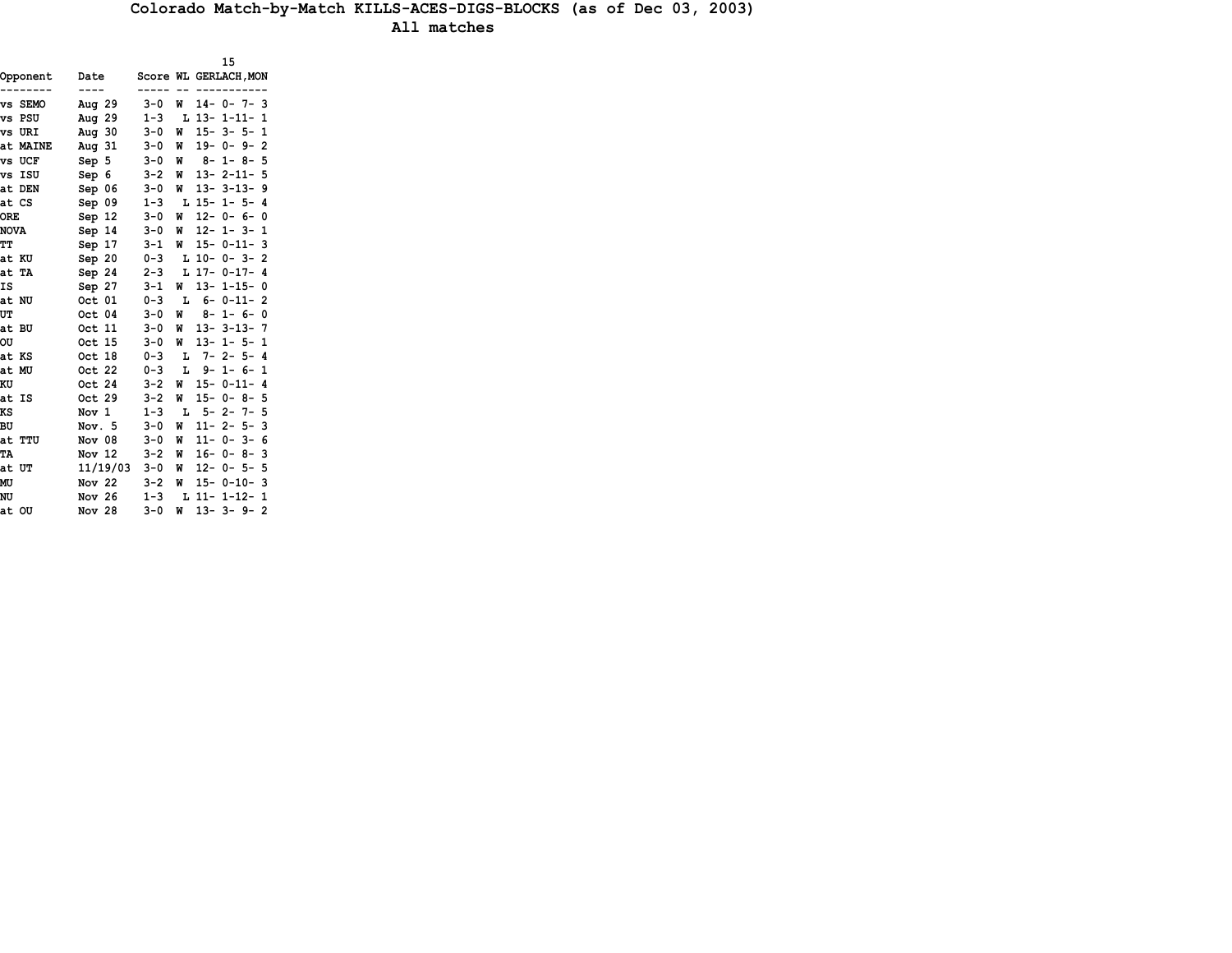# Colorado Match-by-Match KILLS-ACES-DIGS-BLOCKS (as of Dec 03, 2003)

## All matches

| Opponent | Date | Score | WL | 15 GERLACH,MON |
|---|---|---|---|---|
| vs SEMO | Aug 29 | 3-0 | W | 14- 0- 7- 3 |
| vs PSU | Aug 29 | 1-3 | L | 13- 1-11- 1 |
| vs URI | Aug 30 | 3-0 | W | 15- 3- 5- 1 |
| at MAINE | Aug 31 | 3-0 | W | 19- 0- 9- 2 |
| vs UCF | Sep 5 | 3-0 | W | 8- 1- 8- 5 |
| vs ISU | Sep 6 | 3-2 | W | 13- 2-11- 5 |
| at DEN | Sep 06 | 3-0 | W | 13- 3-13- 9 |
| at CS | Sep 09 | 1-3 | L | 15- 1- 5- 4 |
| ORE | Sep 12 | 3-0 | W | 12- 0- 6- 0 |
| NOVA | Sep 14 | 3-0 | W | 12- 1- 3- 1 |
| TT | Sep 17 | 3-1 | W | 15- 0-11- 3 |
| at KU | Sep 20 | 0-3 | L | 10- 0- 3- 2 |
| at TA | Sep 24 | 2-3 | L | 17- 0-17- 4 |
| IS | Sep 27 | 3-1 | W | 13- 1-15- 0 |
| at NU | Oct 01 | 0-3 | L | 6- 0-11- 2 |
| UT | Oct 04 | 3-0 | W | 8- 1- 6- 0 |
| at BU | Oct 11 | 3-0 | W | 13- 3-13- 7 |
| OU | Oct 15 | 3-0 | W | 13- 1- 5- 1 |
| at KS | Oct 18 | 0-3 | L | 7- 2- 5- 4 |
| at MU | Oct 22 | 0-3 | L | 9- 1- 6- 1 |
| KU | Oct 24 | 3-2 | W | 15- 0-11- 4 |
| at IS | Oct 29 | 3-2 | W | 15- 0- 8- 5 |
| KS | Nov 1 | 1-3 | L | 5- 2- 7- 5 |
| BU | Nov. 5 | 3-0 | W | 11- 2- 5- 3 |
| at TTU | Nov 08 | 3-0 | W | 11- 0- 3- 6 |
| TA | Nov 12 | 3-2 | W | 16- 0- 8- 3 |
| at UT | 11/19/03 | 3-0 | W | 12- 0- 5- 5 |
| MU | Nov 22 | 3-2 | W | 15- 0-10- 3 |
| NU | Nov 26 | 1-3 | L | 11- 1-12- 1 |
| at OU | Nov 28 | 3-0 | W | 13- 3- 9- 2 |